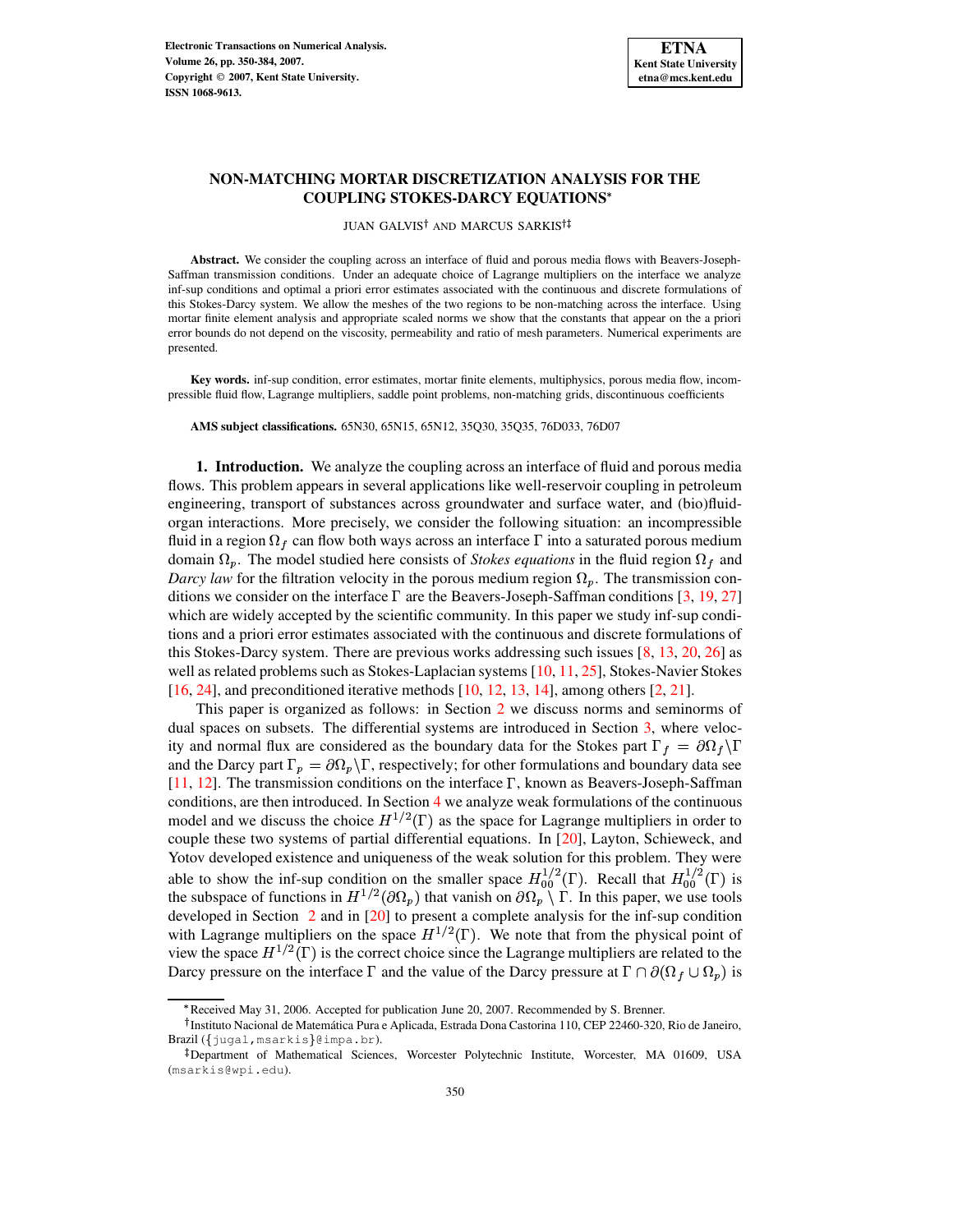# NON-MATCHING MORTAR DISCRETIZATION ANALYSIS FOR THE COUPLING STOKES-DARCY EQUATIONS*

JUAN GALVIS† AND MARCUS SARKIS†‡

**Abstract.** We consider the coupling across an interface of fluid and porous media flows with Beavers-Joseph-Saffman transmission conditions. Under an adequate choice of Lagrange multipliers on the interface we analyze inf-sup conditions and optimal a priori error estimates associated with the continuous and discrete formulations of this Stokes-Darcy system. We allow the meshes of the two regions to be non-matching across the interface. Using mortar finite element analysis and appropriate scaled norms we show that the constants that appear on the a priori error bounds do not depend on the viscosity, permeability and ratio of mesh parameters. Numerical experiments are presented.

**Key words.** inf-sup condition, error estimates, mortar finite elements, multiphysics, porous media flow, incompressible fluid flow, Lagrange multipliers, saddle point problems, non-matching grids, discontinuous coefficients

**AMS subject classifications.** 65N30, 65N15, 65N12, 35Q30, 35Q35, 76D033, 76D07

## 1. Introduction.

We analyze the coupling across an interface of fluid and porous media flows. This problem appears in several applications like well-reservoir coupling in petroleum engineering, transport of substances across groundwater and surface water, and (bio)fluid-organ interactions. More precisely, we consider the following situation: an incompressible fluid in a region $\Omega_f$ can flow both ways across an interface $\Gamma$ into a saturated porous medium domain $\Omega_p$. The model studied here consists of *Stokes equations* in the fluid region $\Omega_f$ and *Darcy law* for the filtration velocity in the porous medium region $\Omega_p$. The transmission conditions we consider on the interface $\Gamma$ are the Beavers-Joseph-Saffman conditions [3, 19, 27] which are widely accepted by the scientific community. In this paper we study inf-sup conditions and a priori error estimates associated with the continuous and discrete formulations of this Stokes-Darcy system. There are previous works addressing such issues [8, 13, 20, 26] as well as related problems such as Stokes-Laplacian systems [10, 11, 25], Stokes-Navier Stokes [16, 24], and preconditioned iterative methods [10, 12, 13, 14], among others [2, 21].

This paper is organized as follows: in Section 2 we discuss norms and seminorms of dual spaces on subsets. The differential systems are introduced in Section 3, where velocity and normal flux are considered as the boundary data for the Stokes part $\Gamma_f = \partial\Omega_f \backslash \Gamma$ and the Darcy part $\Gamma_p = \partial\Omega_p \backslash \Gamma$, respectively; for other formulations and boundary data see [11, 12]. The transmission conditions on the interface $\Gamma$, known as Beavers-Joseph-Saffman conditions, are then introduced. In Section 4 we analyze weak formulations of the continuous model and we discuss the choice $H^{1/2}(\Gamma)$ as the space for Lagrange multipliers in order to couple these two systems of partial differential equations. In [20], Layton, Schieweck, and Yotov developed existence and uniqueness of the weak solution for this problem. They were able to show the inf-sup condition on the smaller space $H_{00}^{1/2}(\Gamma)$. Recall that $H_{00}^{1/2}(\Gamma)$ is the subspace of functions in $H^{1/2}(\partial\Omega_p)$ that vanish on $\partial\Omega_p \setminus \Gamma$. In this paper, we use tools developed in Section 2 and in [20] to present a complete analysis for the inf-sup condition with Lagrange multipliers on the space $H^{1/2}(\Gamma)$. We note that from the physical point of view the space $H^{1/2}(\Gamma)$ is the correct choice since the Lagrange multipliers are related to the Darcy pressure on the interface $\Gamma$ and the value of the Darcy pressure at $\Gamma \cap \partial(\Omega_f \cup \Omega_p)$ is

---

*Received May 31, 2006. Accepted for publication June 20, 2007. Recommended by S. Brenner.

†Instituto Nacional de Matemática Pura e Aplicada, Estrada Dona Castorina 110, CEP 22460-320, Rio de Janeiro, Brazil ({jugal,msarkis}@impa.br).

‡Department of Mathematical Sciences, Worcester Polytechnic Institute, Worcester, MA 01609, USA (msarkis@wpi.edu).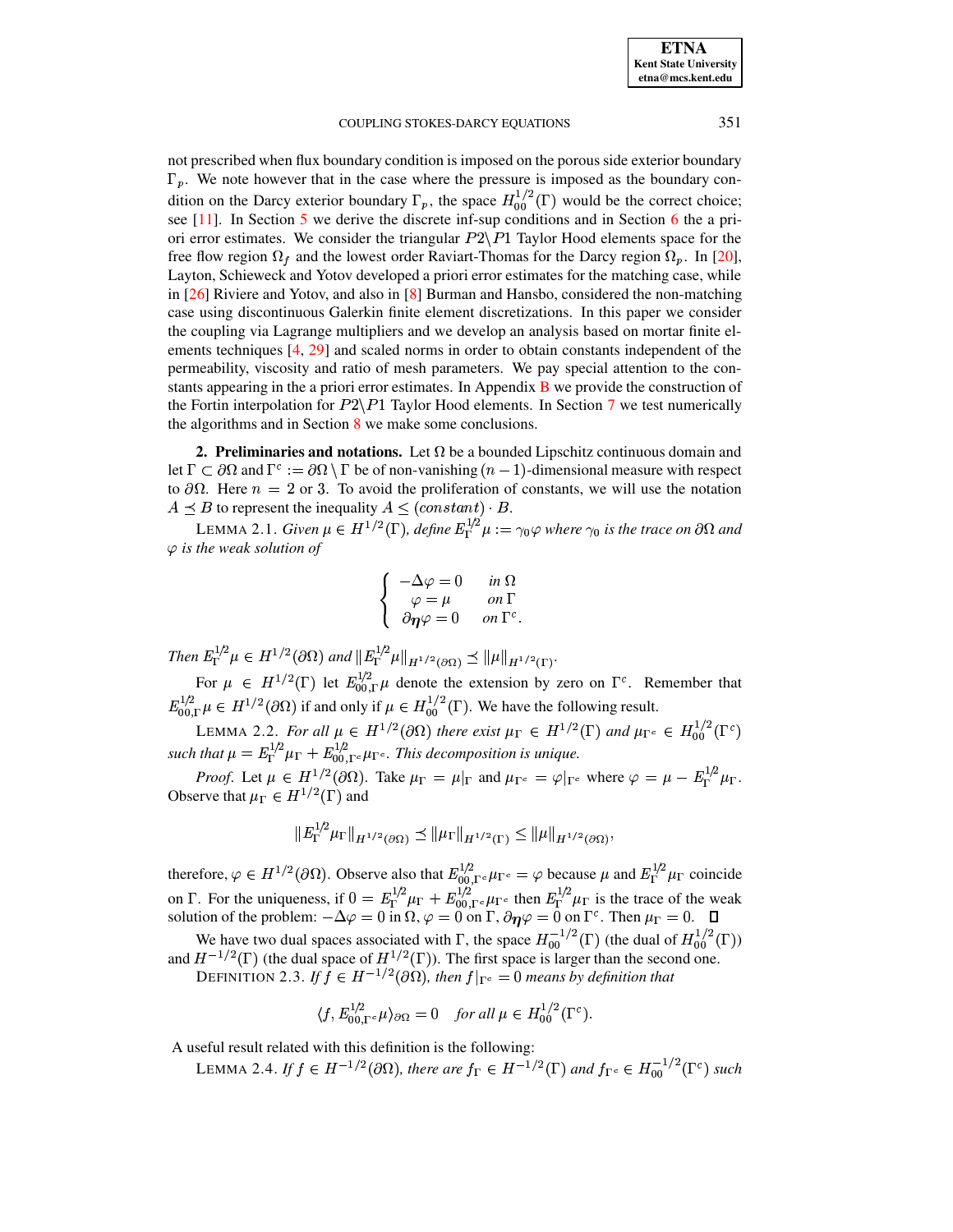not prescribed when flux boundary condition is imposed on the porous side exterior boundary $\Gamma_p$. We note however that in the case where the pressure is imposed as the boundary condition on the Darcy exterior boundary $\Gamma_p$, the space $H_{00}^{1/2}(\Gamma)$ would be the correct choice; see [11]. In Section 5 we derive the discrete inf-sup conditions and in Section 6 the a priori error estimates. We consider the triangular $P2\backslash P1$ Taylor Hood elements space for the free flow region $\Omega_f$ and the lowest order Raviart-Thomas for the Darcy region $\Omega_p$. In [20], Layton, Schieweck and Yotov developed a priori error estimates for the matching case, while in [26] Riviere and Yotov, and also in [8] Burman and Hansbo, considered the non-matching case using discontinuous Galerkin finite element discretizations. In this paper we consider the coupling via Lagrange multipliers and we develop an analysis based on mortar finite elements techniques [4, 29] and scaled norms in order to obtain constants independent of the permeability, viscosity and ratio of mesh parameters. We pay special attention to the constants appearing in the a priori error estimates. In Appendix B we provide the construction of the Fortin interpolation for $P2\backslash P1$ Taylor Hood elements. In Section 7 we test numerically the algorithms and in Section 8 we make some conclusions.

## 2. Preliminaries and notations.

Let $\Omega$ be a bounded Lipschitz continuous domain and let $\Gamma \subset \partial\Omega$ and $\Gamma^c := \partial\Omega \setminus \Gamma$ be of non-vanishing $(n-1)$-dimensional measure with respect to $\partial\Omega$. Here $n = 2$ or 3. To avoid the proliferation of constants, we will use the notation $A \preceq B$ to represent the inequality $A \leq (constant) \cdot B$.

LEMMA 2.1. *Given $\mu \in H^{1/2}(\Gamma)$, define $E_\Gamma^{1/2}\mu := \gamma_0\varphi$ where $\gamma_0$ is the trace on $\partial\Omega$ and $\varphi$ is the weak solution of*

$$
\left\{
\begin{array}{ll}
-\Delta\varphi = 0 & \text{in } \Omega \\
\varphi = \mu & \text{on } \Gamma \\
\partial_{\boldsymbol{\eta}}\varphi = 0 & \text{on } \Gamma^c.
\end{array}
\right.
$$

*Then $E_\Gamma^{1/2}\mu \in H^{1/2}(\partial\Omega)$ and $\|E_\Gamma^{1/2}\mu\|_{H^{1/2}(\partial\Omega)} \preceq \|\mu\|_{H^{1/2}(\Gamma)}$.*

For $\mu \in H^{1/2}(\Gamma)$ let $E_{00,\Gamma}^{1/2}\mu$ denote the extension by zero on $\Gamma^c$. Remember that $E_{00,\Gamma}^{1/2}\mu \in H^{1/2}(\partial\Omega)$ if and only if $\mu \in H_{00}^{1/2}(\Gamma)$. We have the following result.

LEMMA 2.2. *For all $\mu \in H^{1/2}(\partial\Omega)$ there exist $\mu_\Gamma \in H^{1/2}(\Gamma)$ and $\mu_{\Gamma^c} \in H_{00}^{1/2}(\Gamma^c)$ such that $\mu = E_\Gamma^{1/2}\mu_\Gamma + E_{00,\Gamma^c}^{1/2}\mu_{\Gamma^c}$. This decomposition is unique.*

*Proof*. Let $\mu \in H^{1/2}(\partial\Omega)$. Take $\mu_\Gamma = \mu|_\Gamma$ and $\mu_{\Gamma^c} = \varphi|_{\Gamma^c}$ where $\varphi = \mu - E_\Gamma^{1/2}\mu_\Gamma$. Observe that $\mu_\Gamma \in H^{1/2}(\Gamma)$ and

$$
\|E_\Gamma^{1/2}\mu_\Gamma\|_{H^{1/2}(\partial\Omega)} \preceq \|\mu_\Gamma\|_{H^{1/2}(\Gamma)} \leq \|\mu\|_{H^{1/2}(\partial\Omega)},
$$

therefore, $\varphi \in H^{1/2}(\partial\Omega)$. Observe also that $E_{00,\Gamma^c}^{1/2}\mu_{\Gamma^c} = \varphi$ because $\mu$ and $E_\Gamma^{1/2}\mu_\Gamma$ coincide on $\Gamma$. For the uniqueness, if $0 = E_\Gamma^{1/2}\mu_\Gamma + E_{00,\Gamma^c}^{1/2}\mu_{\Gamma^c}$ then $E_\Gamma^{1/2}\mu_\Gamma$ is the trace of the weak solution of the problem: $-\Delta\varphi = 0$ in $\Omega$, $\varphi = 0$ on $\Gamma$, $\partial_{\boldsymbol{\eta}}\varphi = 0$ on $\Gamma^c$. Then $\mu_\Gamma = 0$. $\square$

We have two dual spaces associated with $\Gamma$, the space $H_{00}^{-1/2}(\Gamma)$ (the dual of $H_{00}^{1/2}(\Gamma)$) and $H^{-1/2}(\Gamma)$ (the dual space of $H^{1/2}(\Gamma)$). The first space is larger than the second one.

DEFINITION 2.3. *If $f \in H^{-1/2}(\partial\Omega)$, then $f|_{\Gamma^c} = 0$ means by definition that*

$$
\langle f, E_{00,\Gamma^c}^{1/2}\mu\rangle_{\partial\Omega} = 0 \quad \textit{for all } \mu \in H_{00}^{1/2}(\Gamma^c).
$$

A useful result related with this definition is the following:

LEMMA 2.4. *If $f \in H^{-1/2}(\partial\Omega)$, there are $f_\Gamma \in H^{-1/2}(\Gamma)$ and $f_{\Gamma^c} \in H_{00}^{-1/2}(\Gamma^c)$ such*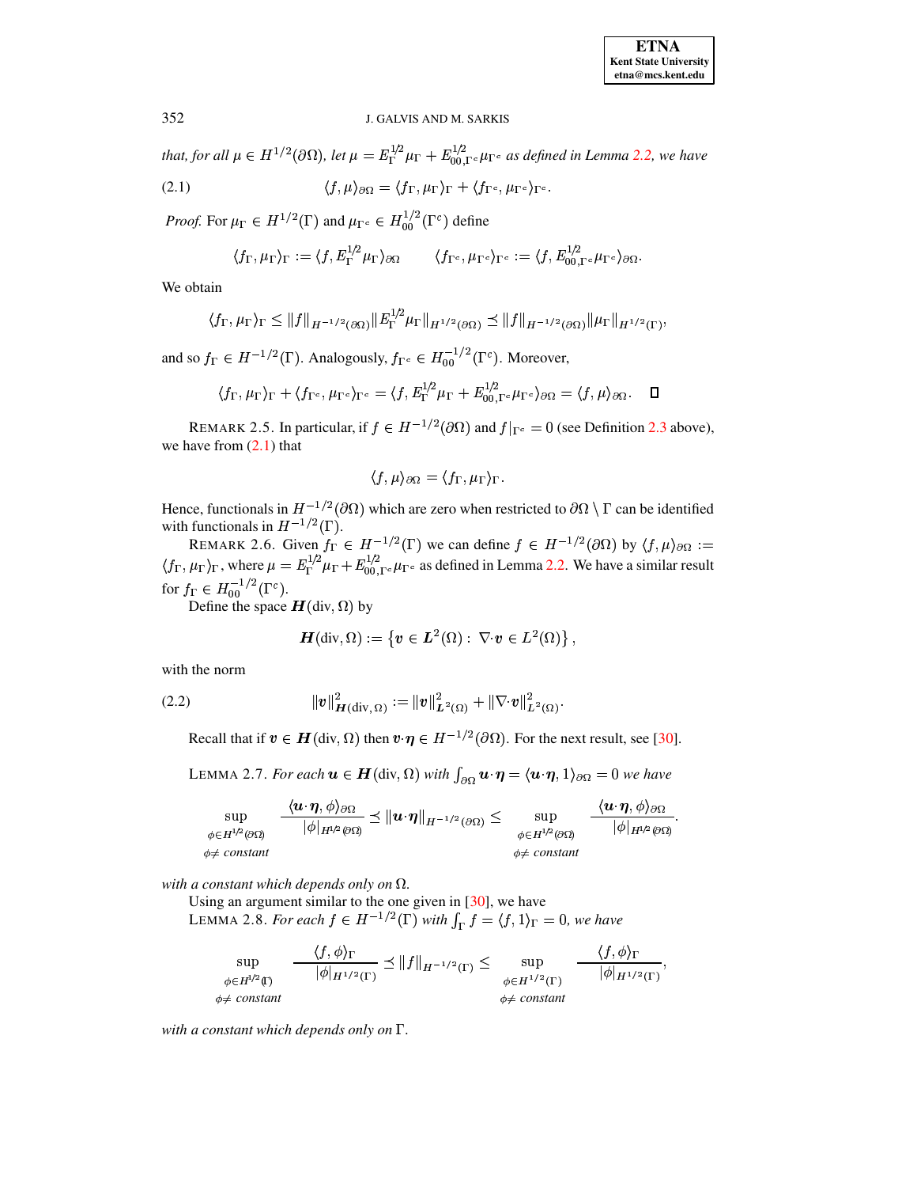*that, for all $\mu \in H^{1/2}(\partial\Omega)$, let $\mu = E_\Gamma^{1/2}\mu_\Gamma + E_{00,\Gamma^c}^{1/2}\mu_{\Gamma^c}$ as defined in Lemma 2.2, we have*

$$\langle f, \mu\rangle_{\partial\Omega} = \langle f_\Gamma, \mu_\Gamma\rangle_\Gamma + \langle f_{\Gamma^c}, \mu_{\Gamma^c}\rangle_{\Gamma^c}. \tag{2.1}$$

*Proof.* For $\mu_\Gamma \in H^{1/2}(\Gamma)$ and $\mu_{\Gamma^c} \in H_{00}^{1/2}(\Gamma^c)$ define

$$\langle f_\Gamma, \mu_\Gamma\rangle_\Gamma := \langle f, E_\Gamma^{1/2}\mu_\Gamma\rangle_{\partial\Omega} \qquad \langle f_{\Gamma^c}, \mu_{\Gamma^c}\rangle_{\Gamma^c} := \langle f, E_{00,\Gamma^c}^{1/2}\mu_{\Gamma^c}\rangle_{\partial\Omega}.$$

We obtain

$$\langle f_\Gamma, \mu_\Gamma\rangle_\Gamma \leq \|f\|_{H^{-1/2}(\partial\Omega)}\|E_\Gamma^{1/2}\mu_\Gamma\|_{H^{1/2}(\partial\Omega)} \preceq \|f\|_{H^{-1/2}(\partial\Omega)}\|\mu_\Gamma\|_{H^{1/2}(\Gamma)},$$

and so $f_\Gamma \in H^{-1/2}(\Gamma)$. Analogously, $f_{\Gamma^c} \in H_{00}^{-1/2}(\Gamma^c)$. Moreover,

$$\langle f_\Gamma, \mu_\Gamma\rangle_\Gamma + \langle f_{\Gamma^c}, \mu_{\Gamma^c}\rangle_{\Gamma^c} = \langle f, E_\Gamma^{1/2}\mu_\Gamma + E_{00,\Gamma^c}^{1/2}\mu_{\Gamma^c}\rangle_{\partial\Omega} = \langle f, \mu\rangle_{\partial\Omega}. \quad \square$$

REMARK 2.5. In particular, if $f \in H^{-1/2}(\partial\Omega)$ and $f|_{\Gamma^c} = 0$ (see Definition 2.3 above), we have from (2.1) that

$$\langle f, \mu\rangle_{\partial\Omega} = \langle f_\Gamma, \mu_\Gamma\rangle_\Gamma.$$

Hence, functionals in $H^{-1/2}(\partial\Omega)$ which are zero when restricted to $\partial\Omega \setminus \Gamma$ can be identified with functionals in $H^{-1/2}(\Gamma)$.

REMARK 2.6. Given $f_\Gamma \in H^{-1/2}(\Gamma)$ we can define $f \in H^{-1/2}(\partial\Omega)$ by $\langle f, \mu\rangle_{\partial\Omega} := \langle f_\Gamma, \mu_\Gamma\rangle_\Gamma$, where $\mu = E_\Gamma^{1/2}\mu_\Gamma + E_{00,\Gamma^c}^{1/2}\mu_{\Gamma^c}$ as defined in Lemma 2.2. We have a similar result for $f_\Gamma \in H_{00}^{-1/2}(\Gamma^c)$.

Define the space $\boldsymbol{H}(\text{div}, \Omega)$ by

$$\boldsymbol{H}(\text{div}, \Omega) := \left\{\boldsymbol{v} \in \boldsymbol{L}^2(\Omega) : \nabla\cdot\boldsymbol{v} \in L^2(\Omega)\right\},$$

with the norm

$$\|\boldsymbol{v}\|^2_{\boldsymbol{H}(\text{div},\Omega)} := \|\boldsymbol{v}\|^2_{\boldsymbol{L}^2(\Omega)} + \|\nabla\cdot\boldsymbol{v}\|^2_{L^2(\Omega)}. \tag{2.2}$$

Recall that if $\boldsymbol{v} \in \boldsymbol{H}(\text{div}, \Omega)$ then $\boldsymbol{v}\cdot\boldsymbol{\eta} \in H^{-1/2}(\partial\Omega)$. For the next result, see [30].

LEMMA 2.7. *For each $\boldsymbol{u} \in \boldsymbol{H}(\text{div}, \Omega)$ with $\int_{\partial\Omega} \boldsymbol{u}\cdot\boldsymbol{\eta} = \langle \boldsymbol{u}\cdot\boldsymbol{\eta}, 1\rangle_{\partial\Omega} = 0$ we have*

$$\sup_{\substack{\phi \in H^{1/2}(\partial\Omega)\\ \phi \neq \text{ constant}}} \frac{\langle \boldsymbol{u}\cdot\boldsymbol{\eta}, \phi\rangle_{\partial\Omega}}{|\phi|_{H^{1/2}(\partial\Omega)}} \preceq \|\boldsymbol{u}\cdot\boldsymbol{\eta}\|_{H^{-1/2}(\partial\Omega)} \leq \sup_{\substack{\phi \in H^{1/2}(\partial\Omega)\\ \phi \neq \text{ constant}}} \frac{\langle \boldsymbol{u}\cdot\boldsymbol{\eta}, \phi\rangle_{\partial\Omega}}{|\phi|_{H^{1/2}(\partial\Omega)}}.$$

*with a constant which depends only on $\Omega$.*

Using an argument similar to the one given in [30], we have

LEMMA 2.8. *For each $f \in H^{-1/2}(\Gamma)$ with $\int_\Gamma f = \langle f, 1\rangle_\Gamma = 0$, we have*

$$\sup_{\substack{\phi \in H^{1/2}(\Gamma)\\ \phi \neq \text{ constant}}} \frac{\langle f, \phi\rangle_\Gamma}{|\phi|_{H^{1/2}(\Gamma)}} \preceq \|f\|_{H^{-1/2}(\Gamma)} \leq \sup_{\substack{\phi \in H^{1/2}(\Gamma)\\ \phi \neq \text{ constant}}} \frac{\langle f, \phi\rangle_\Gamma}{|\phi|_{H^{1/2}(\Gamma)}},$$

*with a constant which depends only on $\Gamma$.*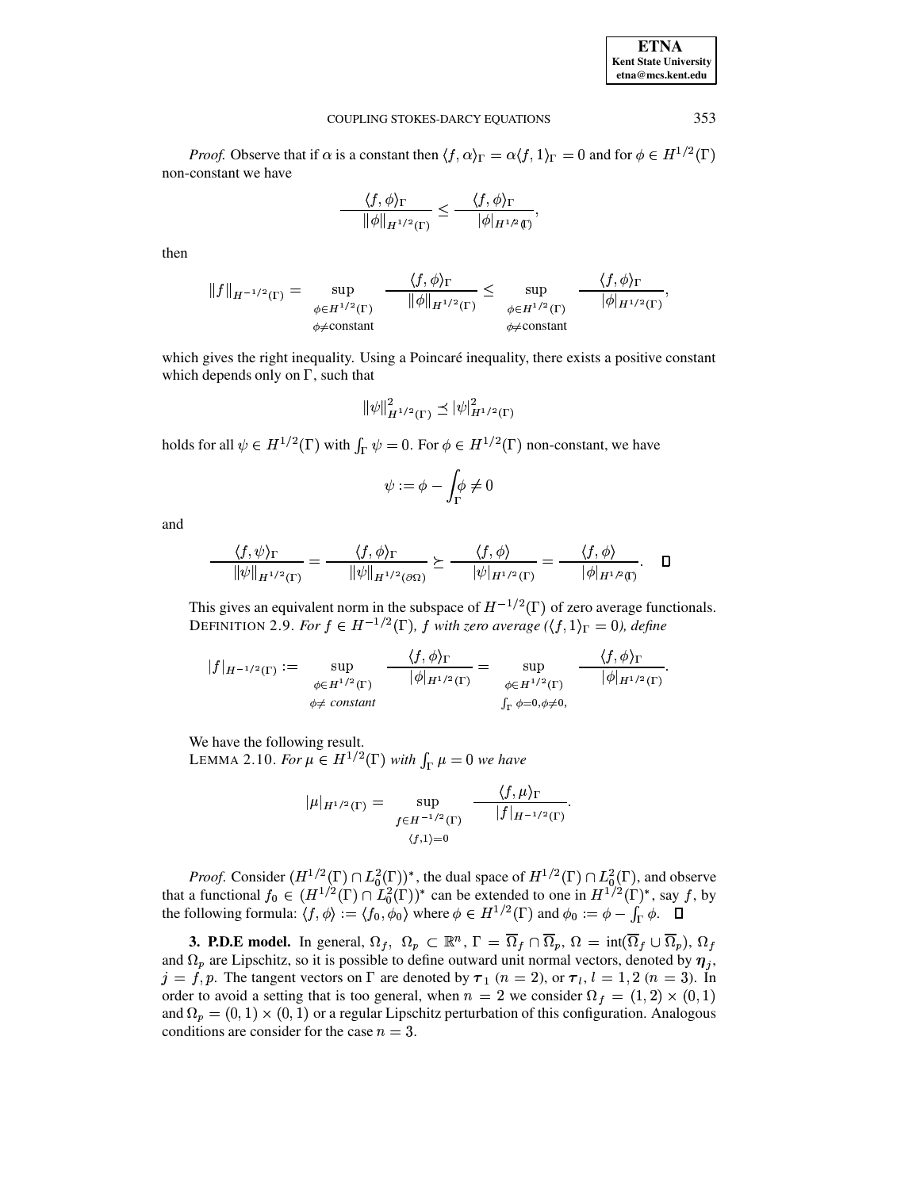*Proof.* Observe that if $\alpha$ is a constant then $\langle f, \alpha\rangle_\Gamma = \alpha\langle f, 1\rangle_\Gamma = 0$ and for $\phi \in H^{1/2}(\Gamma)$ non-constant we have

$$\frac{\langle f, \phi\rangle_\Gamma}{\|\phi\|_{H^{1/2}(\Gamma)}} \leq \frac{\langle f, \phi\rangle_\Gamma}{|\phi|_{H^{1/2}(\Gamma)}},$$

then

$$\|f\|_{H^{-1/2}(\Gamma)} = \sup_{\substack{\phi\in H^{1/2}(\Gamma)\\ \phi\neq \text{constant}}} \frac{\langle f, \phi\rangle_\Gamma}{\|\phi\|_{H^{1/2}(\Gamma)}} \leq \sup_{\substack{\phi\in H^{1/2}(\Gamma)\\ \phi\neq \text{constant}}} \frac{\langle f, \phi\rangle_\Gamma}{|\phi|_{H^{1/2}(\Gamma)}},$$

which gives the right inequality. Using a Poincaré inequality, there exists a positive constant which depends only on $\Gamma$, such that

$$\|\psi\|^2_{H^{1/2}(\Gamma)} \preceq |\psi|^2_{H^{1/2}(\Gamma)}$$

holds for all $\psi \in H^{1/2}(\Gamma)$ with $\int_\Gamma \psi = 0$. For $\phi \in H^{1/2}(\Gamma)$ non-constant, we have

$$\psi := \phi - \int_\Gamma \phi \neq 0$$

and

$$\frac{\langle f, \psi\rangle_\Gamma}{\|\psi\|_{H^{1/2}(\Gamma)}} = \frac{\langle f, \phi\rangle_\Gamma}{\|\psi\|_{H^{1/2}(\partial\Omega)}} \succeq \frac{\langle f, \phi\rangle}{|\psi|_{H^{1/2}(\Gamma)}} = \frac{\langle f, \phi\rangle}{|\phi|_{H^{1/2}(\Gamma)}}. \quad \square$$

This gives an equivalent norm in the subspace of $H^{-1/2}(\Gamma)$ of zero average functionals.

DEFINITION 2.9. *For $f \in H^{-1/2}(\Gamma)$, $f$ with zero average ($\langle f, 1\rangle_\Gamma = 0$), define*

$$|f|_{H^{-1/2}(\Gamma)} := \sup_{\substack{\phi\in H^{1/2}(\Gamma)\\ \phi\neq \text{ constant}}} \frac{\langle f, \phi\rangle_\Gamma}{|\phi|_{H^{1/2}(\Gamma)}} = \sup_{\substack{\phi\in H^{1/2}(\Gamma)\\ \int_\Gamma \phi = 0, \phi\neq 0,}} \frac{\langle f, \phi\rangle_\Gamma}{|\phi|_{H^{1/2}(\Gamma)}}.$$

We have the following result.

LEMMA 2.10. *For $\mu \in H^{1/2}(\Gamma)$ with $\int_\Gamma \mu = 0$ we have*

$$|\mu|_{H^{1/2}(\Gamma)} = \sup_{\substack{f\in H^{-1/2}(\Gamma)\\ \langle f, 1\rangle = 0}} \frac{\langle f, \mu\rangle_\Gamma}{|f|_{H^{-1/2}(\Gamma)}}.$$

*Proof.* Consider $(H^{1/2}(\Gamma) \cap L^2_0(\Gamma))^*$, the dual space of $H^{1/2}(\Gamma) \cap L^2_0(\Gamma)$, and observe that a functional $f_0 \in (H^{1/2}(\Gamma) \cap L^2_0(\Gamma))^*$ can be extended to one in $H^{1/2}(\Gamma)^*$, say $f$, by the following formula: $\langle f, \phi\rangle := \langle f_0, \phi_0\rangle$ where $\phi \in H^{1/2}(\Gamma)$ and $\phi_0 := \phi - \int_\Gamma \phi$. $\square$

**3. P.D.E model.** In general, $\Omega_f,\ \Omega_p \subset \mathbb{R}^n$, $\Gamma = \overline{\Omega}_f \cap \overline{\Omega}_p$, $\Omega = \operatorname{int}(\overline{\Omega}_f \cup \overline{\Omega}_p)$, $\Omega_f$ and $\Omega_p$ are Lipschitz, so it is possible to define outward unit normal vectors, denoted by $\boldsymbol{\eta}_j$, $j = f, p$. The tangent vectors on $\Gamma$ are denoted by $\boldsymbol{\tau}_1$ ($n = 2$), or $\boldsymbol{\tau}_l$, $l = 1, 2$ ($n = 3$). In order to avoid a setting that is too general, when $n = 2$ we consider $\Omega_f = (1, 2) \times (0, 1)$ and $\Omega_p = (0, 1) \times (0, 1)$ or a regular Lipschitz perturbation of this configuration. Analogous conditions are consider for the case $n = 3$.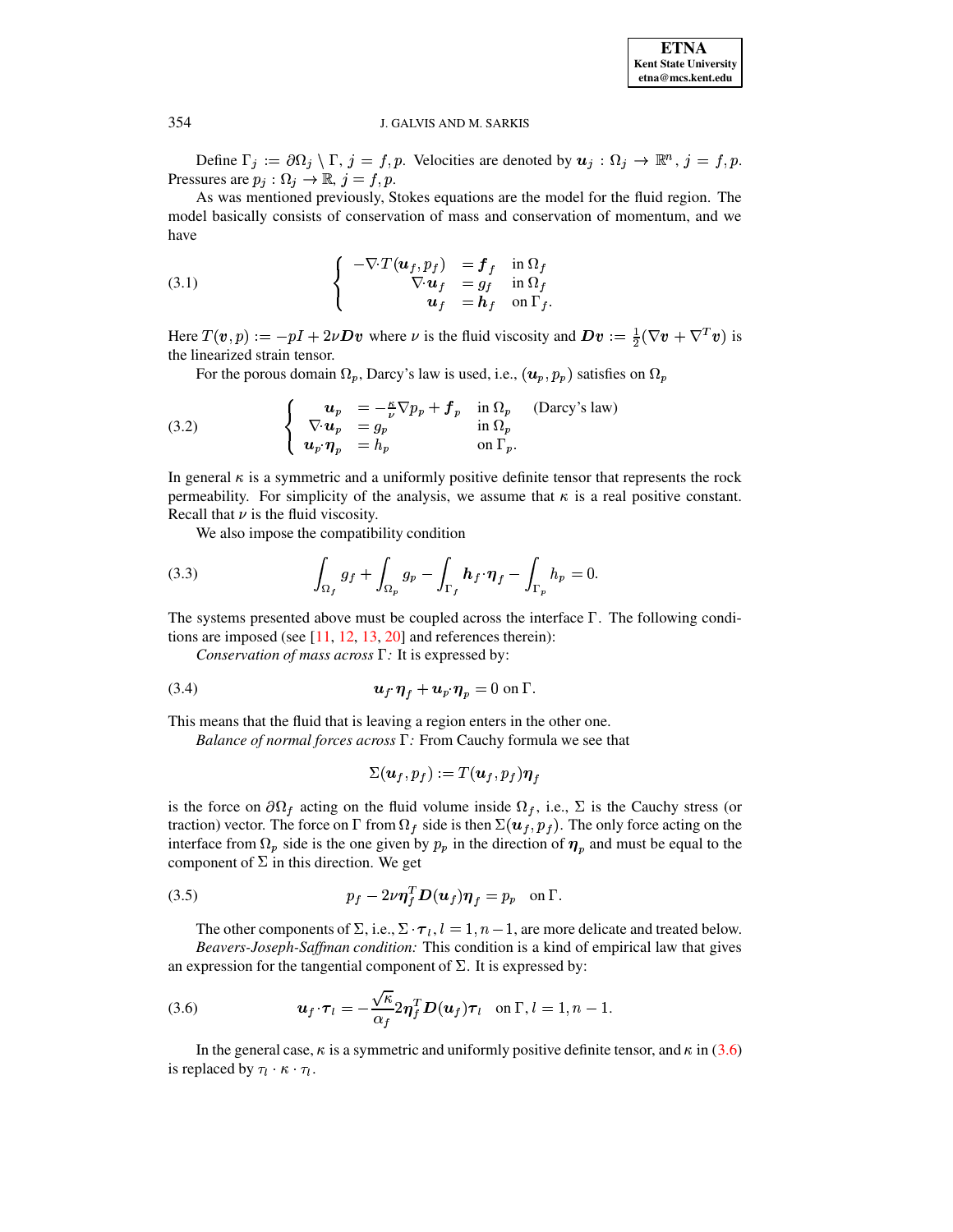Define $\Gamma_j := \partial\Omega_j \setminus \Gamma$, $j = f, p$. Velocities are denoted by $\boldsymbol{u}_j : \Omega_j \to \mathbb{R}^n$, $j = f, p$. Pressures are $p_j : \Omega_j \to \mathbb{R}$, $j = f, p$.

As was mentioned previously, Stokes equations are the model for the fluid region. The model basically consists of conservation of mass and conservation of momentum, and we have

$$
\left\{
\begin{array}{rll}
-\nabla\cdot T(\boldsymbol{u}_f, p_f) & = \boldsymbol{f}_f & \text{in } \Omega_f \\
\nabla\cdot \boldsymbol{u}_f & = g_f & \text{in } \Omega_f \\
\boldsymbol{u}_f & = \boldsymbol{h}_f & \text{on } \Gamma_f.
\end{array}
\right. \tag{3.1}
$$

Here $T(\boldsymbol{v}, p) := -pI + 2\nu \boldsymbol{D}\boldsymbol{v}$ where $\nu$ is the fluid viscosity and $\boldsymbol{D}\boldsymbol{v} := \frac{1}{2}(\nabla \boldsymbol{v} + \nabla^T \boldsymbol{v})$ is the linearized strain tensor.

For the porous domain $\Omega_p$, Darcy's law is used, i.e., $(\boldsymbol{u}_p, p_p)$ satisfies on $\Omega_p$

$$
\left\{
\begin{array}{rlll}
\boldsymbol{u}_p & = -\frac{\kappa}{\nu}\nabla p_p + \boldsymbol{f}_p & \text{in } \Omega_p & \text{(Darcy's law)} \\
\nabla\cdot \boldsymbol{u}_p & = g_p & \text{in } \Omega_p & \\
\boldsymbol{u}_p\cdot \boldsymbol{\eta}_p & = h_p & \text{on } \Gamma_p. &
\end{array}
\right. \tag{3.2}
$$

In general $\kappa$ is a symmetric and a uniformly positive definite tensor that represents the rock permeability. For simplicity of the analysis, we assume that $\kappa$ is a real positive constant. Recall that $\nu$ is the fluid viscosity.

We also impose the compatibility condition

$$
\int_{\Omega_f} g_f + \int_{\Omega_p} g_p - \int_{\Gamma_f} \boldsymbol{h}_f\cdot\boldsymbol{\eta}_f - \int_{\Gamma_p} h_p = 0. \tag{3.3}
$$

The systems presented above must be coupled across the interface $\Gamma$. The following conditions are imposed (see [11, 12, 13, 20] and references therein):

*Conservation of mass across* $\Gamma$*:* It is expressed by:

$$
\boldsymbol{u}_f\cdot\boldsymbol{\eta}_f + \boldsymbol{u}_p\cdot\boldsymbol{\eta}_p = 0 \text{ on } \Gamma. \tag{3.4}
$$

This means that the fluid that is leaving a region enters in the other one.

*Balance of normal forces across* $\Gamma$*:* From Cauchy formula we see that

$$
\Sigma(\boldsymbol{u}_f, p_f) := T(\boldsymbol{u}_f, p_f)\boldsymbol{\eta}_f
$$

is the force on $\partial\Omega_f$ acting on the fluid volume inside $\Omega_f$, i.e., $\Sigma$ is the Cauchy stress (or traction) vector. The force on $\Gamma$ from $\Omega_f$ side is then $\Sigma(\boldsymbol{u}_f, p_f)$. The only force acting on the interface from $\Omega_p$ side is the one given by $p_p$ in the direction of $\boldsymbol{\eta}_p$ and must be equal to the component of $\Sigma$ in this direction. We get

$$
p_f - 2\nu\boldsymbol{\eta}_f^T \boldsymbol{D}(\boldsymbol{u}_f)\boldsymbol{\eta}_f = p_p \quad \text{on } \Gamma. \tag{3.5}
$$

The other components of $\Sigma$, i.e., $\Sigma\cdot\boldsymbol{\tau}_l$, $l = 1, n-1$, are more delicate and treated below.

*Beavers-Joseph-Saffman condition:* This condition is a kind of empirical law that gives an expression for the tangential component of $\Sigma$. It is expressed by:

$$
\boldsymbol{u}_f\cdot\boldsymbol{\tau}_l = -\frac{\sqrt{\kappa}}{\alpha_f} 2\boldsymbol{\eta}_f^T \boldsymbol{D}(\boldsymbol{u}_f)\boldsymbol{\tau}_l \quad \text{on } \Gamma, l = 1, n-1. \tag{3.6}
$$

In the general case, $\kappa$ is a symmetric and uniformly positive definite tensor, and $\kappa$ in (3.6) is replaced by $\tau_l \cdot \kappa \cdot \tau_l$.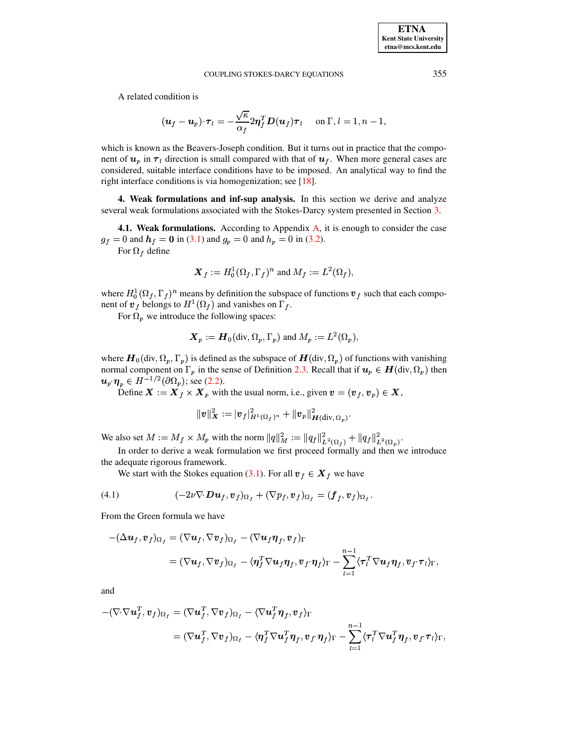A related condition is

$$(\boldsymbol{u}_f - \boldsymbol{u}_p)\cdot\boldsymbol{\tau}_l = -\frac{\sqrt{\kappa}}{\alpha_f} 2\boldsymbol{\eta}_f^T \boldsymbol{D}(\boldsymbol{u}_f)\boldsymbol{\tau}_l \quad \text{ on } \Gamma, l = 1, n-1,$$

which is known as the Beavers-Joseph condition. But it turns out in practice that the component of $\boldsymbol{u}_p$ in $\boldsymbol{\tau}_l$ direction is small compared with that of $\boldsymbol{u}_f$. When more general cases are considered, suitable interface conditions have to be imposed. An analytical way to find the right interface conditions is via homogenization; see [18].

**4. Weak formulations and inf-sup analysis.** In this section we derive and analyze several weak formulations associated with the Stokes-Darcy system presented in Section 3.

**4.1. Weak formulations.** According to Appendix A, it is enough to consider the case $g_f = 0$ and $\boldsymbol{h}_f = \boldsymbol{0}$ in (3.1) and $g_p = 0$ and $h_p = 0$ in (3.2).

For $\Omega_f$ define

$$\boldsymbol{X}_f := H_0^1(\Omega_f, \Gamma_f)^n \text{ and } M_f := L^2(\Omega_f),$$

where $H_0^1(\Omega_f, \Gamma_f)^n$ means by definition the subspace of functions $\boldsymbol{v}_f$ such that each component of $\boldsymbol{v}_f$ belongs to $H^1(\Omega_f)$ and vanishes on $\Gamma_f$.

For $\Omega_p$ we introduce the following spaces:

$$\boldsymbol{X}_p := \boldsymbol{H}_0(\text{div}, \Omega_p, \Gamma_p) \text{ and } M_p := L^2(\Omega_p),$$

where $\boldsymbol{H}_0(\text{div}, \Omega_p, \Gamma_p)$ is defined as the subspace of $\boldsymbol{H}(\text{div}, \Omega_p)$ of functions with vanishing normal component on $\Gamma_p$ in the sense of Definition 2.3. Recall that if $\boldsymbol{u}_p \in \boldsymbol{H}(\text{div}, \Omega_p)$ then $\boldsymbol{u}_p\cdot\boldsymbol{\eta}_p \in H^{-1/2}(\partial\Omega_p)$; see (2.2).

Define $\boldsymbol{X} := \boldsymbol{X}_f \times \boldsymbol{X}_p$ with the usual norm, i.e., given $\boldsymbol{v} = (\boldsymbol{v}_f, \boldsymbol{v}_p) \in \boldsymbol{X}$,

$$\|\boldsymbol{v}\|_{\boldsymbol{X}}^2 := |\boldsymbol{v}_f|_{H^1(\Omega_f)^n}^2 + \|\boldsymbol{v}_p\|_{\boldsymbol{H}(\text{div},\Omega_p)}^2.$$

We also set $M := M_f \times M_p$ with the norm $\|q\|_M^2 := \|q_f\|_{L^2(\Omega_f)}^2 + \|q_f\|_{L^2(\Omega_p)}^2$.

In order to derive a weak formulation we first proceed formally and then we introduce the adequate rigorous framework.

We start with the Stokes equation (3.1). For all $\boldsymbol{v}_f \in \boldsymbol{X}_f$ we have

$$(-2\nu\nabla\cdot \boldsymbol{D}\boldsymbol{u}_f, \boldsymbol{v}_f)_{\Omega_f} + (\nabla p_f, \boldsymbol{v}_f)_{\Omega_f} = (\boldsymbol{f}_f, \boldsymbol{v}_f)_{\Omega_f}. \tag{4.1}$$

From the Green formula we have

$$\begin{aligned}
-(\Delta \boldsymbol{u}_f, \boldsymbol{v}_f)_{\Omega_f} &= (\nabla \boldsymbol{u}_f, \nabla \boldsymbol{v}_f)_{\Omega_f} - (\nabla \boldsymbol{u}_f \boldsymbol{\eta}_f, \boldsymbol{v}_f)_\Gamma \\
&= (\nabla \boldsymbol{u}_f, \nabla \boldsymbol{v}_f)_{\Omega_f} - \langle \boldsymbol{\eta}_f^T \nabla \boldsymbol{u}_f \boldsymbol{\eta}_f, \boldsymbol{v}_f\cdot\boldsymbol{\eta}_f\rangle_\Gamma - \sum_{l=1}^{n-1} \langle \boldsymbol{\tau}_l^T \nabla \boldsymbol{u}_f \boldsymbol{\eta}_f, \boldsymbol{v}_f\cdot\boldsymbol{\tau}_l\rangle_\Gamma,
\end{aligned}$$

and

$$\begin{aligned}
-(\nabla\cdot\nabla \boldsymbol{u}_f^T, \boldsymbol{v}_f)_{\Omega_f} &= (\nabla \boldsymbol{u}_f^T, \nabla \boldsymbol{v}_f)_{\Omega_f} - \langle \nabla \boldsymbol{u}_f^T \boldsymbol{\eta}_f, \boldsymbol{v}_f\rangle_\Gamma \\
&= (\nabla \boldsymbol{u}_f^T, \nabla \boldsymbol{v}_f)_{\Omega_f} - \langle \boldsymbol{\eta}_f^T \nabla \boldsymbol{u}_f^T \boldsymbol{\eta}_f, \boldsymbol{v}_f\cdot\boldsymbol{\eta}_f\rangle_\Gamma - \sum_{l=1}^{n-1} \langle \boldsymbol{\tau}_l^T \nabla \boldsymbol{u}_f^T \boldsymbol{\eta}_f, \boldsymbol{v}_f\cdot\boldsymbol{\tau}_l\rangle_\Gamma,
\end{aligned}$$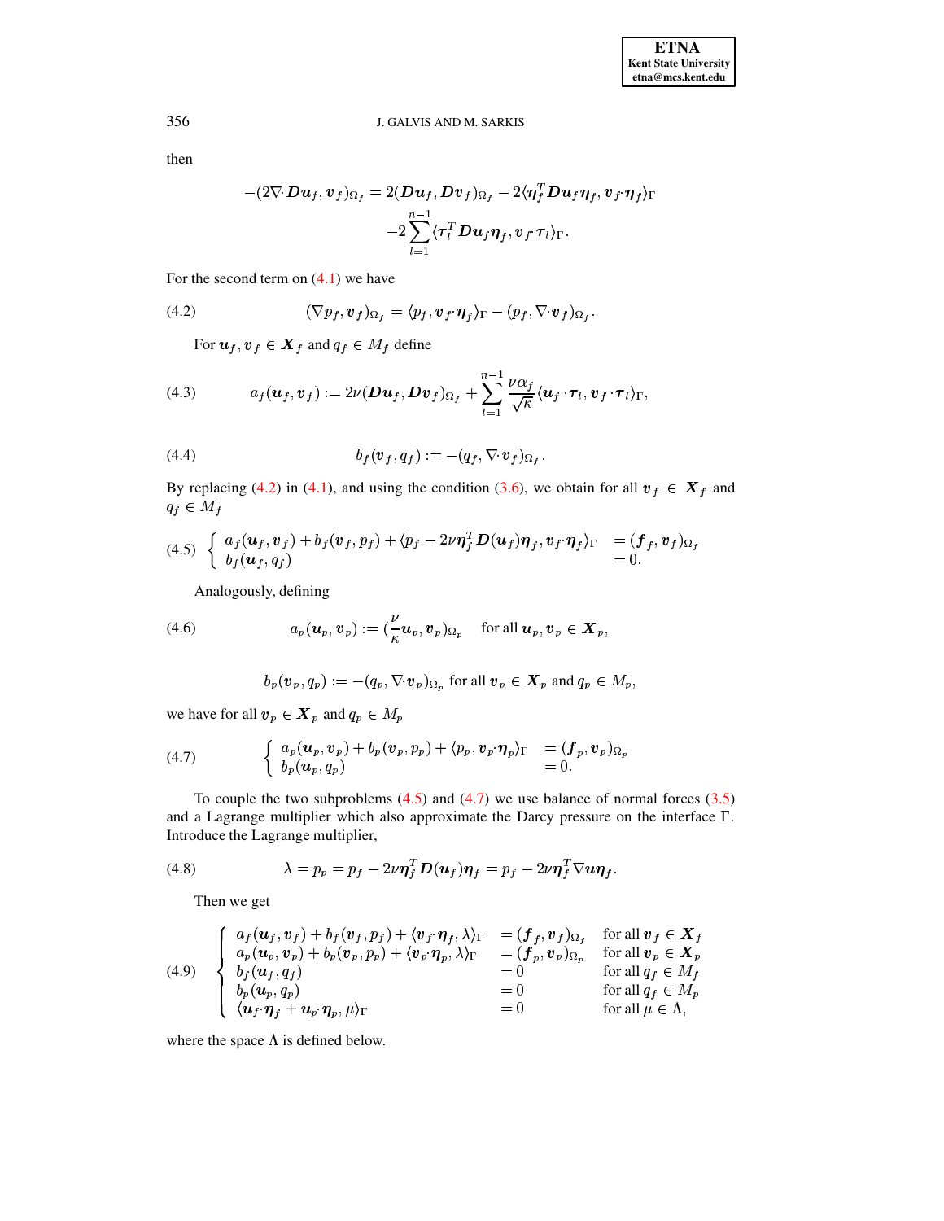then

$$-(2\nabla\cdot \boldsymbol{D}\boldsymbol{u}_f, \boldsymbol{v}_f)_{\Omega_f} = 2(\boldsymbol{D}\boldsymbol{u}_f, \boldsymbol{D}\boldsymbol{v}_f)_{\Omega_f} - 2\langle \boldsymbol{\eta}_f^T \boldsymbol{D}\boldsymbol{u}_f \boldsymbol{\eta}_f, \boldsymbol{v}_f\cdot \boldsymbol{\eta}_f\rangle_\Gamma$$
$$-2\sum_{l=1}^{n-1} \langle \boldsymbol{\tau}_l^T \boldsymbol{D}\boldsymbol{u}_f \boldsymbol{\eta}_f, \boldsymbol{v}_f\cdot \boldsymbol{\tau}_l\rangle_\Gamma .$$

For the second term on (4.1) we have

$$(\nabla p_f, \boldsymbol{v}_f)_{\Omega_f} = \langle p_f, \boldsymbol{v}_f\cdot \boldsymbol{\eta}_f\rangle_\Gamma - (p_f, \nabla\cdot \boldsymbol{v}_f)_{\Omega_f}. \tag{4.2}$$

For $\boldsymbol{u}_f, \boldsymbol{v}_f \in \boldsymbol{X}_f$ and $q_f \in M_f$ define

$$a_f(\boldsymbol{u}_f, \boldsymbol{v}_f) := 2\nu(\boldsymbol{D}\boldsymbol{u}_f, \boldsymbol{D}\boldsymbol{v}_f)_{\Omega_f} + \sum_{l=1}^{n-1} \frac{\nu\alpha_f}{\sqrt{\kappa}} \langle \boldsymbol{u}_f\cdot \boldsymbol{\tau}_l, \boldsymbol{v}_f\cdot \boldsymbol{\tau}_l\rangle_\Gamma, \tag{4.3}$$

$$b_f(\boldsymbol{v}_f, q_f) := -(q_f, \nabla\cdot \boldsymbol{v}_f)_{\Omega_f}. \tag{4.4}$$

By replacing (4.2) in (4.1), and using the condition (3.6), we obtain for all $\boldsymbol{v}_f \in \boldsymbol{X}_f$ and $q_f \in M_f$

$$\left\{ \begin{array}{ll} a_f(\boldsymbol{u}_f, \boldsymbol{v}_f) + b_f(\boldsymbol{v}_f, p_f) + \langle p_f - 2\nu \boldsymbol{\eta}_f^T \boldsymbol{D}(\boldsymbol{u}_f)\boldsymbol{\eta}_f, \boldsymbol{v}_f\cdot \boldsymbol{\eta}_f\rangle_\Gamma & = (\boldsymbol{f}_f, \boldsymbol{v}_f)_{\Omega_f} \\ b_f(\boldsymbol{u}_f, q_f) & = 0. \end{array} \right. \tag{4.5}$$

Analogously, defining

$$a_p(\boldsymbol{u}_p, \boldsymbol{v}_p) := (\frac{\nu}{\kappa}\boldsymbol{u}_p, \boldsymbol{v}_p)_{\Omega_p} \quad \text{for all } \boldsymbol{u}_p, \boldsymbol{v}_p \in \boldsymbol{X}_p, \tag{4.6}$$

$$b_p(\boldsymbol{v}_p, q_p) := -(q_p, \nabla\cdot \boldsymbol{v}_p)_{\Omega_p} \text{ for all } \boldsymbol{v}_p \in \boldsymbol{X}_p \text{ and } q_p \in M_p,$$

we have for all $\boldsymbol{v}_p \in \boldsymbol{X}_p$ and $q_p \in M_p$

$$\left\{ \begin{array}{ll} a_p(\boldsymbol{u}_p, \boldsymbol{v}_p) + b_p(\boldsymbol{v}_p, p_p) + \langle p_p, \boldsymbol{v}_p\cdot \boldsymbol{\eta}_p\rangle_\Gamma & = (\boldsymbol{f}_p, \boldsymbol{v}_p)_{\Omega_p} \\ b_p(\boldsymbol{u}_p, q_p) & = 0. \end{array} \right. \tag{4.7}$$

To couple the two subproblems (4.5) and (4.7) we use balance of normal forces (3.5) and a Lagrange multiplier which also approximate the Darcy pressure on the interface $\Gamma$. Introduce the Lagrange multiplier,

$$\lambda = p_p = p_f - 2\nu \boldsymbol{\eta}_f^T \boldsymbol{D}(\boldsymbol{u}_f)\boldsymbol{\eta}_f = p_f - 2\nu \boldsymbol{\eta}_f^T \nabla \boldsymbol{u} \boldsymbol{\eta}_f. \tag{4.8}$$

Then we get

$$\left\{ \begin{array}{lll} a_f(\boldsymbol{u}_f, \boldsymbol{v}_f) + b_f(\boldsymbol{v}_f, p_f) + \langle \boldsymbol{v}_f\cdot \boldsymbol{\eta}_f, \lambda\rangle_\Gamma & = (\boldsymbol{f}_f, \boldsymbol{v}_f)_{\Omega_f} & \text{for all } \boldsymbol{v}_f \in \boldsymbol{X}_f \\ a_p(\boldsymbol{u}_p, \boldsymbol{v}_p) + b_p(\boldsymbol{v}_p, p_p) + \langle \boldsymbol{v}_p\cdot \boldsymbol{\eta}_p, \lambda\rangle_\Gamma & = (\boldsymbol{f}_p, \boldsymbol{v}_p)_{\Omega_p} & \text{for all } \boldsymbol{v}_p \in \boldsymbol{X}_p \\ b_f(\boldsymbol{u}_f, q_f) & = 0 & \text{for all } q_f \in M_f \\ b_p(\boldsymbol{u}_p, q_p) & = 0 & \text{for all } q_f \in M_p \\ \langle \boldsymbol{u}_f\cdot \boldsymbol{\eta}_f + \boldsymbol{u}_p\cdot \boldsymbol{\eta}_p, \mu\rangle_\Gamma & = 0 & \text{for all } \mu \in \Lambda, \end{array} \right. \tag{4.9}$$

where the space $\Lambda$ is defined below.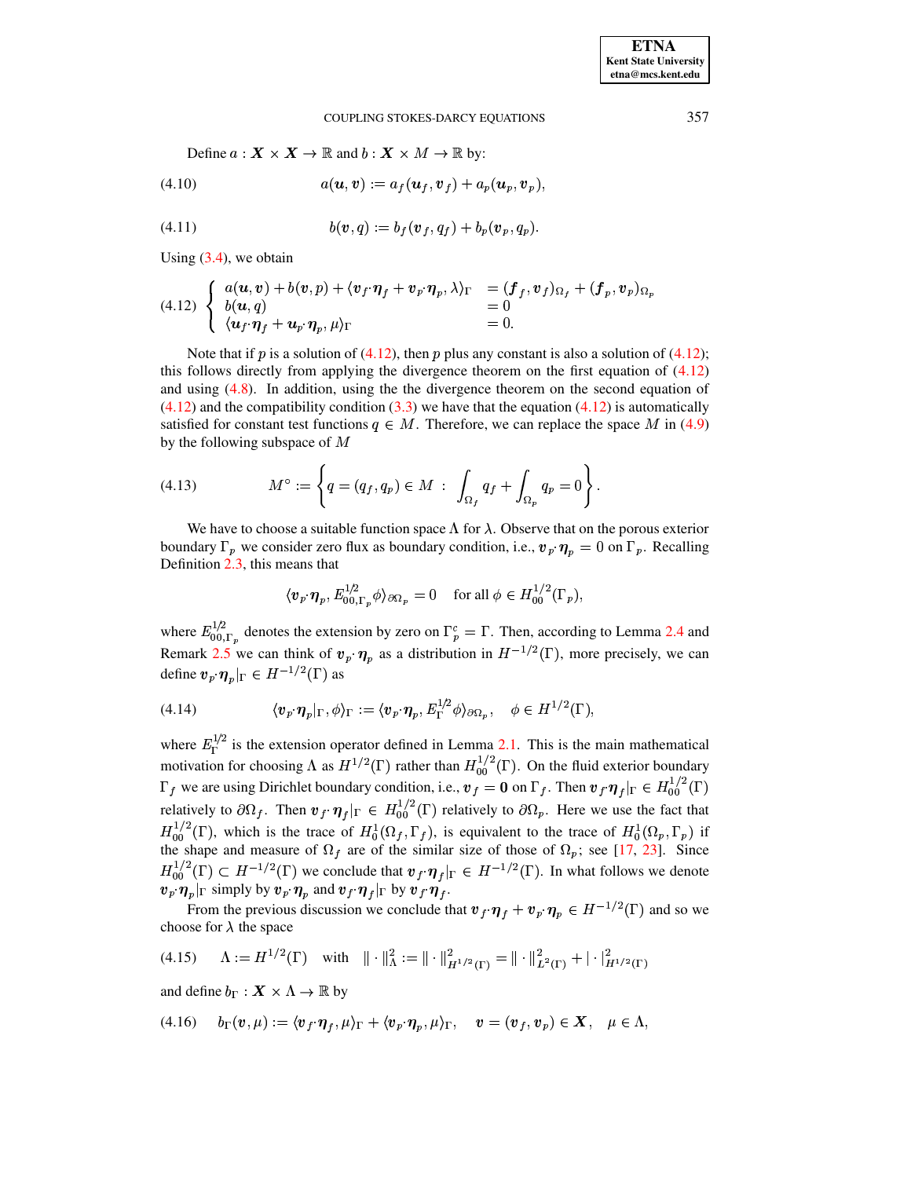Define $a : \boldsymbol{X} \times \boldsymbol{X} \to \mathbb{R}$ and $b : \boldsymbol{X} \times M \to \mathbb{R}$ by:

$$a(\boldsymbol{u}, \boldsymbol{v}) := a_f(\boldsymbol{u}_f, \boldsymbol{v}_f) + a_p(\boldsymbol{u}_p, \boldsymbol{v}_p), \tag{4.10}$$

$$b(\boldsymbol{v}, q) := b_f(\boldsymbol{v}_f, q_f) + b_p(\boldsymbol{v}_p, q_p). \tag{4.11}$$

Using (3.4), we obtain

$$\left\{ \begin{array}{ll} a(\boldsymbol{u}, \boldsymbol{v}) + b(\boldsymbol{v}, p) + \langle \boldsymbol{v}_f \cdot \boldsymbol{\eta}_f + \boldsymbol{v}_p \cdot \boldsymbol{\eta}_p, \lambda \rangle_\Gamma & = (\boldsymbol{f}_f, \boldsymbol{v}_f)_{\Omega_f} + (\boldsymbol{f}_p, \boldsymbol{v}_p)_{\Omega_p} \\ b(\boldsymbol{u}, q) & = 0 \\ \langle \boldsymbol{u}_f \cdot \boldsymbol{\eta}_f + \boldsymbol{u}_p \cdot \boldsymbol{\eta}_p, \mu \rangle_\Gamma & = 0. \end{array} \right. \tag{4.12}$$

Note that if $p$ is a solution of (4.12), then $p$ plus any constant is also a solution of (4.12); this follows directly from applying the divergence theorem on the first equation of (4.12) and using (4.8). In addition, using the the divergence theorem on the second equation of (4.12) and the compatibility condition (3.3) we have that the equation (4.12) is automatically satisfied for constant test functions $q \in M$. Therefore, we can replace the space $M$ in (4.9) by the following subspace of $M$

$$M^\circ := \left\{ q = (q_f, q_p) \in M \ : \ \int_{\Omega_f} q_f + \int_{\Omega_p} q_p = 0 \right\}. \tag{4.13}$$

We have to choose a suitable function space $\Lambda$ for $\lambda$. Observe that on the porous exterior boundary $\Gamma_p$ we consider zero flux as boundary condition, i.e., $\boldsymbol{v}_p \cdot \boldsymbol{\eta}_p = 0$ on $\Gamma_p$. Recalling Definition 2.3, this means that

$$\langle \boldsymbol{v}_p \cdot \boldsymbol{\eta}_p, E^{1/2}_{00,\Gamma_p} \phi \rangle_{\partial\Omega_p} = 0 \quad \text{for all } \phi \in H^{1/2}_{00}(\Gamma_p),$$

where $E^{1/2}_{00,\Gamma_p}$ denotes the extension by zero on $\Gamma_p^c = \Gamma$. Then, according to Lemma 2.4 and Remark 2.5 we can think of $\boldsymbol{v}_p \cdot \boldsymbol{\eta}_p$ as a distribution in $H^{-1/2}(\Gamma)$, more precisely, we can define $\boldsymbol{v}_p \cdot \boldsymbol{\eta}_p|_\Gamma \in H^{-1/2}(\Gamma)$ as

$$\langle \boldsymbol{v}_p \cdot \boldsymbol{\eta}_p|_\Gamma, \phi \rangle_\Gamma := \langle \boldsymbol{v}_p \cdot \boldsymbol{\eta}_p, E^{1/2}_\Gamma \phi \rangle_{\partial\Omega_p}, \quad \phi \in H^{1/2}(\Gamma), \tag{4.14}$$

where $E^{1/2}_\Gamma$ is the extension operator defined in Lemma 2.1. This is the main mathematical motivation for choosing $\Lambda$ as $H^{1/2}(\Gamma)$ rather than $H^{1/2}_{00}(\Gamma)$. On the fluid exterior boundary $\Gamma_f$ we are using Dirichlet boundary condition, i.e., $\boldsymbol{v}_f = \boldsymbol{0}$ on $\Gamma_f$. Then $\boldsymbol{v}_f \cdot \boldsymbol{\eta}_f|_\Gamma \in H^{1/2}_{00}(\Gamma)$ relatively to $\partial\Omega_f$. Then $\boldsymbol{v}_f \cdot \boldsymbol{\eta}_f|_\Gamma \in H^{1/2}_{00}(\Gamma)$ relatively to $\partial\Omega_p$. Here we use the fact that $H^{1/2}_{00}(\Gamma)$, which is the trace of $H^1_0(\Omega_f, \Gamma_f)$, is equivalent to the trace of $H^1_0(\Omega_p, \Gamma_p)$ if the shape and measure of $\Omega_f$ are of the similar size of those of $\Omega_p$; see [17, 23]. Since $H^{1/2}_{00}(\Gamma) \subset H^{-1/2}(\Gamma)$ we conclude that $\boldsymbol{v}_f \cdot \boldsymbol{\eta}_f|_\Gamma \in H^{-1/2}(\Gamma)$. In what follows we denote $\boldsymbol{v}_p \cdot \boldsymbol{\eta}_p|_\Gamma$ simply by $\boldsymbol{v}_p \cdot \boldsymbol{\eta}_p$ and $\boldsymbol{v}_f \cdot \boldsymbol{\eta}_f|_\Gamma$ by $\boldsymbol{v}_f \cdot \boldsymbol{\eta}_f$.

From the previous discussion we conclude that $\boldsymbol{v}_f \cdot \boldsymbol{\eta}_f + \boldsymbol{v}_p \cdot \boldsymbol{\eta}_p \in H^{-1/2}(\Gamma)$ and so we choose for $\lambda$ the space

$$\Lambda := H^{1/2}(\Gamma) \quad \text{with} \quad \|\cdot\|^2_\Lambda := \|\cdot\|^2_{H^{1/2}(\Gamma)} = \|\cdot\|^2_{L^2(\Gamma)} + |\cdot|^2_{H^{1/2}(\Gamma)} \tag{4.15}$$

and define $b_\Gamma : \boldsymbol{X} \times \Lambda \to \mathbb{R}$ by

$$b_\Gamma(\boldsymbol{v}, \mu) := \langle \boldsymbol{v}_f \cdot \boldsymbol{\eta}_f, \mu \rangle_\Gamma + \langle \boldsymbol{v}_p \cdot \boldsymbol{\eta}_p, \mu \rangle_\Gamma, \quad \boldsymbol{v} = (\boldsymbol{v}_f, \boldsymbol{v}_p) \in \boldsymbol{X}, \quad \mu \in \Lambda, \tag{4.16}$$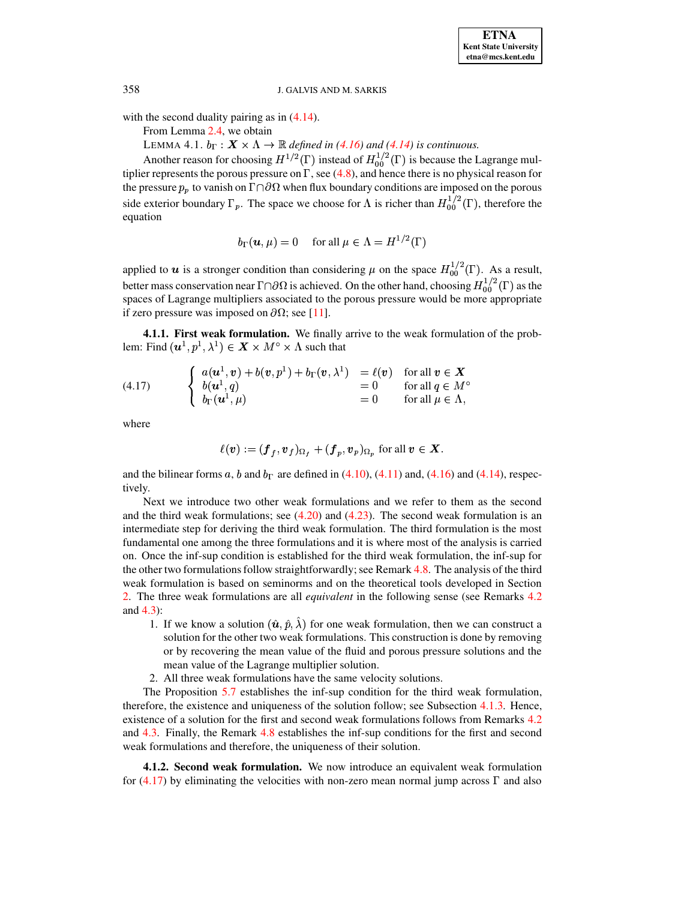with the second duality pairing as in (4.14).

From Lemma 2.4, we obtain

LEMMA 4.1. *$b_\Gamma : \boldsymbol{X} \times \Lambda \to \mathbb{R}$ defined in (4.16) and (4.14) is continuous.*

Another reason for choosing $H^{1/2}(\Gamma)$ instead of $H^{1/2}_{00}(\Gamma)$ is because the Lagrange multiplier represents the porous pressure on $\Gamma$, see (4.8), and hence there is no physical reason for the pressure $p_p$ to vanish on $\Gamma \cap \partial\Omega$ when flux boundary conditions are imposed on the porous side exterior boundary $\Gamma_p$. The space we choose for $\Lambda$ is richer than $H^{1/2}_{00}(\Gamma)$, therefore the equation

$$b_\Gamma(\boldsymbol{u}, \mu) = 0 \quad \text{ for all } \mu \in \Lambda = H^{1/2}(\Gamma)$$

applied to $\boldsymbol{u}$ is a stronger condition than considering $\mu$ on the space $H^{1/2}_{00}(\Gamma)$. As a result, better mass conservation near $\Gamma \cap \partial\Omega$ is achieved. On the other hand, choosing $H^{1/2}_{00}(\Gamma)$ as the spaces of Lagrange multipliers associated to the porous pressure would be more appropriate if zero pressure was imposed on $\partial\Omega$; see [11].

**4.1.1. First weak formulation.** We finally arrive to the weak formulation of the problem: Find $(\boldsymbol{u}^1, p^1, \lambda^1) \in \boldsymbol{X} \times M^\circ \times \Lambda$ such that

$$\left\{ \begin{array}{lll} a(\boldsymbol{u}^1, \boldsymbol{v}) + b(\boldsymbol{v}, p^1) + b_\Gamma(\boldsymbol{v}, \lambda^1) & = \ell(\boldsymbol{v}) & \text{for all } \boldsymbol{v} \in \boldsymbol{X} \\ b(\boldsymbol{u}^1, q) & = 0 & \text{for all } q \in M^\circ \\ b_\Gamma(\boldsymbol{u}^1, \mu) & = 0 & \text{for all } \mu \in \Lambda, \end{array} \right. \tag{4.17}$$

where

$$\ell(\boldsymbol{v}) := (\boldsymbol{f}_f, \boldsymbol{v}_f)_{\Omega_f} + (\boldsymbol{f}_p, \boldsymbol{v}_p)_{\Omega_p} \text{ for all } \boldsymbol{v} \in \boldsymbol{X}.$$

and the bilinear forms $a$, $b$ and $b_\Gamma$ are defined in (4.10), (4.11) and, (4.16) and (4.14), respectively.

Next we introduce two other weak formulations and we refer to them as the second and the third weak formulations; see (4.20) and (4.23). The second weak formulation is an intermediate step for deriving the third weak formulation. The third formulation is the most fundamental one among the three formulations and it is where most of the analysis is carried on. Once the inf-sup condition is established for the third weak formulation, the inf-sup for the other two formulations follow straightforwardly; see Remark 4.8. The analysis of the third weak formulation is based on seminorms and on the theoretical tools developed in Section 2. The three weak formulations are all *equivalent* in the following sense (see Remarks 4.2 and 4.3):

1. If we know a solution $(\hat{\boldsymbol{u}}, \hat{p}, \hat{\lambda})$ for one weak formulation, then we can construct a solution for the other two weak formulations. This construction is done by removing or by recovering the mean value of the fluid and porous pressure solutions and the mean value of the Lagrange multiplier solution.
2. All three weak formulations have the same velocity solutions.

The Proposition 5.7 establishes the inf-sup condition for the third weak formulation, therefore, the existence and uniqueness of the solution follow; see Subsection 4.1.3. Hence, existence of a solution for the first and second weak formulations follows from Remarks 4.2 and 4.3. Finally, the Remark 4.8 establishes the inf-sup conditions for the first and second weak formulations and therefore, the uniqueness of their solution.

**4.1.2. Second weak formulation.** We now introduce an equivalent weak formulation for (4.17) by eliminating the velocities with non-zero mean normal jump across $\Gamma$ and also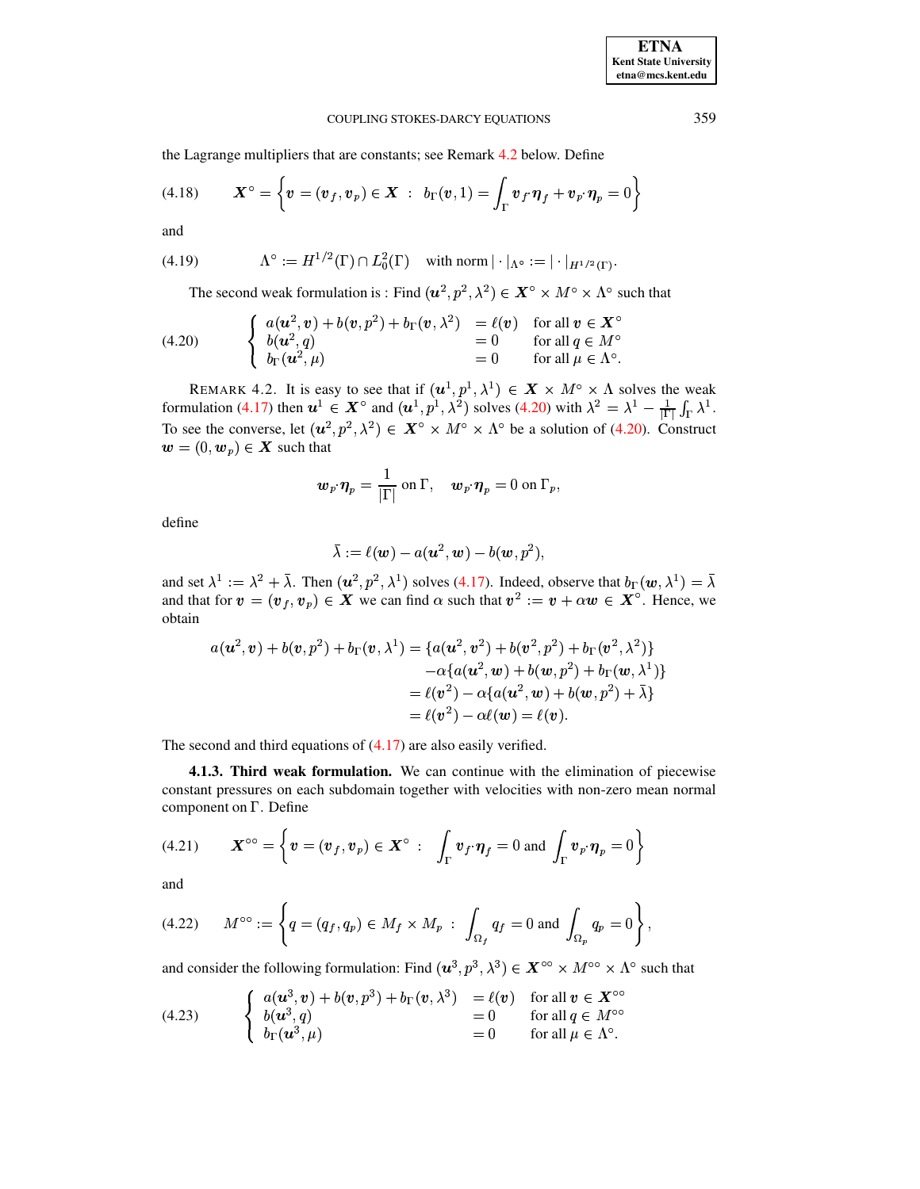the Lagrange multipliers that are constants; see Remark 4.2 below. Define

$$\boldsymbol{X}^{\circ} = \left\{ \boldsymbol{v} = (\boldsymbol{v}_f, \boldsymbol{v}_p) \in \boldsymbol{X} \;:\; b_\Gamma(\boldsymbol{v}, 1) = \int_\Gamma \boldsymbol{v}_f \cdot \boldsymbol{\eta}_f + \boldsymbol{v}_p \cdot \boldsymbol{\eta}_p = 0 \right\} \tag{4.18}$$

and

$$\Lambda^{\circ} := H^{1/2}(\Gamma) \cap L_0^2(\Gamma) \quad \text{with norm } |\cdot|_{\Lambda^\circ} := |\cdot|_{H^{1/2}(\Gamma)}. \tag{4.19}$$

The second weak formulation is : Find $(\boldsymbol{u}^2, p^2, \lambda^2) \in \boldsymbol{X}^\circ \times M^\circ \times \Lambda^\circ$ such that

$$\left\{ \begin{array}{lll} a(\boldsymbol{u}^2, \boldsymbol{v}) + b(\boldsymbol{v}, p^2) + b_\Gamma(\boldsymbol{v}, \lambda^2) & = \ell(\boldsymbol{v}) & \text{for all } \boldsymbol{v} \in \boldsymbol{X}^\circ \\ b(\boldsymbol{u}^2, q) & = 0 & \text{for all } q \in M^\circ \\ b_\Gamma(\boldsymbol{u}^2, \mu) & = 0 & \text{for all } \mu \in \Lambda^\circ. \end{array} \right. \tag{4.20}$$

REMARK 4.2. It is easy to see that if $(\boldsymbol{u}^1, p^1, \lambda^1) \in \boldsymbol{X} \times M^\circ \times \Lambda$ solves the weak formulation (4.17) then $\boldsymbol{u}^1 \in \boldsymbol{X}^\circ$ and $(\boldsymbol{u}^1, p^1, \lambda^2)$ solves (4.20) with $\lambda^2 = \lambda^1 - \frac{1}{|\Gamma|}\int_\Gamma \lambda^1$. To see the converse, let $(\boldsymbol{u}^2, p^2, \lambda^2) \in \boldsymbol{X}^\circ \times M^\circ \times \Lambda^\circ$ be a solution of (4.20). Construct $\boldsymbol{w} = (0, \boldsymbol{w}_p) \in \boldsymbol{X}$ such that

$$\boldsymbol{w}_p \cdot \boldsymbol{\eta}_p = \frac{1}{|\Gamma|} \text{ on } \Gamma, \quad \boldsymbol{w}_p \cdot \boldsymbol{\eta}_p = 0 \text{ on } \Gamma_p,$$

define

$$\bar{\lambda} := \ell(\boldsymbol{w}) - a(\boldsymbol{u}^2, \boldsymbol{w}) - b(\boldsymbol{w}, p^2),$$

and set $\lambda^1 := \lambda^2 + \bar{\lambda}$. Then $(\boldsymbol{u}^2, p^2, \lambda^1)$ solves (4.17). Indeed, observe that $b_\Gamma(\boldsymbol{w}, \lambda^1) = \bar{\lambda}$ and that for $\boldsymbol{v} = (\boldsymbol{v}_f, \boldsymbol{v}_p) \in \boldsymbol{X}$ we can find $\alpha$ such that $\boldsymbol{v}^2 := \boldsymbol{v} + \alpha \boldsymbol{w} \in \boldsymbol{X}^\circ$. Hence, we obtain

$$\begin{aligned} a(\boldsymbol{u}^2, \boldsymbol{v}) + b(\boldsymbol{v}, p^2) + b_\Gamma(\boldsymbol{v}, \lambda^1) &= \{a(\boldsymbol{u}^2, \boldsymbol{v}^2) + b(\boldsymbol{v}^2, p^2) + b_\Gamma(\boldsymbol{v}^2, \lambda^2)\} \\ &\quad - \alpha\{a(\boldsymbol{u}^2, \boldsymbol{w}) + b(\boldsymbol{w}, p^2) + b_\Gamma(\boldsymbol{w}, \lambda^1)\} \\ &= \ell(\boldsymbol{v}^2) - \alpha\{a(\boldsymbol{u}^2, \boldsymbol{w}) + b(\boldsymbol{w}, p^2) + \bar{\lambda}\} \\ &= \ell(\boldsymbol{v}^2) - \alpha \ell(\boldsymbol{w}) = \ell(\boldsymbol{v}). \end{aligned}$$

The second and third equations of (4.17) are also easily verified.

**4.1.3. Third weak formulation.** We can continue with the elimination of piecewise constant pressures on each subdomain together with velocities with non-zero mean normal component on $\Gamma$. Define

$$\boldsymbol{X}^{\circ\circ} = \left\{ \boldsymbol{v} = (\boldsymbol{v}_f, \boldsymbol{v}_p) \in \boldsymbol{X}^\circ \;:\; \int_\Gamma \boldsymbol{v}_f \cdot \boldsymbol{\eta}_f = 0 \text{ and } \int_\Gamma \boldsymbol{v}_p \cdot \boldsymbol{\eta}_p = 0 \right\} \tag{4.21}$$

and

$$M^{\circ\circ} := \left\{ q = (q_f, q_p) \in M_f \times M_p \;:\; \int_{\Omega_f} q_f = 0 \text{ and } \int_{\Omega_p} q_p = 0 \right\}, \tag{4.22}$$

and consider the following formulation: Find $(\boldsymbol{u}^3, p^3, \lambda^3) \in \boldsymbol{X}^{\circ\circ} \times M^{\circ\circ} \times \Lambda^\circ$ such that

$$\left\{ \begin{array}{lll} a(\boldsymbol{u}^3, \boldsymbol{v}) + b(\boldsymbol{v}, p^3) + b_\Gamma(\boldsymbol{v}, \lambda^3) & = \ell(\boldsymbol{v}) & \text{for all } \boldsymbol{v} \in \boldsymbol{X}^{\circ\circ} \\ b(\boldsymbol{u}^3, q) & = 0 & \text{for all } q \in M^{\circ\circ} \\ b_\Gamma(\boldsymbol{u}^3, \mu) & = 0 & \text{for all } \mu \in \Lambda^\circ. \end{array} \right. \tag{4.23}$$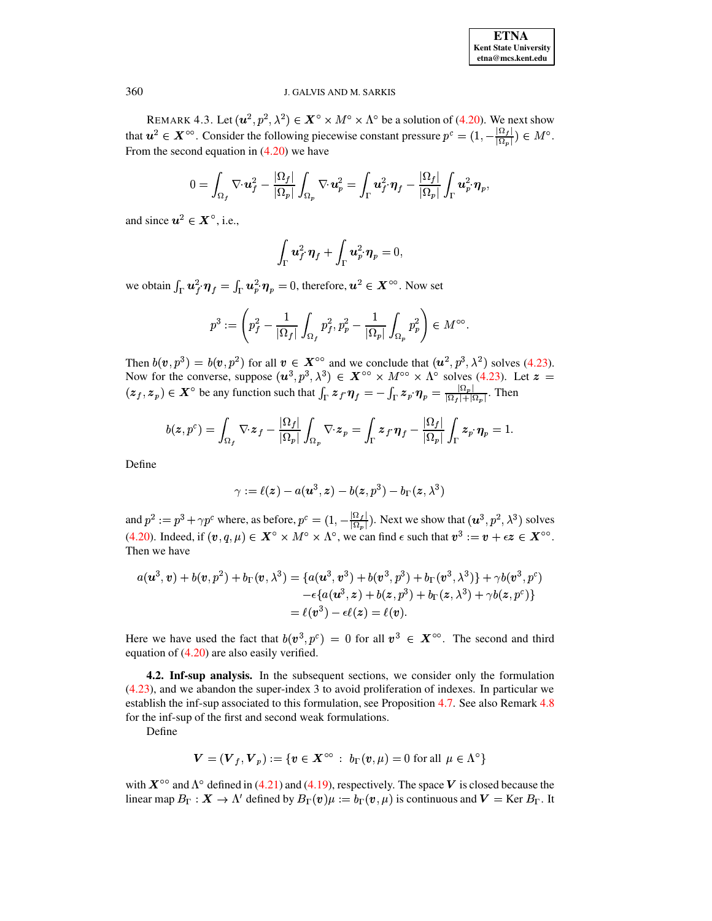REMARK 4.3. Let $(\boldsymbol{u}^2, p^2, \lambda^2) \in \boldsymbol{X}^\circ \times M^\circ \times \Lambda^\circ$ be a solution of (4.20). We next show that $\boldsymbol{u}^2 \in \boldsymbol{X}^{\circ\circ}$. Consider the following piecewise constant pressure $p^c = (1, -\frac{|\Omega_f|}{|\Omega_p|}) \in M^\circ$. From the second equation in (4.20) we have

$$0 = \int_{\Omega_f} \nabla \cdot \boldsymbol{u}_f^2 - \frac{|\Omega_f|}{|\Omega_p|} \int_{\Omega_p} \nabla \cdot \boldsymbol{u}_p^2 = \int_\Gamma \boldsymbol{u}_f^2 \cdot \boldsymbol{\eta}_f - \frac{|\Omega_f|}{|\Omega_p|} \int_\Gamma \boldsymbol{u}_p^2 \cdot \boldsymbol{\eta}_p,$$

and since $\boldsymbol{u}^2 \in \boldsymbol{X}^\circ$, i.e.,

$$\int_\Gamma \boldsymbol{u}_f^2 \cdot \boldsymbol{\eta}_f + \int_\Gamma \boldsymbol{u}_p^2 \cdot \boldsymbol{\eta}_p = 0,$$

we obtain $\int_\Gamma \boldsymbol{u}_f^2 \cdot \boldsymbol{\eta}_f = \int_\Gamma \boldsymbol{u}_p^2 \cdot \boldsymbol{\eta}_p = 0$, therefore, $\boldsymbol{u}^2 \in \boldsymbol{X}^{\circ\circ}$. Now set

$$p^3 := \left( p_f^2 - \frac{1}{|\Omega_f|} \int_{\Omega_f} p_f^2, p_p^2 - \frac{1}{|\Omega_p|} \int_{\Omega_p} p_p^2 \right) \in M^{\circ\circ}.$$

Then $b(\boldsymbol{v}, p^3) = b(\boldsymbol{v}, p^2)$ for all $\boldsymbol{v} \in \boldsymbol{X}^{\circ\circ}$ and we conclude that $(\boldsymbol{u}^2, p^3, \lambda^2)$ solves (4.23). Now for the converse, suppose $(\boldsymbol{u}^3, p^3, \lambda^3) \in \boldsymbol{X}^{\circ\circ} \times M^{\circ\circ} \times \Lambda^\circ$ solves (4.23). Let $\boldsymbol{z} = (\boldsymbol{z}_f, \boldsymbol{z}_p) \in \boldsymbol{X}^\circ$ be any function such that $\int_\Gamma \boldsymbol{z}_f \cdot \boldsymbol{\eta}_f = -\int_\Gamma \boldsymbol{z}_p \cdot \boldsymbol{\eta}_p = \frac{|\Omega_p|}{|\Omega_f| + |\Omega_p|}$. Then

$$b(\boldsymbol{z}, p^c) = \int_{\Omega_f} \nabla \cdot \boldsymbol{z}_f - \frac{|\Omega_f|}{|\Omega_p|} \int_{\Omega_p} \nabla \cdot \boldsymbol{z}_p = \int_\Gamma \boldsymbol{z}_f \cdot \boldsymbol{\eta}_f - \frac{|\Omega_f|}{|\Omega_p|} \int_\Gamma \boldsymbol{z}_p \cdot \boldsymbol{\eta}_p = 1.$$

Define

$$\gamma := \ell(\boldsymbol{z}) - a(\boldsymbol{u}^3, \boldsymbol{z}) - b(\boldsymbol{z}, p^3) - b_\Gamma(\boldsymbol{z}, \lambda^3)$$

and $p^2 := p^3 + \gamma p^c$ where, as before, $p^c = (1, -\frac{|\Omega_f|}{|\Omega_p|})$. Next we show that $(\boldsymbol{u}^3, p^2, \lambda^3)$ solves (4.20). Indeed, if $(\boldsymbol{v}, q, \mu) \in \boldsymbol{X}^\circ \times M^\circ \times \Lambda^\circ$, we can find $\epsilon$ such that $\boldsymbol{v}^3 := \boldsymbol{v} + \epsilon \boldsymbol{z} \in \boldsymbol{X}^{\circ\circ}$. Then we have

$$\begin{aligned}
a(\boldsymbol{u}^3, \boldsymbol{v}) + b(\boldsymbol{v}, p^2) + b_\Gamma(\boldsymbol{v}, \lambda^3) &= \{a(\boldsymbol{u}^3, \boldsymbol{v}^3) + b(\boldsymbol{v}^3, p^3) + b_\Gamma(\boldsymbol{v}^3, \lambda^3)\} + \gamma b(\boldsymbol{v}^3, p^c) \\
&\quad - \epsilon \{a(\boldsymbol{u}^3, \boldsymbol{z}) + b(\boldsymbol{z}, p^3) + b_\Gamma(\boldsymbol{z}, \lambda^3) + \gamma b(\boldsymbol{z}, p^c)\} \\
&= \ell(\boldsymbol{v}^3) - \epsilon \ell(\boldsymbol{z}) = \ell(\boldsymbol{v}).
\end{aligned}$$

Here we have used the fact that $b(\boldsymbol{v}^3, p^c) = 0$ for all $\boldsymbol{v}^3 \in \boldsymbol{X}^{\circ\circ}$. The second and third equation of (4.20) are also easily verified.

**4.2. Inf-sup analysis.** In the subsequent sections, we consider only the formulation (4.23), and we abandon the super-index 3 to avoid proliferation of indexes. In particular we establish the inf-sup associated to this formulation, see Proposition 4.7. See also Remark 4.8 for the inf-sup of the first and second weak formulations.

Define

$$\boldsymbol{V} = (\boldsymbol{V}_f, \boldsymbol{V}_p) := \{\boldsymbol{v} \in \boldsymbol{X}^{\circ\circ} : \; b_\Gamma(\boldsymbol{v}, \mu) = 0 \text{ for all } \mu \in \Lambda^\circ\}$$

with $\boldsymbol{X}^{\circ\circ}$ and $\Lambda^\circ$ defined in (4.21) and (4.19), respectively. The space $\boldsymbol{V}$ is closed because the linear map $B_\Gamma : \boldsymbol{X} \to \Lambda'$ defined by $B_\Gamma(\boldsymbol{v})\mu := b_\Gamma(\boldsymbol{v}, \mu)$ is continuous and $\boldsymbol{V} = \text{Ker } B_\Gamma$. It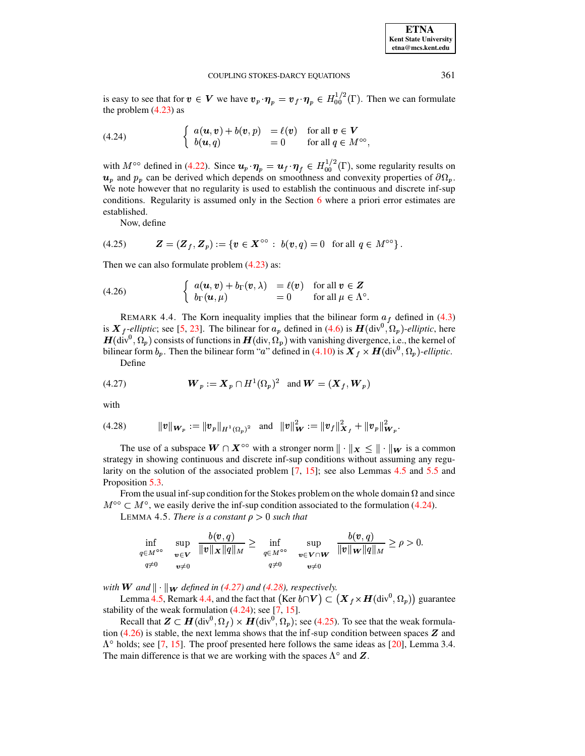is easy to see that for $\boldsymbol{v} \in \boldsymbol{V}$ we have $\boldsymbol{v}_p \cdot \boldsymbol{\eta}_p = \boldsymbol{v}_f \cdot \boldsymbol{\eta}_p \in H_{00}^{1/2}(\Gamma)$. Then we can formulate the problem (4.23) as

$$
\begin{cases} a(\boldsymbol{u}, \boldsymbol{v}) + b(\boldsymbol{v}, p) & = \ell(\boldsymbol{v}) \quad \text{for all } \boldsymbol{v} \in \boldsymbol{V} \\ b(\boldsymbol{u}, q) & = 0 \quad\quad \text{for all } q \in M^{\circ\circ}, \end{cases} \tag{4.24}
$$

with $M^{\circ\circ}$ defined in (4.22). Since $\boldsymbol{u}_p \cdot \boldsymbol{\eta}_p = \boldsymbol{u}_f \cdot \boldsymbol{\eta}_f \in H_{00}^{1/2}(\Gamma)$, some regularity results on $\boldsymbol{u}_p$ and $p_p$ can be derived which depends on smoothness and convexity properties of $\partial\Omega_p$. We note however that no regularity is used to establish the continuous and discrete inf-sup conditions. Regularity is assumed only in the Section 6 where a priori error estimates are established.

Now, define

$$
\boldsymbol{Z} = (\boldsymbol{Z}_f, \boldsymbol{Z}_p) := \{ \boldsymbol{v} \in \boldsymbol{X}^{\circ\circ} : \; b(\boldsymbol{v}, q) = 0 \quad \text{for all } q \in M^{\circ\circ} \}. \tag{4.25}
$$

Then we can also formulate problem (4.23) as:

$$
\begin{cases} a(\boldsymbol{u}, \boldsymbol{v}) + b_\Gamma(\boldsymbol{v}, \lambda) & = \ell(\boldsymbol{v}) \quad \text{for all } \boldsymbol{v} \in \boldsymbol{Z} \\ b_\Gamma(\boldsymbol{u}, \mu) & = 0 \quad\quad \text{for all } \mu \in \Lambda^\circ. \end{cases} \tag{4.26}
$$

REMARK 4.4. The Korn inequality implies that the bilinear form $a_f$ defined in (4.3) is $\boldsymbol{X}_f$*-elliptic*; see [5, 23]. The bilinear for $a_p$ defined in (4.6) is $\boldsymbol{H}(\text{div}^0, \Omega_p)$*-elliptic*, here $\boldsymbol{H}(\text{div}^0, \Omega_p)$ consists of functions in $\boldsymbol{H}(\text{div}, \Omega_p)$ with vanishing divergence, i.e., the kernel of bilinear form $b_p$. Then the bilinear form "$a$" defined in (4.10) is $\boldsymbol{X}_f \times \boldsymbol{H}(\text{div}^0, \Omega_p)$*-elliptic*.

Define

$$
\boldsymbol{W}_p := \boldsymbol{X}_p \cap H^1(\Omega_p)^2 \quad \text{and } \boldsymbol{W} = (\boldsymbol{X}_f, \boldsymbol{W}_p) \tag{4.27}
$$

with

$$
\|\boldsymbol{v}\|_{\boldsymbol{W}_p} := \|\boldsymbol{v}_p\|_{H^1(\Omega_p)^2} \quad \text{and} \quad \|\boldsymbol{v}\|_{\boldsymbol{W}}^2 := \|\boldsymbol{v}_f\|_{\boldsymbol{X}_f}^2 + \|\boldsymbol{v}_p\|_{\boldsymbol{W}_p}^2. \tag{4.28}
$$

The use of a subspace $\boldsymbol{W} \cap \boldsymbol{X}^{\circ\circ}$ with a stronger norm $\|\cdot\|_{\boldsymbol{X}} \le \|\cdot\|_{\boldsymbol{W}}$ is a common strategy in showing continuous and discrete inf-sup conditions without assuming any regularity on the solution of the associated problem [7, 15]; see also Lemmas 4.5 and 5.5 and Proposition 5.3.

From the usual inf-sup condition for the Stokes problem on the whole domain $\Omega$ and since $M^{\circ\circ} \subset M^\circ$, we easily derive the inf-sup condition associated to the formulation (4.24).

LEMMA 4.5. *There is a constant $\rho > 0$ such that*

$$
\inf_{\substack{q \in M^{\circ\circ} \\ q \neq 0}} \sup_{\substack{\boldsymbol{v} \in \boldsymbol{V} \\ \boldsymbol{v} \neq 0}} \frac{b(\boldsymbol{v}, q)}{\|\boldsymbol{v}\|_{\boldsymbol{X}} \|q\|_M} \ge \inf_{\substack{q \in M^{\circ\circ} \\ q \neq 0}} \sup_{\substack{\boldsymbol{v} \in \boldsymbol{V} \cap \boldsymbol{W} \\ \boldsymbol{v} \neq 0}} \frac{b(\boldsymbol{v}, q)}{\|\boldsymbol{v}\|_{\boldsymbol{W}} \|q\|_M} \ge \rho > 0.
$$

*with $\boldsymbol{W}$ and $\|\cdot\|_{\boldsymbol{W}}$ defined in (4.27) and (4.28), respectively.*

Lemma 4.5, Remark 4.4, and the fact that $\left(\text{Ker } b \cap \boldsymbol{V}\right) \subset \left(\boldsymbol{X}_f \times \boldsymbol{H}(\text{div}^0, \Omega_p)\right)$ guarantee stability of the weak formulation (4.24); see [7, 15].

Recall that $\boldsymbol{Z} \subset \boldsymbol{H}(\text{div}^0, \Omega_f) \times \boldsymbol{H}(\text{div}^0, \Omega_p)$; see (4.25). To see that the weak formulation (4.26) is stable, the next lemma shows that the inf-sup condition between spaces $\boldsymbol{Z}$ and $\Lambda^\circ$ holds; see [7, 15]. The proof presented here follows the same ideas as [20], Lemma 3.4. The main difference is that we are working with the spaces $\Lambda^\circ$ and $\boldsymbol{Z}$.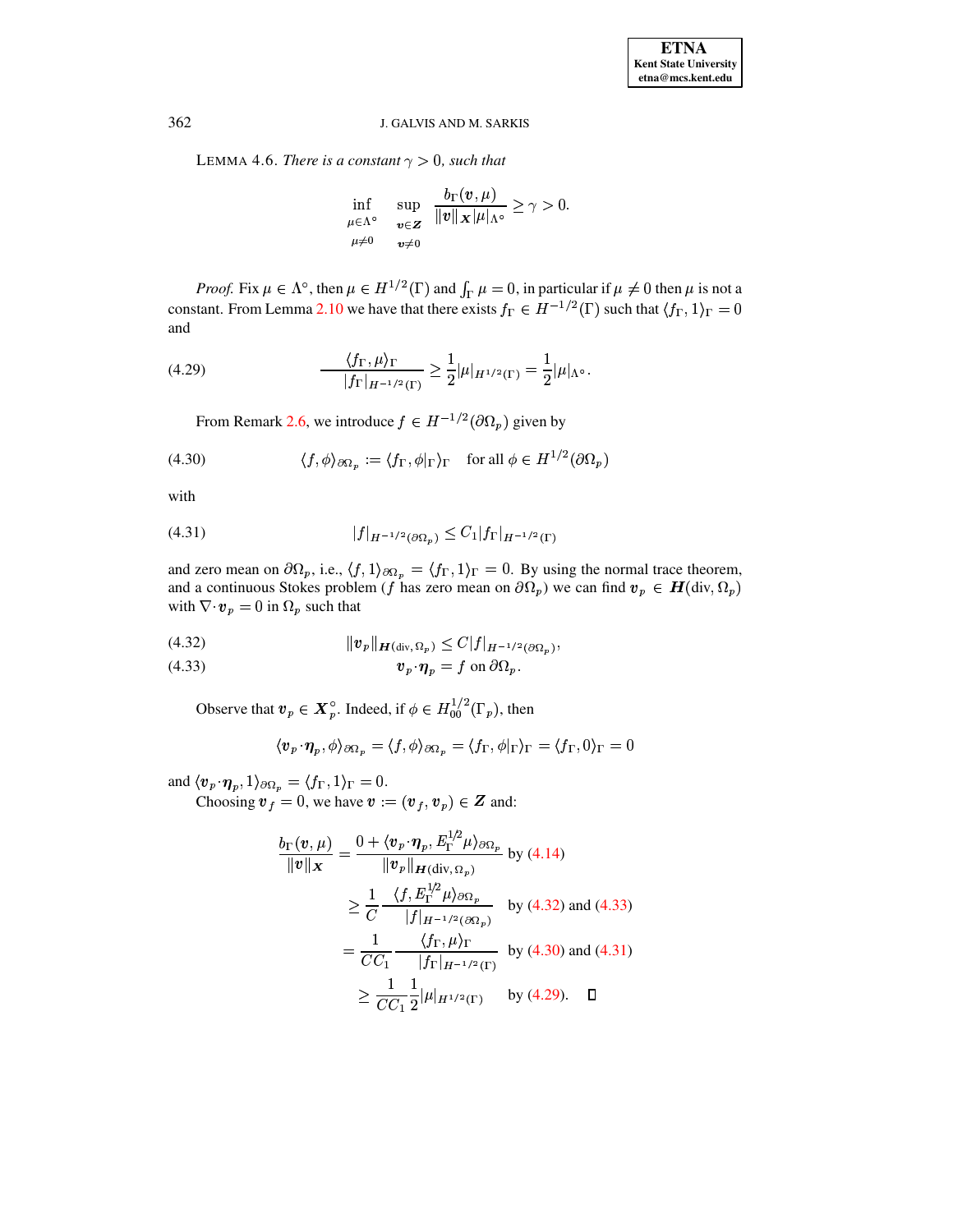LEMMA 4.6. *There is a constant $\gamma > 0$, such that*

$$\inf_{\substack{\mu\in\Lambda^{\circ}\\ \mu\neq 0}} \sup_{\substack{\boldsymbol{v}\in\boldsymbol{Z}\\ \boldsymbol{v}\neq 0}} \frac{b_\Gamma(\boldsymbol{v},\mu)}{\|\boldsymbol{v}\|_{\boldsymbol{X}}|\mu|_{\Lambda^{\circ}}} \geq \gamma > 0.$$

*Proof.* Fix $\mu \in \Lambda^{\circ}$, then $\mu \in H^{1/2}(\Gamma)$ and $\int_\Gamma \mu = 0$, in particular if $\mu \neq 0$ then $\mu$ is not a constant. From Lemma 2.10 we have that there exists $f_\Gamma \in H^{-1/2}(\Gamma)$ such that $\langle f_\Gamma, 1\rangle_\Gamma = 0$ and

$$\frac{\langle f_\Gamma, \mu\rangle_\Gamma}{|f_\Gamma|_{H^{-1/2}(\Gamma)}} \geq \frac{1}{2}|\mu|_{H^{1/2}(\Gamma)} = \frac{1}{2}|\mu|_{\Lambda^{\circ}}. \tag{4.29}$$

From Remark 2.6, we introduce $f \in H^{-1/2}(\partial\Omega_p)$ given by

$$\langle f, \phi\rangle_{\partial\Omega_p} := \langle f_\Gamma, \phi|_\Gamma\rangle_\Gamma \quad \text{for all } \phi \in H^{1/2}(\partial\Omega_p) \tag{4.30}$$

with

$$|f|_{H^{-1/2}(\partial\Omega_p)} \leq C_1 |f_\Gamma|_{H^{-1/2}(\Gamma)} \tag{4.31}$$

and zero mean on $\partial\Omega_p$, i.e., $\langle f, 1\rangle_{\partial\Omega_p} = \langle f_\Gamma, 1\rangle_\Gamma = 0$. By using the normal trace theorem, and a continuous Stokes problem ($f$ has zero mean on $\partial\Omega_p$) we can find $\boldsymbol{v}_p \in \boldsymbol{H}(\text{div}, \Omega_p)$ with $\nabla\cdot \boldsymbol{v}_p = 0$ in $\Omega_p$ such that

$$\|\boldsymbol{v}_p\|_{\boldsymbol{H}(\text{div},\Omega_p)} \leq C|f|_{H^{-1/2}(\partial\Omega_p)}, \tag{4.32}$$

$$\boldsymbol{v}_p\cdot\boldsymbol{\eta}_p = f \text{ on } \partial\Omega_p. \tag{4.33}$$

Observe that $\boldsymbol{v}_p \in \boldsymbol{X}_p^{\circ}$. Indeed, if $\phi \in H_{00}^{1/2}(\Gamma_p)$, then

$$\langle \boldsymbol{v}_p\cdot\boldsymbol{\eta}_p, \phi\rangle_{\partial\Omega_p} = \langle f, \phi\rangle_{\partial\Omega_p} = \langle f_\Gamma, \phi|_\Gamma\rangle_\Gamma = \langle f_\Gamma, 0\rangle_\Gamma = 0$$

and $\langle \boldsymbol{v}_p\cdot\boldsymbol{\eta}_p, 1\rangle_{\partial\Omega_p} = \langle f_\Gamma, 1\rangle_\Gamma = 0$.

Choosing $\boldsymbol{v}_f = 0$, we have $\boldsymbol{v} := (\boldsymbol{v}_f, \boldsymbol{v}_p) \in \boldsymbol{Z}$ and:

$$\begin{aligned}
\frac{b_\Gamma(\boldsymbol{v},\mu)}{\|\boldsymbol{v}\|_{\boldsymbol{X}}} &= \frac{0 + \langle \boldsymbol{v}_p\cdot\boldsymbol{\eta}_p, E_\Gamma^{1/2}\mu\rangle_{\partial\Omega_p}}{\|\boldsymbol{v}_p\|_{\boldsymbol{H}(\text{div},\Omega_p)}} \text{ by (4.14)}\\
&\geq \frac{1}{C}\frac{\langle f, E_\Gamma^{1/2}\mu\rangle_{\partial\Omega_p}}{|f|_{H^{-1/2}(\partial\Omega_p)}} \quad \text{by (4.32) and (4.33)}\\
&= \frac{1}{CC_1}\frac{\langle f_\Gamma, \mu\rangle_\Gamma}{|f_\Gamma|_{H^{-1/2}(\Gamma)}} \quad \text{by (4.30) and (4.31)}\\
&\geq \frac{1}{CC_1}\frac{1}{2}|\mu|_{H^{1/2}(\Gamma)} \quad \text{by (4.29)}. \qquad \square
\end{aligned}$$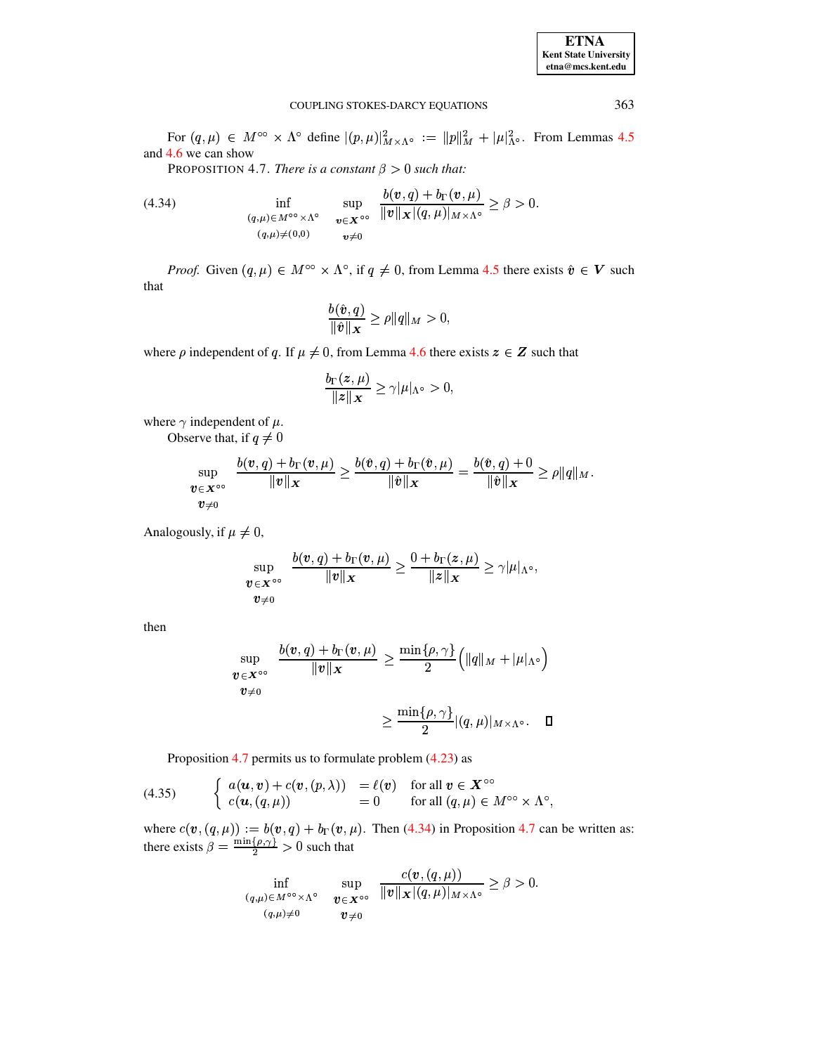For $(q,\mu) \in M^{\circ\circ} \times \Lambda^{\circ}$ define $|(p,\mu)|^2_{M\times\Lambda^{\circ}} := \|p\|^2_M + |\mu|^2_{\Lambda^{\circ}}$. From Lemmas 4.5 and 4.6 we can show

PROPOSITION 4.7. *There is a constant $\beta > 0$ such that:*

$$
\inf_{\substack{(q,\mu)\in M^{\circ\circ}\times\Lambda^{\circ} \\ (q,\mu)\neq(0,0)}} \sup_{\substack{\boldsymbol{v}\in \boldsymbol{X}^{\circ\circ} \\ \boldsymbol{v}\neq 0}} \frac{b(\boldsymbol{v},q)+b_{\Gamma}(\boldsymbol{v},\mu)}{\|\boldsymbol{v}\|_{\boldsymbol{X}}|(q,\mu)|_{M\times\Lambda^{\circ}}} \geq \beta > 0. \tag{4.34}
$$

*Proof.* Given $(q,\mu) \in M^{\circ\circ} \times \Lambda^{\circ}$, if $q \neq 0$, from Lemma 4.5 there exists $\hat{\boldsymbol{v}} \in \boldsymbol{V}$ such that

$$
\frac{b(\hat{\boldsymbol{v}},q)}{\|\hat{\boldsymbol{v}}\|_{\boldsymbol{X}}} \geq \rho\|q\|_M > 0,
$$

where $\rho$ independent of $q$. If $\mu \neq 0$, from Lemma 4.6 there exists $\boldsymbol{z} \in \boldsymbol{Z}$ such that

$$
\frac{b_{\Gamma}(\boldsymbol{z},\mu)}{\|\boldsymbol{z}\|_{\boldsymbol{X}}} \geq \gamma|\mu|_{\Lambda^{\circ}} > 0,
$$

where $\gamma$ independent of $\mu$.

Observe that, if $q \neq 0$

$$
\sup_{\substack{\boldsymbol{v}\in \boldsymbol{X}^{\circ\circ} \\ \boldsymbol{v}\neq 0}} \frac{b(\boldsymbol{v},q)+b_{\Gamma}(\boldsymbol{v},\mu)}{\|\boldsymbol{v}\|_{\boldsymbol{X}}} \geq \frac{b(\hat{\boldsymbol{v}},q)+b_{\Gamma}(\hat{\boldsymbol{v}},\mu)}{\|\hat{\boldsymbol{v}}\|_{\boldsymbol{X}}} = \frac{b(\hat{\boldsymbol{v}},q)+0}{\|\hat{\boldsymbol{v}}\|_{\boldsymbol{X}}} \geq \rho\|q\|_M.
$$

Analogously, if $\mu \neq 0$,

$$
\sup_{\substack{\boldsymbol{v}\in \boldsymbol{X}^{\circ\circ} \\ \boldsymbol{v}\neq 0}} \frac{b(\boldsymbol{v},q)+b_{\Gamma}(\boldsymbol{v},\mu)}{\|\boldsymbol{v}\|_{\boldsymbol{X}}} \geq \frac{0+b_{\Gamma}(\boldsymbol{z},\mu)}{\|\boldsymbol{z}\|_{\boldsymbol{X}}} \geq \gamma|\mu|_{\Lambda^{\circ}},
$$

then

$$
\begin{aligned}
\sup_{\substack{\boldsymbol{v}\in \boldsymbol{X}^{\circ\circ} \\ \boldsymbol{v}\neq 0}} \frac{b(\boldsymbol{v},q)+b_{\Gamma}(\boldsymbol{v},\mu)}{\|\boldsymbol{v}\|_{\boldsymbol{X}}} &\geq \frac{\min\{\rho,\gamma\}}{2}\Big(\|q\|_M + |\mu|_{\Lambda^{\circ}}\Big) \\
&\geq \frac{\min\{\rho,\gamma\}}{2}|(q,\mu)|_{M\times\Lambda^{\circ}}. \qquad \square
\end{aligned}
$$

Proposition 4.7 permits us to formulate problem (4.23) as

$$
\left\{
\begin{array}{lll}
a(\boldsymbol{u},\boldsymbol{v}) + c(\boldsymbol{v},(p,\lambda)) & = \ell(\boldsymbol{v}) & \text{for all } \boldsymbol{v} \in \boldsymbol{X}^{\circ\circ} \\
c(\boldsymbol{u},(q,\mu)) & = 0 & \text{for all } (q,\mu) \in M^{\circ\circ}\times\Lambda^{\circ},
\end{array}
\right. \tag{4.35}
$$

where $c(\boldsymbol{v},(q,\mu)) := b(\boldsymbol{v},q) + b_{\Gamma}(\boldsymbol{v},\mu)$. Then (4.34) in Proposition 4.7 can be written as: there exists $\beta = \frac{\min\{\rho,\gamma\}}{2} > 0$ such that

$$
\inf_{\substack{(q,\mu)\in M^{\circ\circ}\times\Lambda^{\circ} \\ (q,\mu)\neq 0}} \sup_{\substack{\boldsymbol{v}\in \boldsymbol{X}^{\circ\circ} \\ \boldsymbol{v}\neq 0}} \frac{c(\boldsymbol{v},(q,\mu))}{\|\boldsymbol{v}\|_{\boldsymbol{X}}|(q,\mu)|_{M\times\Lambda^{\circ}}} \geq \beta > 0.
$$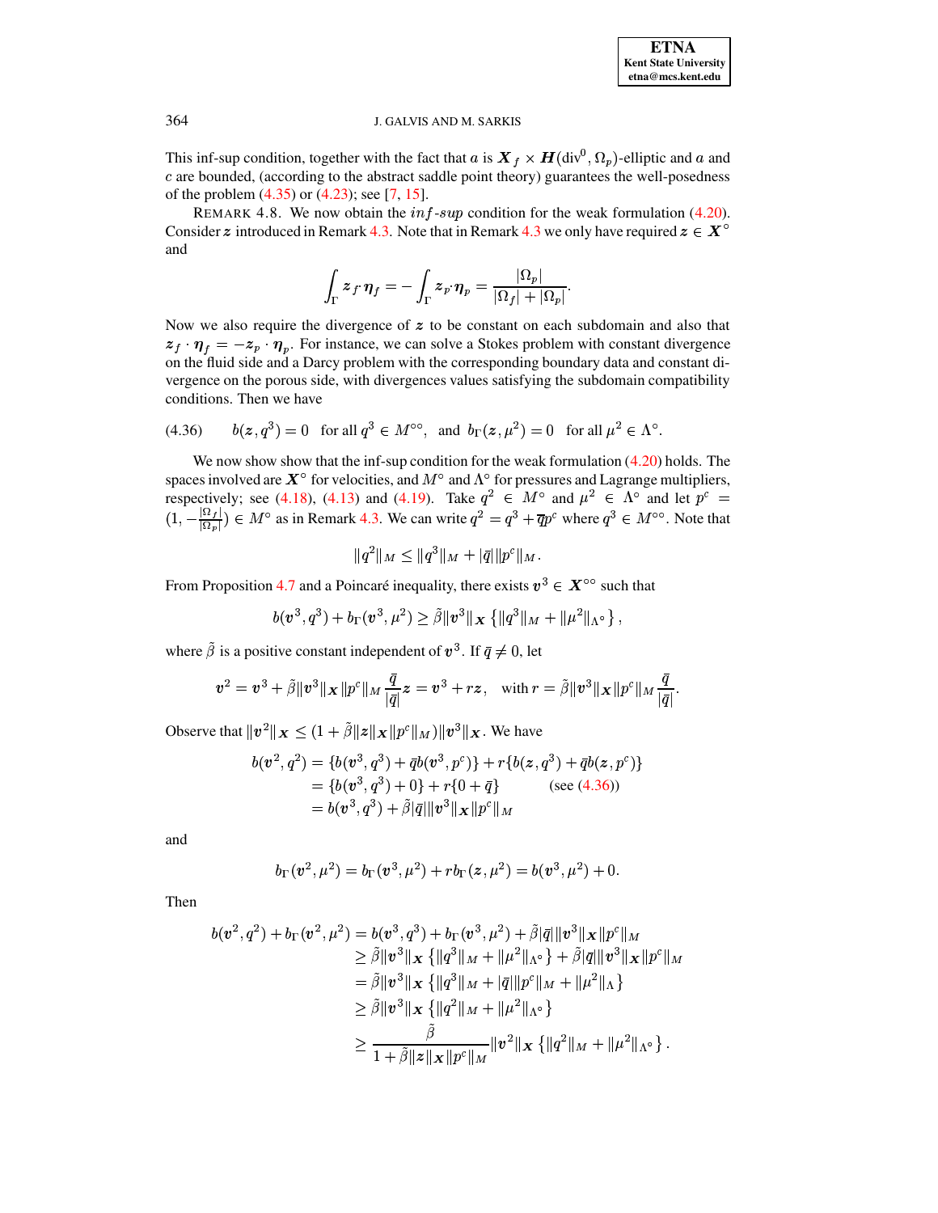This inf-sup condition, together with the fact that $a$ is $\boldsymbol{X}_f \times \boldsymbol{H}(\mathrm{div}^0, \Omega_p)$-elliptic and $a$ and $c$ are bounded, (according to the abstract saddle point theory) guarantees the well-posedness of the problem (4.35) or (4.23); see [7, 15].

REMARK 4.8. We now obtain the *inf-sup* condition for the weak formulation (4.20). Consider $\boldsymbol{z}$ introduced in Remark 4.3. Note that in Remark 4.3 we only have required $\boldsymbol{z} \in \boldsymbol{X}^\circ$ and

$$\int_\Gamma \boldsymbol{z}_f \cdot \boldsymbol{\eta}_f = -\int_\Gamma \boldsymbol{z}_p \cdot \boldsymbol{\eta}_p = \frac{|\Omega_p|}{|\Omega_f| + |\Omega_p|}.$$

Now we also require the divergence of $\boldsymbol{z}$ to be constant on each subdomain and also that $\boldsymbol{z}_f \cdot \boldsymbol{\eta}_f = -\boldsymbol{z}_p \cdot \boldsymbol{\eta}_p$. For instance, we can solve a Stokes problem with constant divergence on the fluid side and a Darcy problem with the corresponding boundary data and constant divergence on the porous side, with divergences values satisfying the subdomain compatibility conditions. Then we have

$$b(\boldsymbol{z}, q^3) = 0 \quad \text{for all } q^3 \in M^{\circ\circ}, \quad \text{and } b_\Gamma(\boldsymbol{z}, \mu^2) = 0 \quad \text{for all } \mu^2 \in \Lambda^\circ. \tag{4.36}$$

We now show show that the inf-sup condition for the weak formulation (4.20) holds. The spaces involved are $\boldsymbol{X}^\circ$ for velocities, and $M^\circ$ and $\Lambda^\circ$ for pressures and Lagrange multipliers, respectively; see (4.18), (4.13) and (4.19). Take $q^2 \in M^\circ$ and $\mu^2 \in \Lambda^\circ$ and let $p^c = (1, -\frac{|\Omega_f|}{|\Omega_p|}) \in M^\circ$ as in Remark 4.3. We can write $q^2 = q^3 + \overline{q} p^c$ where $q^3 \in M^{\circ\circ}$. Note that

$$\|q^2\|_M \leq \|q^3\|_M + |\overline{q}| \|p^c\|_M.$$

From Proposition 4.7 and a Poincaré inequality, there exists $\boldsymbol{v}^3 \in \boldsymbol{X}^{\circ\circ}$ such that

$$b(\boldsymbol{v}^3, q^3) + b_\Gamma(\boldsymbol{v}^3, \mu^2) \geq \tilde{\beta} \|\boldsymbol{v}^3\|_{\boldsymbol{X}} \left\{ \|q^3\|_M + \|\mu^2\|_{\Lambda^\circ} \right\},$$

where $\tilde{\beta}$ is a positive constant independent of $\boldsymbol{v}^3$. If $\overline{q} \neq 0$, let

$$\boldsymbol{v}^2 = \boldsymbol{v}^3 + \tilde{\beta} \|\boldsymbol{v}^3\|_{\boldsymbol{X}} \|p^c\|_M \frac{\overline{q}}{|\overline{q}|} \boldsymbol{z} = \boldsymbol{v}^3 + r\boldsymbol{z}, \quad \text{with } r = \tilde{\beta} \|\boldsymbol{v}^3\|_{\boldsymbol{X}} \|p^c\|_M \frac{\overline{q}}{|\overline{q}|}.$$

Observe that $\|\boldsymbol{v}^2\|_{\boldsymbol{X}} \leq (1 + \tilde{\beta} \|\boldsymbol{z}\|_{\boldsymbol{X}} \|p^c\|_M) \|\boldsymbol{v}^3\|_{\boldsymbol{X}}$. We have

$$\begin{aligned}
b(\boldsymbol{v}^2, q^2) &= \{b(\boldsymbol{v}^3, q^3) + \overline{q} b(\boldsymbol{v}^3, p^c)\} + r\{b(\boldsymbol{z}, q^3) + \overline{q} b(\boldsymbol{z}, p^c)\} \\
&= \{b(\boldsymbol{v}^3, q^3) + 0\} + r\{0 + \overline{q}\} \qquad \text{(see (4.36))} \\
&= b(\boldsymbol{v}^3, q^3) + \tilde{\beta} |\overline{q}| \|\boldsymbol{v}^3\|_{\boldsymbol{X}} \|p^c\|_M
\end{aligned}$$

and

$$b_\Gamma(\boldsymbol{v}^2, \mu^2) = b_\Gamma(\boldsymbol{v}^3, \mu^2) + r b_\Gamma(\boldsymbol{z}, \mu^2) = b(\boldsymbol{v}^3, \mu^2) + 0.$$

Then

$$\begin{aligned}
b(\boldsymbol{v}^2, q^2) + b_\Gamma(\boldsymbol{v}^2, \mu^2) &= b(\boldsymbol{v}^3, q^3) + b_\Gamma(\boldsymbol{v}^3, \mu^2) + \tilde{\beta} |\overline{q}| \|\boldsymbol{v}^3\|_{\boldsymbol{X}} \|p^c\|_M \\
&\geq \tilde{\beta} \|\boldsymbol{v}^3\|_{\boldsymbol{X}} \left\{ \|q^3\|_M + \|\mu^2\|_{\Lambda^\circ} \right\} + \tilde{\beta} |\overline{q}| \|\boldsymbol{v}^3\|_{\boldsymbol{X}} \|p^c\|_M \\
&= \tilde{\beta} \|\boldsymbol{v}^3\|_{\boldsymbol{X}} \left\{ \|q^3\|_M + |\overline{q}| \|p^c\|_M + \|\mu^2\|_\Lambda \right\} \\
&\geq \tilde{\beta} \|\boldsymbol{v}^3\|_{\boldsymbol{X}} \left\{ \|q^2\|_M + \|\mu^2\|_{\Lambda^\circ} \right\} \\
&\geq \frac{\tilde{\beta}}{1 + \tilde{\beta} \|\boldsymbol{z}\|_{\boldsymbol{X}} \|p^c\|_M} \|\boldsymbol{v}^2\|_{\boldsymbol{X}} \left\{ \|q^2\|_M + \|\mu^2\|_{\Lambda^\circ} \right\}.
\end{aligned}$$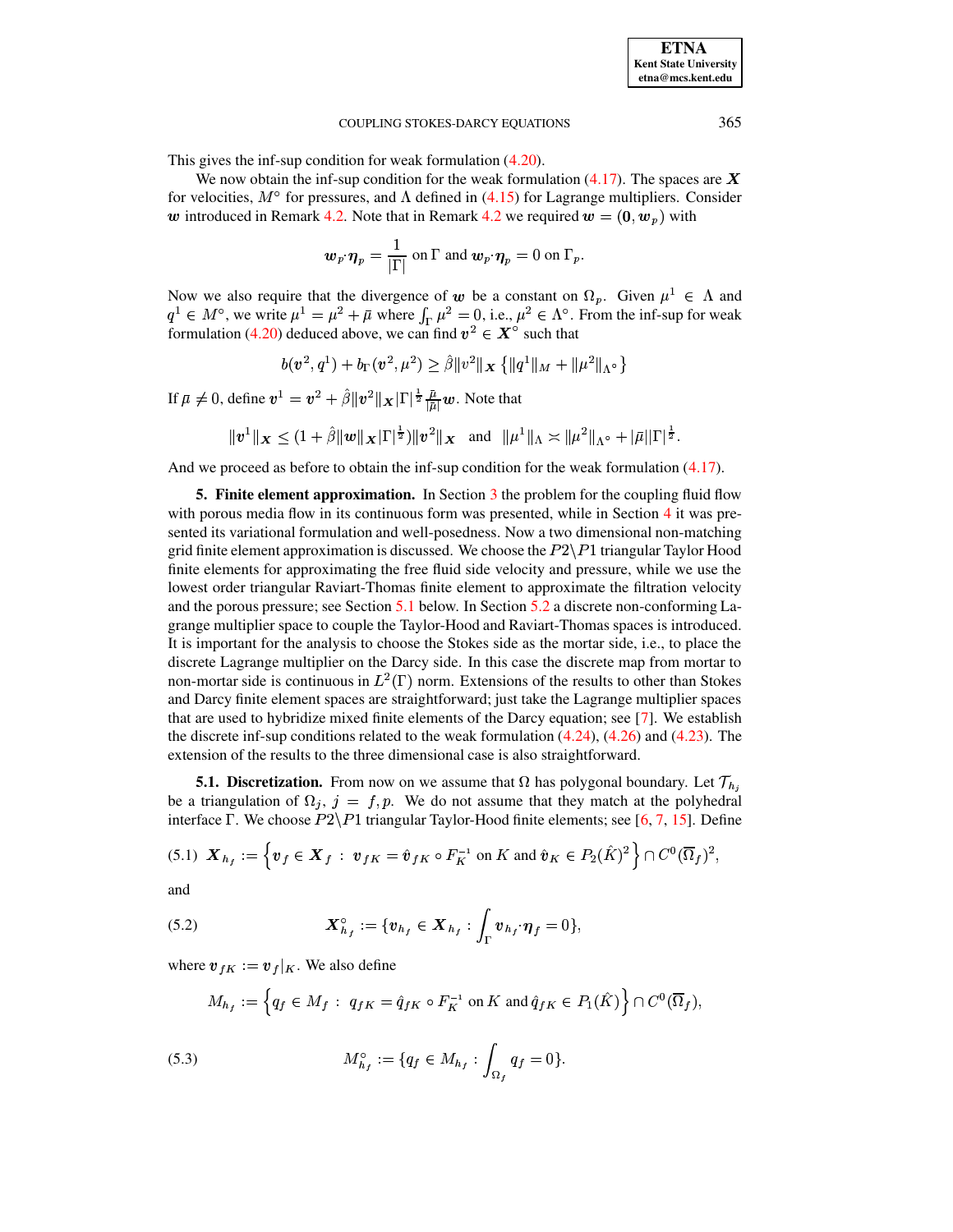This gives the inf-sup condition for weak formulation (4.20).

We now obtain the inf-sup condition for the weak formulation (4.17). The spaces are $\boldsymbol{X}$ for velocities, $M^\circ$ for pressures, and $\Lambda$ defined in (4.15) for Lagrange multipliers. Consider $\boldsymbol{w}$ introduced in Remark 4.2. Note that in Remark 4.2 we required $\boldsymbol{w} = (\boldsymbol{0}, \boldsymbol{w}_p)$ with

$$\boldsymbol{w}_p \cdot \boldsymbol{\eta}_p = \frac{1}{|\Gamma|} \text{ on } \Gamma \text{ and } \boldsymbol{w}_p \cdot \boldsymbol{\eta}_p = 0 \text{ on } \Gamma_p.$$

Now we also require that the divergence of $\boldsymbol{w}$ be a constant on $\Omega_p$. Given $\mu^1 \in \Lambda$ and $q^1 \in M^\circ$, we write $\mu^1 = \mu^2 + \bar{\mu}$ where $\int_\Gamma \mu^2 = 0$, i.e., $\mu^2 \in \Lambda^\circ$. From the inf-sup for weak formulation (4.20) deduced above, we can find $\boldsymbol{v}^2 \in \boldsymbol{X}^\circ$ such that

$$b(\boldsymbol{v}^2, q^1) + b_\Gamma(\boldsymbol{v}^2, \mu^2) \geq \hat{\beta} \|v^2\|_{\boldsymbol{X}} \left\{ \|q^1\|_M + \|\mu^2\|_{\Lambda^\circ} \right\}$$

If $\bar{\mu} \neq 0$, define $\boldsymbol{v}^1 = \boldsymbol{v}^2 + \hat{\beta} \|\boldsymbol{v}^2\|_{\boldsymbol{X}} |\Gamma|^{\frac{1}{2}} \frac{\bar{\mu}}{|\bar{\mu}|} \boldsymbol{w}$. Note that

$$\|\boldsymbol{v}^1\|_{\boldsymbol{X}} \leq (1 + \hat{\beta} \|\boldsymbol{w}\|_{\boldsymbol{X}} |\Gamma|^{\frac{1}{2}}) \|\boldsymbol{v}^2\|_{\boldsymbol{X}} \quad \text{and} \quad \|\mu^1\|_\Lambda \asymp \|\mu^2\|_{\Lambda^\circ} + |\bar{\mu}| |\Gamma|^{\frac{1}{2}}.$$

And we proceed as before to obtain the inf-sup condition for the weak formulation (4.17).

## 5. Finite element approximation.

In Section 3 the problem for the coupling fluid flow with porous media flow in its continuous form was presented, while in Section 4 it was presented its variational formulation and well-posedness. Now a two dimensional non-matching grid finite element approximation is discussed. We choose the $P2\backslash P1$ triangular Taylor Hood finite elements for approximating the free fluid side velocity and pressure, while we use the lowest order triangular Raviart-Thomas finite element to approximate the filtration velocity and the porous pressure; see Section 5.1 below. In Section 5.2 a discrete non-conforming Lagrange multiplier space to couple the Taylor-Hood and Raviart-Thomas spaces is introduced. It is important for the analysis to choose the Stokes side as the mortar side, i.e., to place the discrete Lagrange multiplier on the Darcy side. In this case the discrete map from mortar to non-mortar side is continuous in $L^2(\Gamma)$ norm. Extensions of the results to other than Stokes and Darcy finite element spaces are straightforward; just take the Lagrange multiplier spaces that are used to hybridize mixed finite elements of the Darcy equation; see [7]. We establish the discrete inf-sup conditions related to the weak formulation (4.24), (4.26) and (4.23). The extension of the results to the three dimensional case is also straightforward.

### 5.1. Discretization.

From now on we assume that $\Omega$ has polygonal boundary. Let $\mathcal{T}_{h_j}$ be a triangulation of $\Omega_j$, $j = f, p$. We do not assume that they match at the polyhedral interface $\Gamma$. We choose $P2\backslash P1$ triangular Taylor-Hood finite elements; see [6, 7, 15]. Define

$$\boldsymbol{X}_{h_f} := \left\{ \boldsymbol{v}_f \in \boldsymbol{X}_f \, : \, \boldsymbol{v}_{fK} = \hat{\boldsymbol{v}}_{fK} \circ F_K^{-1} \text{ on } K \text{ and } \hat{\boldsymbol{v}}_K \in P_2(\hat{K})^2 \right\} \cap C^0(\overline{\Omega}_f)^2, \tag{5.1}$$

and

$$\boldsymbol{X}_{h_f}^\circ := \{ \boldsymbol{v}_{h_f} \in \boldsymbol{X}_{h_f} : \int_\Gamma \boldsymbol{v}_{h_f} \cdot \boldsymbol{\eta}_f = 0 \}, \tag{5.2}$$

where $\boldsymbol{v}_{fK} := \boldsymbol{v}_f|_K$. We also define

$$M_{h_f} := \left\{ q_f \in M_f \, : \, q_{fK} = \hat{q}_{fK} \circ F_K^{-1} \text{ on } K \text{ and } \hat{q}_{fK} \in P_1(\hat{K}) \right\} \cap C^0(\overline{\Omega}_f),$$

$$M_{h_f}^\circ := \{ q_f \in M_{h_f} : \int_{\Omega_f} q_f = 0 \}. \tag{5.3}$$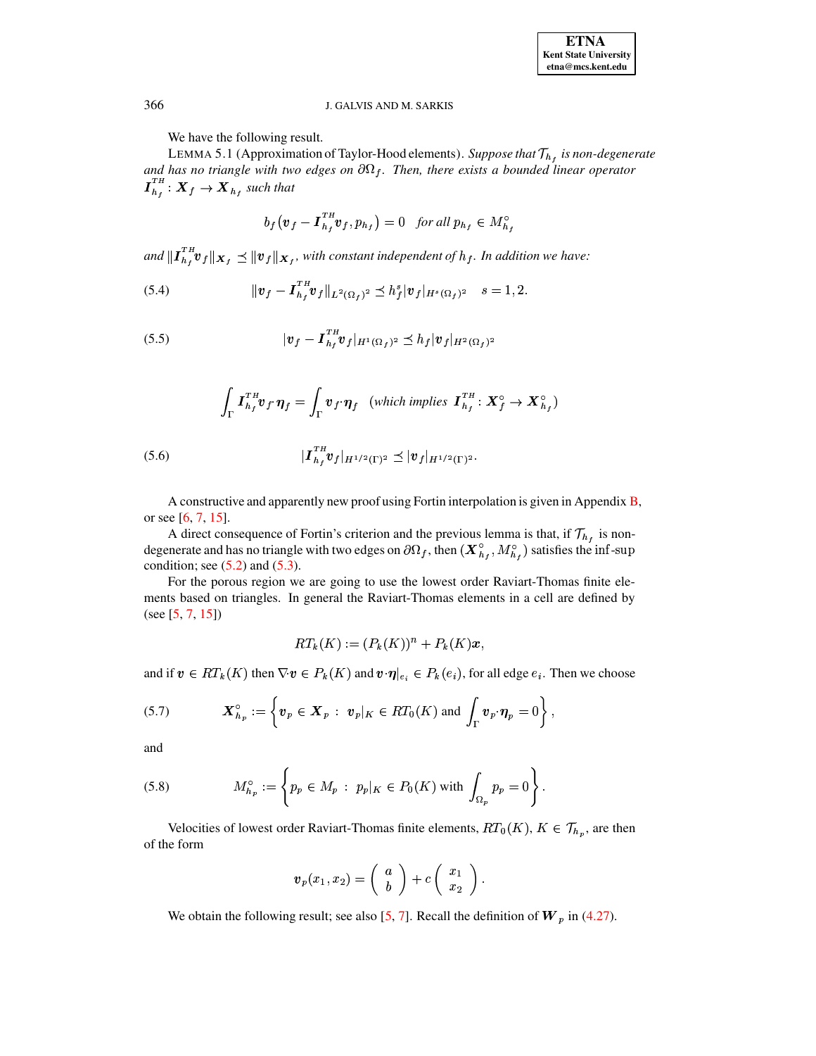We have the following result.

LEMMA 5.1 (Approximation of Taylor-Hood elements). *Suppose that $\mathcal{T}_{h_f}$ is non-degenerate and has no triangle with two edges on $\partial\Omega_f$. Then, there exists a bounded linear operator $\boldsymbol{I}_{h_f}^{TH}: \boldsymbol{X}_f \to \boldsymbol{X}_{h_f}$ such that*

$$b_f(\boldsymbol{v}_f - \boldsymbol{I}_{h_f}^{TH}\boldsymbol{v}_f, p_{h_f}) = 0 \quad \text{for all } p_{h_f} \in M_{h_f}^{\circ}$$

*and $\|\boldsymbol{I}_{h_f}^{TH}\boldsymbol{v}_f\|_{\boldsymbol{X}_f} \preceq \|\boldsymbol{v}_f\|_{\boldsymbol{X}_f}$, with constant independent of $h_f$. In addition we have:*

$$\|\boldsymbol{v}_f - \boldsymbol{I}_{h_f}^{TH}\boldsymbol{v}_f\|_{L^2(\Omega_f)^2} \preceq h_f^s |\boldsymbol{v}_f|_{H^s(\Omega_f)^2} \quad s = 1, 2. \tag{5.4}$$

$$|\boldsymbol{v}_f - \boldsymbol{I}_{h_f}^{TH}\boldsymbol{v}_f|_{H^1(\Omega_f)^2} \preceq h_f |\boldsymbol{v}_f|_{H^2(\Omega_f)^2} \tag{5.5}$$

$$\int_\Gamma \boldsymbol{I}_{h_f}^{TH}\boldsymbol{v}_f \cdot \boldsymbol{\eta}_f = \int_\Gamma \boldsymbol{v}_f \cdot \boldsymbol{\eta}_f \quad (\textit{which implies } \boldsymbol{I}_{h_f}^{TH}: \boldsymbol{X}_f^{\circ} \to \boldsymbol{X}_{h_f}^{\circ})$$

$$|\boldsymbol{I}_{h_f}^{TH}\boldsymbol{v}_f|_{H^{1/2}(\Gamma)^2} \preceq |\boldsymbol{v}_f|_{H^{1/2}(\Gamma)^2}. \tag{5.6}$$

A constructive and apparently new proof using Fortin interpolation is given in Appendix B, or see [6, 7, 15].

A direct consequence of Fortin's criterion and the previous lemma is that, if $\mathcal{T}_{h_f}$ is non-degenerate and has no triangle with two edges on $\partial\Omega_f$, then $(\boldsymbol{X}_{h_f}^{\circ}, M_{h_f}^{\circ})$ satisfies the inf-sup condition; see (5.2) and (5.3).

For the porous region we are going to use the lowest order Raviart-Thomas finite elements based on triangles. In general the Raviart-Thomas elements in a cell are defined by (see [5, 7, 15])

$$RT_k(K) := (P_k(K))^n + P_k(K)\boldsymbol{x},$$

and if $\boldsymbol{v} \in RT_k(K)$ then $\nabla \cdot \boldsymbol{v} \in P_k(K)$ and $\boldsymbol{v} \cdot \boldsymbol{\eta}|_{e_i} \in P_k(e_i)$, for all edge $e_i$. Then we choose

$$\boldsymbol{X}_{h_p}^{\circ} := \left\{ \boldsymbol{v}_p \in \boldsymbol{X}_p \, : \, \boldsymbol{v}_p|_K \in RT_0(K) \text{ and } \int_\Gamma \boldsymbol{v}_p \cdot \boldsymbol{\eta}_p = 0 \right\}, \tag{5.7}$$

and

$$M_{h_p}^{\circ} := \left\{ p_p \in M_p \, : \, p_p|_K \in P_0(K) \text{ with } \int_{\Omega_p} p_p = 0 \right\}. \tag{5.8}$$

Velocities of lowest order Raviart-Thomas finite elements, $RT_0(K)$, $K \in \mathcal{T}_{h_p}$, are then of the form

$$\boldsymbol{v}_p(x_1, x_2) = \begin{pmatrix} a \\ b \end{pmatrix} + c \begin{pmatrix} x_1 \\ x_2 \end{pmatrix}.$$

We obtain the following result; see also [5, 7]. Recall the definition of $\boldsymbol{W}_p$ in (4.27).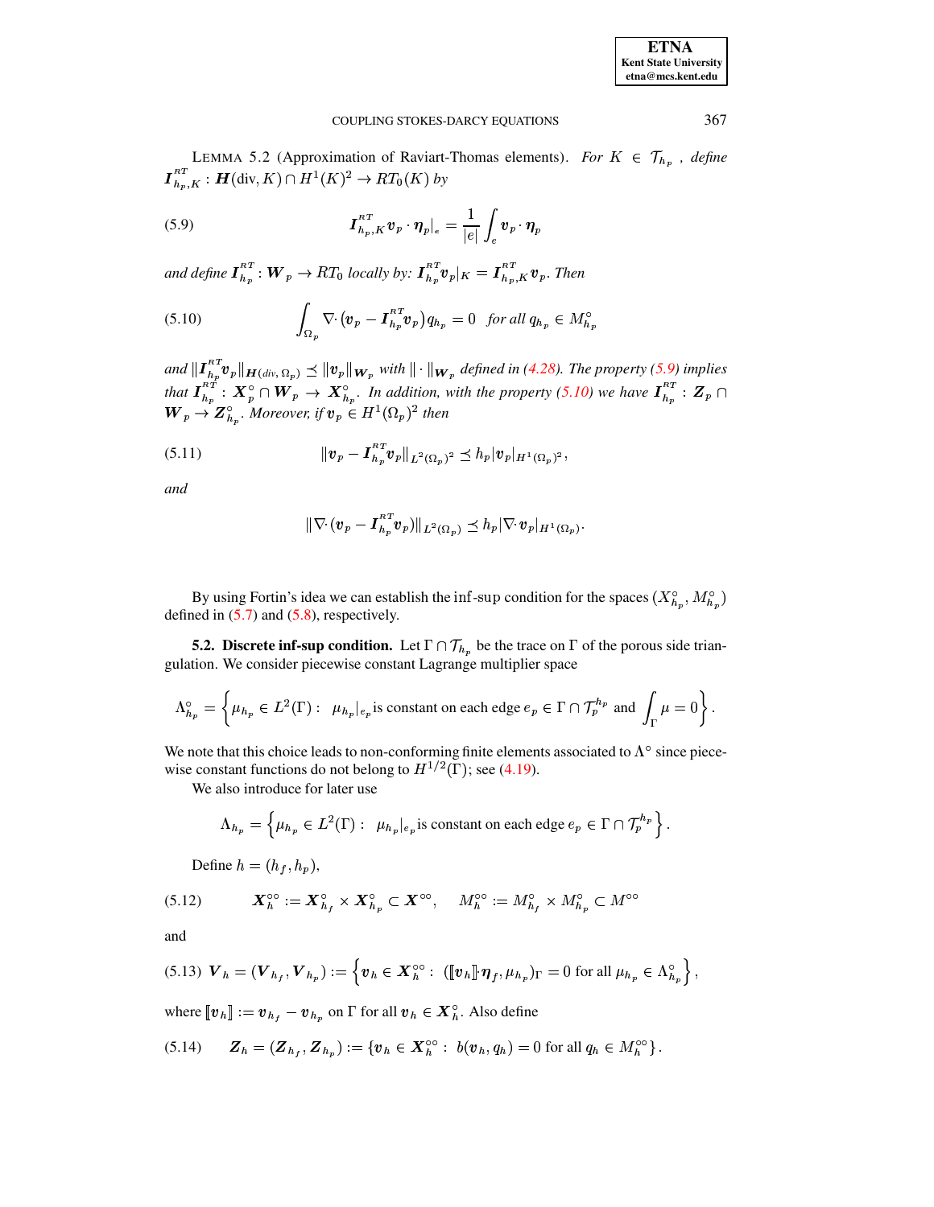LEMMA 5.2 (Approximation of Raviart-Thomas elements). *For* $K \in \mathcal{T}_{h_p}$ *, define* $\boldsymbol{I}^{RT}_{h_p,K} : \boldsymbol{H}(\mathrm{div}, K) \cap H^1(K)^2 \to RT_0(K)$ *by*

$$\boldsymbol{I}^{RT}_{h_p,K} \boldsymbol{v}_p \cdot \boldsymbol{\eta}_p\big|_e = \frac{1}{|e|} \int_e \boldsymbol{v}_p \cdot \boldsymbol{\eta}_p \tag{5.9}$$

*and define* $\boldsymbol{I}^{RT}_{h_p} : \boldsymbol{W}_p \to RT_0$ *locally by:* $\boldsymbol{I}^{RT}_{h_p} \boldsymbol{v}_p|_K = \boldsymbol{I}^{RT}_{h_p,K} \boldsymbol{v}_p$*. Then*

$$\int_{\Omega_p} \nabla\cdot (\boldsymbol{v}_p - \boldsymbol{I}^{RT}_{h_p} \boldsymbol{v}_p) q_{h_p} = 0 \quad \textit{for all } q_{h_p} \in M^\circ_{h_p} \tag{5.10}$$

*and* $\|\boldsymbol{I}^{RT}_{h_p} \boldsymbol{v}_p\|_{\boldsymbol{H}(div,\,\Omega_p)} \preceq \|\boldsymbol{v}_p\|_{\boldsymbol{W}_p}$ *with* $\|\cdot\|_{\boldsymbol{W}_p}$ *defined in (4.28). The property (5.9) implies that* $\boldsymbol{I}^{RT}_{h_p} : \boldsymbol{X}^\circ_p \cap \boldsymbol{W}_p \to \boldsymbol{X}^\circ_{h_p}$*. In addition, with the property (5.10) we have* $\boldsymbol{I}^{RT}_{h_p} : \boldsymbol{Z}_p \cap \boldsymbol{W}_p \to \boldsymbol{Z}^\circ_{h_p}$*. Moreover, if* $\boldsymbol{v}_p \in H^1(\Omega_p)^2$ *then*

$$\|\boldsymbol{v}_p - \boldsymbol{I}^{RT}_{h_p} \boldsymbol{v}_p\|_{L^2(\Omega_p)^2} \preceq h_p |\boldsymbol{v}_p|_{H^1(\Omega_p)^2}, \tag{5.11}$$

*and*

$$\|\nabla\cdot (\boldsymbol{v}_p - \boldsymbol{I}^{RT}_{h_p} \boldsymbol{v}_p)\|_{L^2(\Omega_p)} \preceq h_p |\nabla\cdot \boldsymbol{v}_p|_{H^1(\Omega_p)}.$$

By using Fortin's idea we can establish the inf-sup condition for the spaces $(X^\circ_{h_p}, M^\circ_{h_p})$ defined in (5.7) and (5.8), respectively.

**5.2. Discrete inf-sup condition.** Let $\Gamma \cap \mathcal{T}_{h_p}$ be the trace on $\Gamma$ of the porous side triangulation. We consider piecewise constant Lagrange multiplier space

$$\Lambda^\circ_{h_p} = \left\{ \mu_{h_p} \in L^2(\Gamma) : \ \mu_{h_p}|_{e_p} \text{is constant on each edge } e_p \in \Gamma \cap \mathcal{T}^{h_p}_p \text{ and } \int_\Gamma \mu = 0 \right\}.$$

We note that this choice leads to non-conforming finite elements associated to $\Lambda^\circ$ since piecewise constant functions do not belong to $H^{1/2}(\Gamma)$; see (4.19).

We also introduce for later use

$$\Lambda_{h_p} = \left\{ \mu_{h_p} \in L^2(\Gamma) : \ \mu_{h_p}|_{e_p} \text{is constant on each edge } e_p \in \Gamma \cap \mathcal{T}^{h_p}_p \right\}.$$

Define $h = (h_f, h_p)$,

$$\boldsymbol{X}^{\circ\circ}_h := \boldsymbol{X}^\circ_{h_f} \times \boldsymbol{X}^\circ_{h_p} \subset \boldsymbol{X}^{\circ\circ}, \qquad M^{\circ\circ}_h := M^\circ_{h_f} \times M^\circ_{h_p} \subset M^{\circ\circ} \tag{5.12}$$

and

$$\boldsymbol{V}_h = (\boldsymbol{V}_{h_f}, \boldsymbol{V}_{h_p}) := \left\{ \boldsymbol{v}_h \in \boldsymbol{X}^{\circ\circ}_h : \ ([\![\boldsymbol{v}_h]\!]\cdot \boldsymbol{\eta}_f, \mu_{h_p})_\Gamma = 0 \text{ for all } \mu_{h_p} \in \Lambda^\circ_{h_p} \right\}, \tag{5.13}$$

where $[\![\boldsymbol{v}_h]\!] := \boldsymbol{v}_{h_f} - \boldsymbol{v}_{h_p}$ on $\Gamma$ for all $\boldsymbol{v}_h \in \boldsymbol{X}^\circ_h$. Also define

$$\boldsymbol{Z}_h = (\boldsymbol{Z}_{h_f}, \boldsymbol{Z}_{h_p}) := \{ \boldsymbol{v}_h \in \boldsymbol{X}^{\circ\circ}_h : \ b(\boldsymbol{v}_h, q_h) = 0 \text{ for all } q_h \in M^{\circ\circ}_h \}. \tag{5.14}$$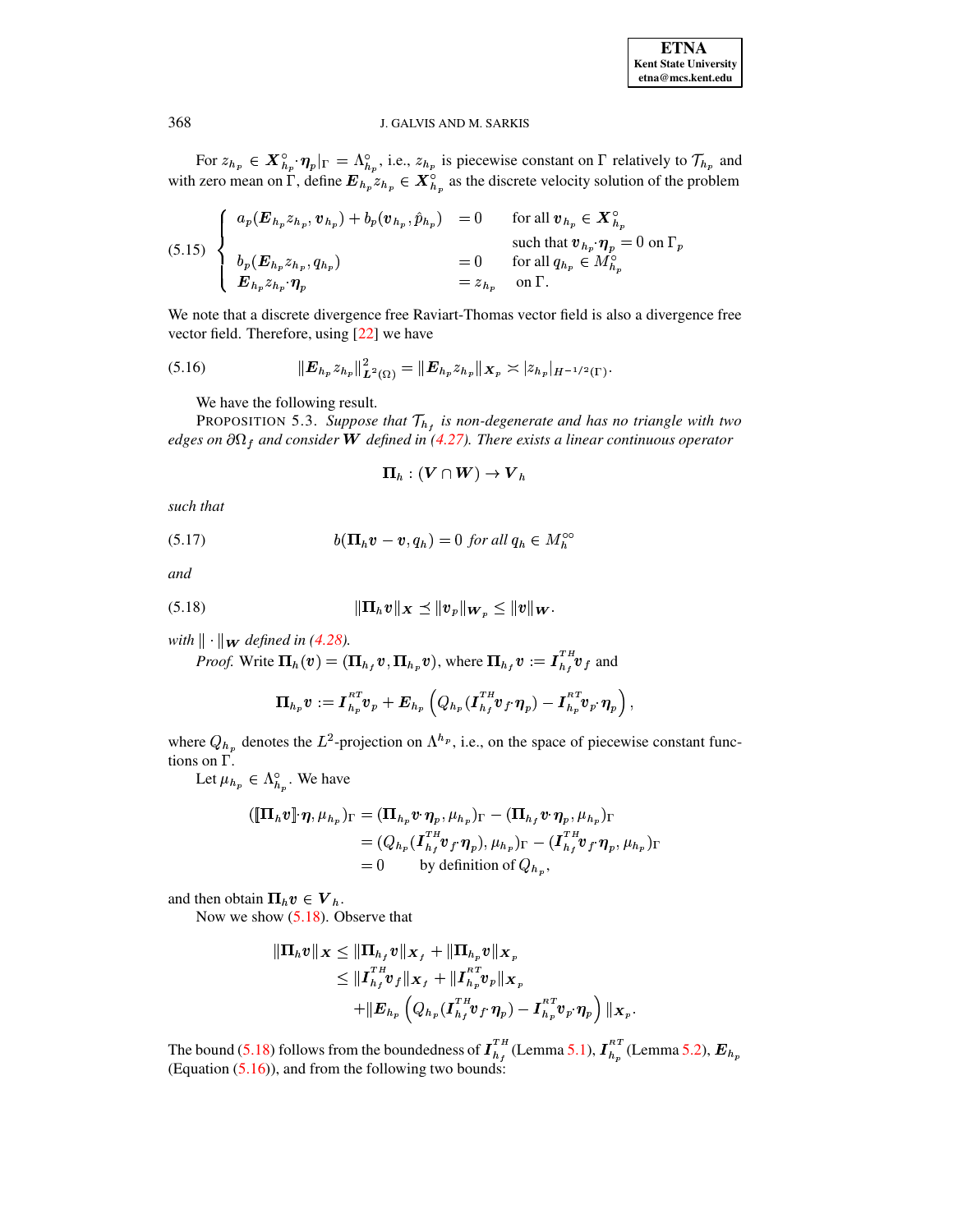For $z_{h_p} \in \boldsymbol{X}^{\circ}_{h_p} \cdot \boldsymbol{\eta}_p|_\Gamma = \Lambda^{\circ}_{h_p}$, i.e., $z_{h_p}$ is piecewise constant on $\Gamma$ relatively to $\mathcal{T}_{h_p}$ and with zero mean on $\Gamma$, define $\boldsymbol{E}_{h_p} z_{h_p} \in \boldsymbol{X}^{\circ}_{h_p}$ as the discrete velocity solution of the problem

$$
(5.15) \quad \begin{cases} a_p(\boldsymbol{E}_{h_p} z_{h_p}, \boldsymbol{v}_{h_p}) + b_p(\boldsymbol{v}_{h_p}, \hat{p}_{h_p}) & = 0 \quad \text{for all } \boldsymbol{v}_{h_p} \in \boldsymbol{X}^{\circ}_{h_p} \\ & \qquad \text{such that } \boldsymbol{v}_{h_p} \cdot \boldsymbol{\eta}_p = 0 \text{ on } \Gamma_p \\ b_p(\boldsymbol{E}_{h_p} z_{h_p}, q_{h_p}) & = 0 \quad \text{for all } q_{h_p} \in M^{\circ}_{h_p} \\ \boldsymbol{E}_{h_p} z_{h_p} \cdot \boldsymbol{\eta}_p & = z_{h_p} \quad \text{on } \Gamma. \end{cases}
$$

We note that a discrete divergence free Raviart-Thomas vector field is also a divergence free vector field. Therefore, using [22] we have

$$
(5.16) \qquad \|\boldsymbol{E}_{h_p} z_{h_p}\|^2_{\boldsymbol{L}^2(\Omega)} = \|\boldsymbol{E}_{h_p} z_{h_p}\|_{\boldsymbol{X}_p} \asymp |z_{h_p}|_{H^{-1/2}(\Gamma)}.
$$

We have the following result.

PROPOSITION 5.3. *Suppose that $\mathcal{T}_{h_f}$ is non-degenerate and has no triangle with two edges on $\partial\Omega_f$ and consider $\boldsymbol{W}$ defined in (4.27). There exists a linear continuous operator*

$$
\boldsymbol{\Pi}_h : (\boldsymbol{V} \cap \boldsymbol{W}) \to \boldsymbol{V}_h
$$

*such that*

$$
(5.17) \qquad b(\boldsymbol{\Pi}_h \boldsymbol{v} - \boldsymbol{v}, q_h) = 0 \text{ for all } q_h \in M_h^{\circ\circ}
$$

*and*

$$
(5.18) \qquad \|\boldsymbol{\Pi}_h \boldsymbol{v}\|_{\boldsymbol{X}} \preceq \|\boldsymbol{v}_p\|_{\boldsymbol{W}_p} \leq \|\boldsymbol{v}\|_{\boldsymbol{W}}.
$$

*with $\|\cdot\|_{\boldsymbol{W}}$ defined in (4.28).*

*Proof.* Write $\boldsymbol{\Pi}_h(\boldsymbol{v}) = (\boldsymbol{\Pi}_{h_f}\boldsymbol{v}, \boldsymbol{\Pi}_{h_p}\boldsymbol{v})$, where $\boldsymbol{\Pi}_{h_f}\boldsymbol{v} := \boldsymbol{I}^{TH}_{h_f}\boldsymbol{v}_f$ and

$$
\boldsymbol{\Pi}_{h_p}\boldsymbol{v} := \boldsymbol{I}^{RT}_{h_p}\boldsymbol{v}_p + \boldsymbol{E}_{h_p}\left(Q_{h_p}(\boldsymbol{I}^{TH}_{h_f}\boldsymbol{v}_f \cdot \boldsymbol{\eta}_p) - \boldsymbol{I}^{RT}_{h_p}\boldsymbol{v}_p \cdot \boldsymbol{\eta}_p\right),
$$

where $Q_{h_p}$ denotes the $L^2$-projection on $\Lambda^{h_p}$, i.e., on the space of piecewise constant functions on $\Gamma$.

Let $\mu_{h_p} \in \Lambda^{\circ}_{h_p}$. We have

$$
\begin{aligned}
([\![\boldsymbol{\Pi}_h \boldsymbol{v}]\!] \cdot \boldsymbol{\eta}, \mu_{h_p})_\Gamma &= (\boldsymbol{\Pi}_{h_p}\boldsymbol{v} \cdot \boldsymbol{\eta}_p, \mu_{h_p})_\Gamma - (\boldsymbol{\Pi}_{h_f}\boldsymbol{v} \cdot \boldsymbol{\eta}_p, \mu_{h_p})_\Gamma \\
&= (Q_{h_p}(\boldsymbol{I}^{TH}_{h_f}\boldsymbol{v}_f \cdot \boldsymbol{\eta}_p), \mu_{h_p})_\Gamma - (\boldsymbol{I}^{TH}_{h_f}\boldsymbol{v}_f \cdot \boldsymbol{\eta}_p, \mu_{h_p})_\Gamma \\
&= 0 \qquad \text{by definition of } Q_{h_p},
\end{aligned}
$$

and then obtain $\boldsymbol{\Pi}_h \boldsymbol{v} \in \boldsymbol{V}_h$.

Now we show (5.18). Observe that

$$
\begin{aligned}
\|\boldsymbol{\Pi}_h \boldsymbol{v}\|_{\boldsymbol{X}} &\leq \|\boldsymbol{\Pi}_{h_f}\boldsymbol{v}\|_{\boldsymbol{X}_f} + \|\boldsymbol{\Pi}_{h_p}\boldsymbol{v}\|_{\boldsymbol{X}_p} \\
&\leq \|\boldsymbol{I}^{TH}_{h_f}\boldsymbol{v}_f\|_{\boldsymbol{X}_f} + \|\boldsymbol{I}^{RT}_{h_p}\boldsymbol{v}_p\|_{\boldsymbol{X}_p} \\
&\quad + \|\boldsymbol{E}_{h_p}\left(Q_{h_p}(\boldsymbol{I}^{TH}_{h_f}\boldsymbol{v}_f \cdot \boldsymbol{\eta}_p) - \boldsymbol{I}^{RT}_{h_p}\boldsymbol{v}_p \cdot \boldsymbol{\eta}_p\right)\|_{\boldsymbol{X}_p}.
\end{aligned}
$$

The bound (5.18) follows from the boundedness of $\boldsymbol{I}^{TH}_{h_f}$ (Lemma 5.1), $\boldsymbol{I}^{RT}_{h_p}$ (Lemma 5.2), $\boldsymbol{E}_{h_p}$ (Equation (5.16)), and from the following two bounds: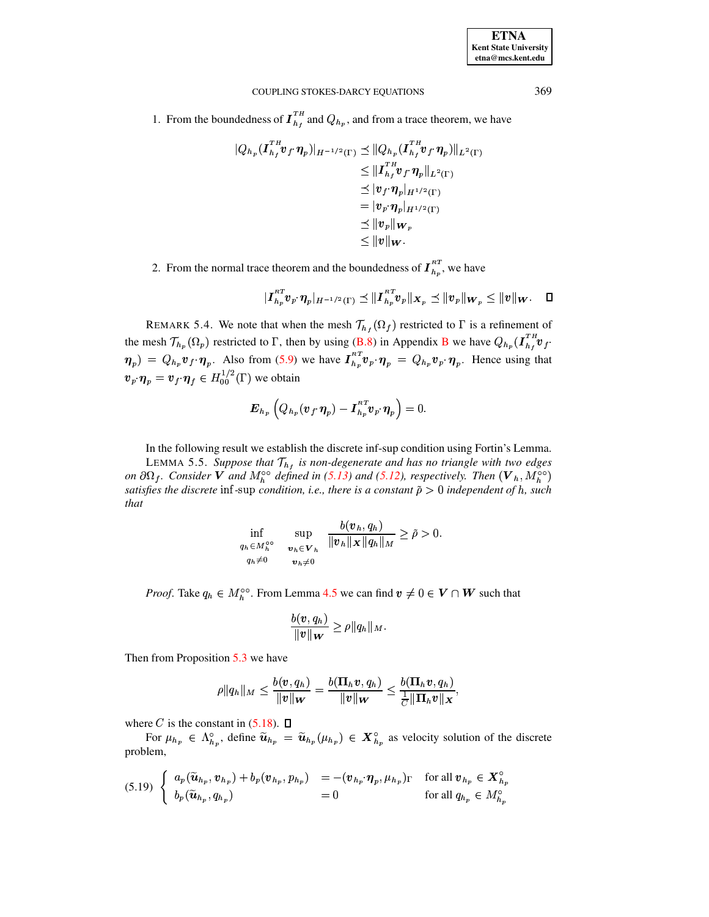1. From the boundedness of $\boldsymbol{I}_{h_f}^{TH}$ and $Q_{h_p}$, and from a trace theorem, we have

$$
\begin{aligned}
|Q_{h_p}(\boldsymbol{I}_{h_f}^{TH}\boldsymbol{v}_f\cdot\boldsymbol{\eta}_p)|_{H^{-1/2}(\Gamma)} &\preceq \|Q_{h_p}(\boldsymbol{I}_{h_f}^{TH}\boldsymbol{v}_f\cdot\boldsymbol{\eta}_p)\|_{L^2(\Gamma)} \\
&\leq \|\boldsymbol{I}_{h_f}^{TH}\boldsymbol{v}_f\cdot\boldsymbol{\eta}_p\|_{L^2(\Gamma)} \\
&\preceq |\boldsymbol{v}_f\cdot\boldsymbol{\eta}_p|_{H^{1/2}(\Gamma)} \\
&= |\boldsymbol{v}_p\cdot\boldsymbol{\eta}_p|_{H^{1/2}(\Gamma)} \\
&\preceq \|\boldsymbol{v}_p\|_{\boldsymbol{W}_p} \\
&\leq \|\boldsymbol{v}\|_{\boldsymbol{W}}.
\end{aligned}
$$

2. From the normal trace theorem and the boundedness of $\boldsymbol{I}_{h_p}^{RT}$, we have

$$
|\boldsymbol{I}_{h_p}^{RT}\boldsymbol{v}_p\cdot\boldsymbol{\eta}_p|_{H^{-1/2}(\Gamma)} \preceq \|\boldsymbol{I}_{h_p}^{RT}\boldsymbol{v}_p\|_{\boldsymbol{X}_p} \preceq \|\boldsymbol{v}_p\|_{\boldsymbol{W}_p} \leq \|\boldsymbol{v}\|_{\boldsymbol{W}}. \quad \square
$$

REMARK 5.4. We note that when the mesh $\mathcal{T}_{h_f}(\Omega_f)$ restricted to $\Gamma$ is a refinement of the mesh $\mathcal{T}_{h_p}(\Omega_p)$ restricted to $\Gamma$, then by using (B.8) in Appendix B we have $Q_{h_p}(\boldsymbol{I}_{h_f}^{TH}\boldsymbol{v}_f\cdot\boldsymbol{\eta}_p) = Q_{h_p}\boldsymbol{v}_f\cdot\boldsymbol{\eta}_p$. Also from (5.9) we have $\boldsymbol{I}_{h_p}^{RT}\boldsymbol{v}_p\cdot\boldsymbol{\eta}_p = Q_{h_p}\boldsymbol{v}_p\cdot\boldsymbol{\eta}_p$. Hence using that $\boldsymbol{v}_p\cdot\boldsymbol{\eta}_p = \boldsymbol{v}_f\cdot\boldsymbol{\eta}_f \in H_{00}^{1/2}(\Gamma)$ we obtain

$$
\boldsymbol{E}_{h_p}\left(Q_{h_p}(\boldsymbol{v}_f\cdot\boldsymbol{\eta}_p) - \boldsymbol{I}_{h_p}^{RT}\boldsymbol{v}_p\cdot\boldsymbol{\eta}_p\right) = 0.
$$

In the following result we establish the discrete inf-sup condition using Fortin's Lemma.

LEMMA 5.5. *Suppose that $\mathcal{T}_{h_f}$ is non-degenerate and has no triangle with two edges on $\partial\Omega_f$. Consider $\boldsymbol{V}$ and $M_h^{\circ\circ}$ defined in (5.13) and (5.12), respectively. Then $(\boldsymbol{V}_h, M_h^{\circ\circ})$ satisfies the discrete* inf-sup *condition, i.e., there is a constant $\tilde{\rho} > 0$ independent of $h$, such that*

$$
\inf_{\substack{q_h\in M_h^{\circ\circ}\\ q_h\neq 0}} \sup_{\substack{\boldsymbol{v}_h\in\boldsymbol{V}_h\\ \boldsymbol{v}_h\neq 0}} \frac{b(\boldsymbol{v}_h, q_h)}{\|\boldsymbol{v}_h\|_{\boldsymbol{X}}\|q_h\|_M} \geq \tilde{\rho} > 0.
$$

*Proof.* Take $q_h \in M_h^{\circ\circ}$. From Lemma 4.5 we can find $\boldsymbol{v} \neq 0 \in \boldsymbol{V} \cap \boldsymbol{W}$ such that

$$
\frac{b(\boldsymbol{v}, q_h)}{\|\boldsymbol{v}\|_{\boldsymbol{W}}} \geq \rho\|q_h\|_M.
$$

Then from Proposition 5.3 we have

$$
\rho\|q_h\|_M \leq \frac{b(\boldsymbol{v}, q_h)}{\|\boldsymbol{v}\|_{\boldsymbol{W}}} = \frac{b(\boldsymbol{\Pi}_h\boldsymbol{v}, q_h)}{\|\boldsymbol{v}\|_{\boldsymbol{W}}} \leq \frac{b(\boldsymbol{\Pi}_h\boldsymbol{v}, q_h)}{\frac{1}{C}\|\boldsymbol{\Pi}_h\boldsymbol{v}\|_{\boldsymbol{X}}},
$$

where $C$ is the constant in (5.18). $\square$

For $\mu_{h_p} \in \Lambda_{h_p}^{\circ}$, define $\widetilde{\boldsymbol{u}}_{h_p} = \widetilde{\boldsymbol{u}}_{h_p}(\mu_{h_p}) \in \boldsymbol{X}_{h_p}^{\circ}$ as velocity solution of the discrete problem,

$$
\left\{
\begin{array}{lll}
a_p(\widetilde{\boldsymbol{u}}_{h_p}, \boldsymbol{v}_{h_p}) + b_p(\boldsymbol{v}_{h_p}, p_{h_p}) & = -(\boldsymbol{v}_{h_p}\cdot\boldsymbol{\eta}_p, \mu_{h_p})_\Gamma & \text{for all } \boldsymbol{v}_{h_p} \in \boldsymbol{X}_{h_p}^{\circ} \\
b_p(\widetilde{\boldsymbol{u}}_{h_p}, q_{h_p}) & = 0 & \text{for all } q_{h_p} \in M_{h_p}^{\circ}
\end{array}
\right. \tag{5.19}
$$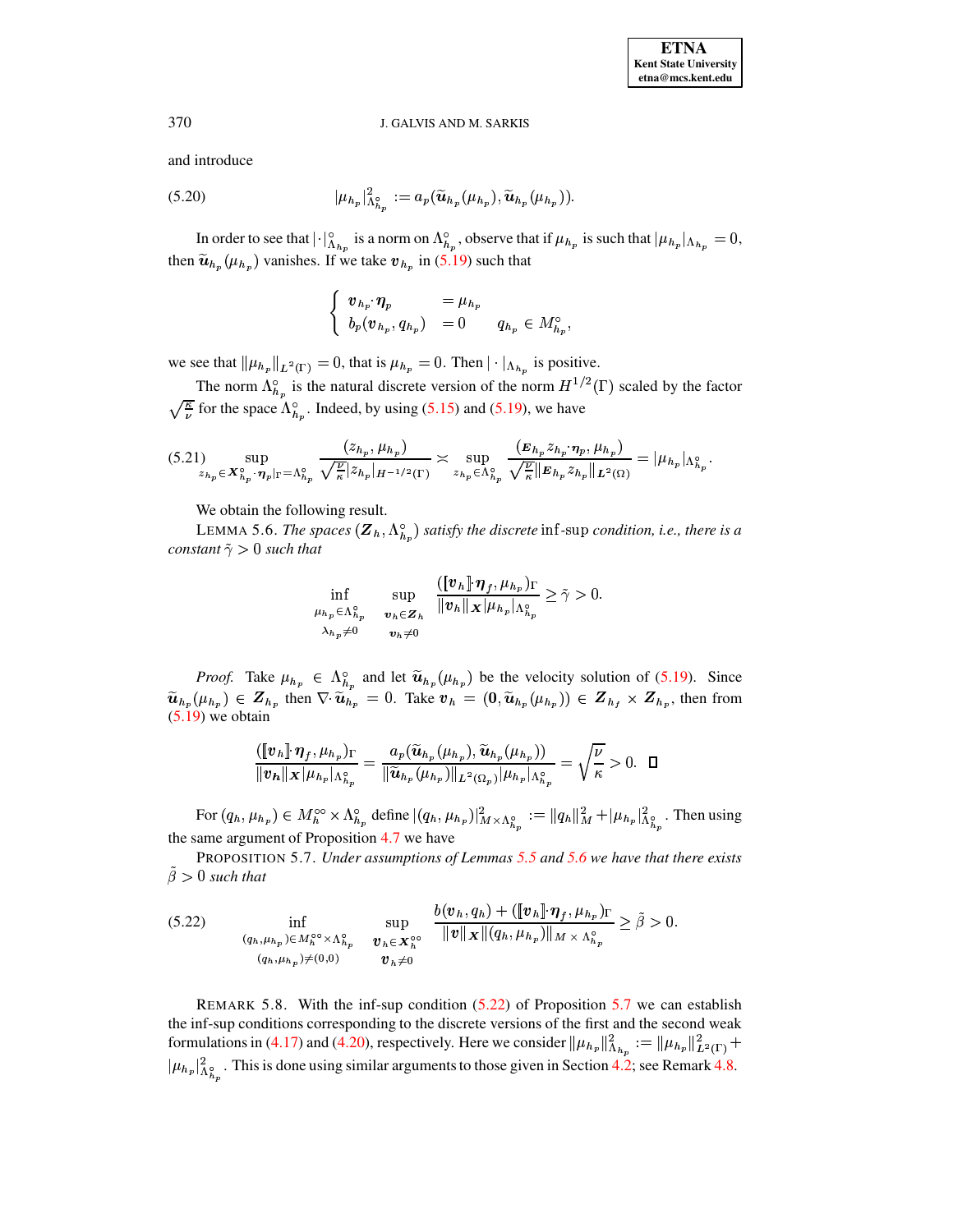and introduce

$$
|\mu_{h_p}|^2_{\Lambda^\circ_{h_p}} := a_p(\widetilde{\boldsymbol{u}}_{h_p}(\mu_{h_p}), \widetilde{\boldsymbol{u}}_{h_p}(\mu_{h_p})). \tag{5.20}
$$

In order to see that $|\cdot|^\circ_{\Lambda_{h_p}}$ is a norm on $\Lambda^\circ_{h_p}$, observe that if $\mu_{h_p}$ is such that $|\mu_{h_p}|_{\Lambda_{h_p}} = 0$, then $\widetilde{\boldsymbol{u}}_{h_p}(\mu_{h_p})$ vanishes. If we take $\boldsymbol{v}_{h_p}$ in (5.19) such that

$$
\begin{cases} \boldsymbol{v}_{h_p} \cdot \boldsymbol{\eta}_p & = \mu_{h_p} \\ b_p(\boldsymbol{v}_{h_p}, q_{h_p}) & = 0 \qquad q_{h_p} \in M^\circ_{h_p}, \end{cases}
$$

we see that $\|\mu_{h_p}\|_{L^2(\Gamma)} = 0$, that is $\mu_{h_p} = 0$. Then $|\cdot|_{\Lambda_{h_p}}$ is positive.

The norm $\Lambda^\circ_{h_p}$ is the natural discrete version of the norm $H^{1/2}(\Gamma)$ scaled by the factor $\sqrt{\frac{\kappa}{\nu}}$ for the space $\Lambda^\circ_{h_p}$. Indeed, by using (5.15) and (5.19), we have

$$
\sup_{z_{h_p} \in \boldsymbol{X}^\circ_{h_p} \cdot \boldsymbol{\eta}_p|_\Gamma = \Lambda^\circ_{h_p}} \frac{(z_{h_p}, \mu_{h_p})}{\sqrt{\frac{\nu}{\kappa}} |z_{h_p}|_{H^{-1/2}(\Gamma)}} \asymp \sup_{z_{h_p} \in \Lambda^\circ_{h_p}} \frac{(\boldsymbol{E}_{h_p} z_{h_p} \cdot \boldsymbol{\eta}_p, \mu_{h_p})}{\sqrt{\frac{\nu}{\kappa}} \|\boldsymbol{E}_{h_p} z_{h_p}\|_{\boldsymbol{L}^2(\Omega)}} = |\mu_{h_p}|_{\Lambda^\circ_{h_p}}. \tag{5.21}
$$

We obtain the following result.

LEMMA 5.6. *The spaces* $(\boldsymbol{Z}_h, \Lambda^\circ_{h_p})$ *satisfy the discrete* inf-sup *condition, i.e., there is a constant* $\tilde{\gamma} > 0$ *such that*

$$
\inf_{\substack{\mu_{h_p} \in \Lambda^\circ_{h_p} \\ \lambda_{h_p} \neq 0}} \sup_{\substack{\boldsymbol{v}_h \in \boldsymbol{Z}_h \\ \boldsymbol{v}_h \neq 0}} \frac{([\![\boldsymbol{v}_h]\!] \cdot \boldsymbol{\eta}_f, \mu_{h_p})_\Gamma}{\|\boldsymbol{v}_h\|_{\boldsymbol{X}} |\mu_{h_p}|_{\Lambda^\circ_{h_p}}} \geq \tilde{\gamma} > 0.
$$

*Proof.* Take $\mu_{h_p} \in \Lambda^\circ_{h_p}$ and let $\widetilde{\boldsymbol{u}}_{h_p}(\mu_{h_p})$ be the velocity solution of (5.19). Since $\widetilde{\boldsymbol{u}}_{h_p}(\mu_{h_p}) \in \boldsymbol{Z}_{h_p}$ then $\nabla \cdot \widetilde{\boldsymbol{u}}_{h_p} = 0$. Take $\boldsymbol{v}_h = (\boldsymbol{0}, \widetilde{\boldsymbol{u}}_{h_p}(\mu_{h_p})) \in \boldsymbol{Z}_{h_f} \times \boldsymbol{Z}_{h_p}$, then from (5.19) we obtain

$$
\frac{([\![\boldsymbol{v}_h]\!] \cdot \boldsymbol{\eta}_f, \mu_{h_p})_\Gamma}{\|\boldsymbol{v}_h\|_{\boldsymbol{X}} |\mu_{h_p}|_{\Lambda^\circ_{h_p}}} = \frac{a_p(\widetilde{\boldsymbol{u}}_{h_p}(\mu_{h_p}), \widetilde{\boldsymbol{u}}_{h_p}(\mu_{h_p}))}{\|\widetilde{\boldsymbol{u}}_{h_p}(\mu_{h_p})\|_{L^2(\Omega_p)} |\mu_{h_p}|_{\Lambda^\circ_{h_p}}} = \sqrt{\frac{\nu}{\kappa}} > 0. \quad \square
$$

For $(q_h, \mu_{h_p}) \in M^{\circ\circ}_h \times \Lambda^\circ_{h_p}$ define $|(q_h, \mu_{h_p})|^2_{M \times \Lambda^\circ_{h_p}} := \|q_h\|^2_M + |\mu_{h_p}|^2_{\Lambda^\circ_{h_p}}$. Then using the same argument of Proposition 4.7 we have

PROPOSITION 5.7. *Under assumptions of Lemmas 5.5 and 5.6 we have that there exists* $\tilde{\beta} > 0$ *such that*

$$
\inf_{\substack{(q_h, \mu_{h_p}) \in M^{\circ\circ}_h \times \Lambda^\circ_{h_p} \\ (q_h, \mu_{h_p}) \neq (0,0)}} \sup_{\substack{\boldsymbol{v}_h \in \boldsymbol{X}^{\circ\circ}_h \\ \boldsymbol{v}_h \neq 0}} \frac{b(\boldsymbol{v}_h, q_h) + ([\![\boldsymbol{v}_h]\!] \cdot \boldsymbol{\eta}_f, \mu_{h_p})_\Gamma}{\|\boldsymbol{v}\|_{\boldsymbol{X}} \|(q_h, \mu_{h_p})\|_{M \times \Lambda^\circ_{h_p}}} \geq \tilde{\beta} > 0. \tag{5.22}
$$

REMARK 5.8. With the inf-sup condition (5.22) of Proposition 5.7 we can establish the inf-sup conditions corresponding to the discrete versions of the first and the second weak formulations in (4.17) and (4.20), respectively. Here we consider $\|\mu_{h_p}\|^2_{\Lambda_{h_p}} := \|\mu_{h_p}\|^2_{L^2(\Gamma)} + |\mu_{h_p}|^2_{\Lambda^\circ_{h_p}}$. This is done using similar arguments to those given in Section 4.2; see Remark 4.8.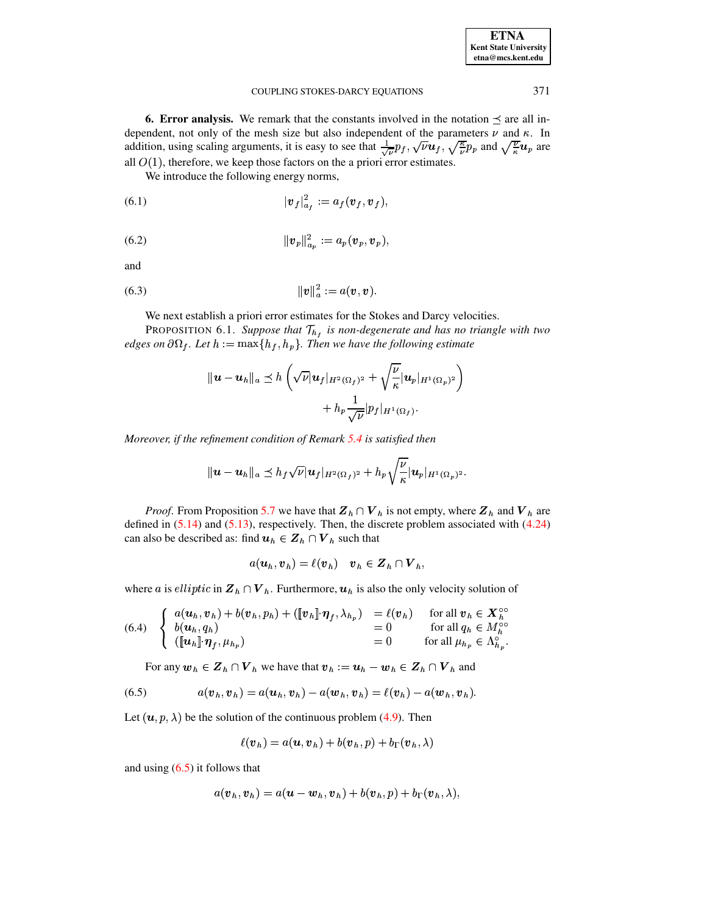**6. Error analysis.** We remark that the constants involved in the notation $\preceq$ are all independent, not only of the mesh size but also independent of the parameters $\nu$ and $\kappa$. In addition, using scaling arguments, it is easy to see that $\frac{1}{\sqrt{\nu}}p_f$, $\sqrt{\nu}\boldsymbol{u}_f$, $\sqrt{\frac{\kappa}{\nu}}p_p$ and $\sqrt{\frac{\nu}{\kappa}}\boldsymbol{u}_p$ are all $O(1)$, therefore, we keep those factors on the a priori error estimates.

We introduce the following energy norms,

$$|\boldsymbol{v}_f|^2_{a_f} := a_f(\boldsymbol{v}_f, \boldsymbol{v}_f), \tag{6.1}$$

$$\|\boldsymbol{v}_p\|^2_{a_p} := a_p(\boldsymbol{v}_p, \boldsymbol{v}_p), \tag{6.2}$$

and

$$\|\boldsymbol{v}\|^2_{a} := a(\boldsymbol{v}, \boldsymbol{v}). \tag{6.3}$$

We next establish a priori error estimates for the Stokes and Darcy velocities.

PROPOSITION 6.1. *Suppose that $\mathcal{T}_{h_f}$ is non-degenerate and has no triangle with two edges on $\partial\Omega_f$. Let $h := \max\{h_f, h_p\}$. Then we have the following estimate*

$$\|\boldsymbol{u} - \boldsymbol{u}_h\|_a \preceq h\left(\sqrt{\nu}|\boldsymbol{u}_f|_{H^2(\Omega_f)^2} + \sqrt{\frac{\nu}{\kappa}}|\boldsymbol{u}_p|_{H^1(\Omega_p)^2}\right) + h_p\frac{1}{\sqrt{\nu}}|p_f|_{H^1(\Omega_f)}.$$

*Moreover, if the refinement condition of Remark 5.4 is satisfied then*

$$\|\boldsymbol{u} - \boldsymbol{u}_h\|_a \preceq h_f\sqrt{\nu}|\boldsymbol{u}_f|_{H^2(\Omega_f)^2} + h_p\sqrt{\frac{\nu}{\kappa}}|\boldsymbol{u}_p|_{H^1(\Omega_p)^2}.$$

*Proof.* From Proposition 5.7 we have that $\boldsymbol{Z}_h \cap \boldsymbol{V}_h$ is not empty, where $\boldsymbol{Z}_h$ and $\boldsymbol{V}_h$ are defined in (5.14) and (5.13), respectively. Then, the discrete problem associated with (4.24) can also be described as: find $\boldsymbol{u}_h \in \boldsymbol{Z}_h \cap \boldsymbol{V}_h$ such that

$$a(\boldsymbol{u}_h, \boldsymbol{v}_h) = \ell(\boldsymbol{v}_h) \quad \boldsymbol{v}_h \in \boldsymbol{Z}_h \cap \boldsymbol{V}_h,$$

where $a$ is *elliptic* in $\boldsymbol{Z}_h \cap \boldsymbol{V}_h$. Furthermore, $\boldsymbol{u}_h$ is also the only velocity solution of

$$\left\{\begin{array}{lll} a(\boldsymbol{u}_h, \boldsymbol{v}_h) + b(\boldsymbol{v}_h, p_h) + ([\![\boldsymbol{v}_h]\!]\cdot\boldsymbol{\eta}_f, \lambda_{h_p}) & = \ell(\boldsymbol{v}_h) & \text{for all } \boldsymbol{v}_h \in \boldsymbol{X}_h^{\circ\circ} \\ b(\boldsymbol{u}_h, q_h) & = 0 & \text{for all } q_h \in M_h^{\circ\circ} \\ ([\![\boldsymbol{u}_h]\!]\cdot\boldsymbol{\eta}_f, \mu_{h_p}) & = 0 & \text{for all } \mu_{h_p} \in \Lambda_{h_p}^{\circ}. \end{array}\right. \tag{6.4}$$

For any $\boldsymbol{w}_h \in \boldsymbol{Z}_h \cap \boldsymbol{V}_h$ we have that $\boldsymbol{v}_h := \boldsymbol{u}_h - \boldsymbol{w}_h \in \boldsymbol{Z}_h \cap \boldsymbol{V}_h$ and

$$a(\boldsymbol{v}_h, \boldsymbol{v}_h) = a(\boldsymbol{u}_h, \boldsymbol{v}_h) - a(\boldsymbol{w}_h, \boldsymbol{v}_h) = \ell(\boldsymbol{v}_h) - a(\boldsymbol{w}_h, \boldsymbol{v}_h). \tag{6.5}$$

Let $(\boldsymbol{u}, p, \lambda)$ be the solution of the continuous problem (4.9). Then

$$\ell(\boldsymbol{v}_h) = a(\boldsymbol{u}, \boldsymbol{v}_h) + b(\boldsymbol{v}_h, p) + b_\Gamma(\boldsymbol{v}_h, \lambda)$$

and using (6.5) it follows that

$$a(\boldsymbol{v}_h, \boldsymbol{v}_h) = a(\boldsymbol{u} - \boldsymbol{w}_h, \boldsymbol{v}_h) + b(\boldsymbol{v}_h, p) + b_\Gamma(\boldsymbol{v}_h, \lambda),$$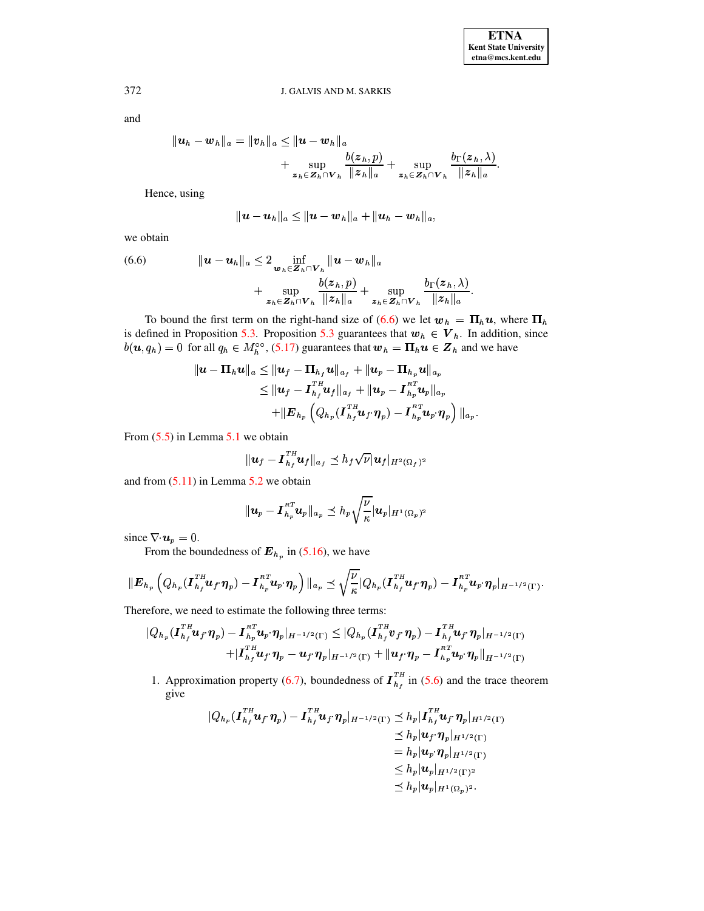and

$$\|\boldsymbol{u}_h - \boldsymbol{w}_h\|_a = \|\boldsymbol{v}_h\|_a \le \|\boldsymbol{u} - \boldsymbol{w}_h\|_a + \sup_{\boldsymbol{z}_h \in \boldsymbol{Z}_h \cap \boldsymbol{V}_h} \frac{b(\boldsymbol{z}_h, p)}{\|\boldsymbol{z}_h\|_a} + \sup_{\boldsymbol{z}_h \in \boldsymbol{Z}_h \cap \boldsymbol{V}_h} \frac{b_\Gamma(\boldsymbol{z}_h, \lambda)}{\|\boldsymbol{z}_h\|_a}.$$

Hence, using

$$\|\boldsymbol{u} - \boldsymbol{u}_h\|_a \le \|\boldsymbol{u} - \boldsymbol{w}_h\|_a + \|\boldsymbol{u}_h - \boldsymbol{w}_h\|_a,$$

we obtain

$$\|\boldsymbol{u} - \boldsymbol{u}_h\|_a \le 2 \inf_{\boldsymbol{w}_h \in \boldsymbol{Z}_h \cap \boldsymbol{V}_h} \|\boldsymbol{u} - \boldsymbol{w}_h\|_a + \sup_{\boldsymbol{z}_h \in \boldsymbol{Z}_h \cap \boldsymbol{V}_h} \frac{b(\boldsymbol{z}_h, p)}{\|\boldsymbol{z}_h\|_a} + \sup_{\boldsymbol{z}_h \in \boldsymbol{Z}_h \cap \boldsymbol{V}_h} \frac{b_\Gamma(\boldsymbol{z}_h, \lambda)}{\|\boldsymbol{z}_h\|_a}. \tag{6.6}$$

To bound the first term on the right-hand size of (6.6) we let $\boldsymbol{w}_h = \boldsymbol{\Pi}_h \boldsymbol{u}$, where $\boldsymbol{\Pi}_h$ is defined in Proposition 5.3. Proposition 5.3 guarantees that $\boldsymbol{w}_h \in \boldsymbol{V}_h$. In addition, since $b(\boldsymbol{u}, q_h) = 0$ for all $q_h \in M_h^{\circ\circ}$, (5.17) guarantees that $\boldsymbol{w}_h = \boldsymbol{\Pi}_h \boldsymbol{u} \in \boldsymbol{Z}_h$ and we have

$$\begin{aligned}
\|\boldsymbol{u} - \boldsymbol{\Pi}_h \boldsymbol{u}\|_a &\le \|\boldsymbol{u}_f - \boldsymbol{\Pi}_{h_f} \boldsymbol{u}\|_{a_f} + \|\boldsymbol{u}_p - \boldsymbol{\Pi}_{h_p} \boldsymbol{u}\|_{a_p} \\
&\le \|\boldsymbol{u}_f - \boldsymbol{I}_{h_f}^{TH} \boldsymbol{u}_f\|_{a_f} + \|\boldsymbol{u}_p - \boldsymbol{I}_{h_p}^{RT} \boldsymbol{u}_p\|_{a_p} \\
&\quad + \|\boldsymbol{E}_{h_p}\left(Q_{h_p}(\boldsymbol{I}_{h_f}^{TH} \boldsymbol{u}_f \cdot \boldsymbol{\eta}_p) - \boldsymbol{I}_{h_p}^{RT} \boldsymbol{u}_p \cdot \boldsymbol{\eta}_p\right)\|_{a_p}.
\end{aligned}$$

From (5.5) in Lemma 5.1 we obtain

$$\|\boldsymbol{u}_f - \boldsymbol{I}_{h_f}^{TH} \boldsymbol{u}_f\|_{a_f} \preceq h_f \sqrt{\nu} |\boldsymbol{u}_f|_{H^2(\Omega_f)^2}$$

and from (5.11) in Lemma 5.2 we obtain

$$\|\boldsymbol{u}_p - \boldsymbol{I}_{h_p}^{RT} \boldsymbol{u}_p\|_{a_p} \preceq h_p \sqrt{\frac{\nu}{\kappa}} |\boldsymbol{u}_p|_{H^1(\Omega_p)^2}$$

since $\nabla \cdot \boldsymbol{u}_p = 0$.

From the boundedness of $\boldsymbol{E}_{h_p}$ in (5.16), we have

$$\|\boldsymbol{E}_{h_p}\left(Q_{h_p}(\boldsymbol{I}_{h_f}^{TH} \boldsymbol{u}_f \cdot \boldsymbol{\eta}_p) - \boldsymbol{I}_{h_p}^{RT} \boldsymbol{u}_p \cdot \boldsymbol{\eta}_p\right)\|_{a_p} \preceq \sqrt{\frac{\nu}{\kappa}} |Q_{h_p}(\boldsymbol{I}_{h_f}^{TH} \boldsymbol{u}_f \cdot \boldsymbol{\eta}_p) - \boldsymbol{I}_{h_p}^{RT} \boldsymbol{u}_p \cdot \boldsymbol{\eta}_p|_{H^{-1/2}(\Gamma)}.$$

Therefore, we need to estimate the following three terms:

$$\begin{aligned}
|Q_{h_p}(\boldsymbol{I}_{h_f}^{TH} \boldsymbol{u}_f \cdot \boldsymbol{\eta}_p) - \boldsymbol{I}_{h_p}^{RT} \boldsymbol{u}_p \cdot \boldsymbol{\eta}_p|_{H^{-1/2}(\Gamma)} &\le |Q_{h_p}(\boldsymbol{I}_{h_f}^{TH} \boldsymbol{v}_f \cdot \boldsymbol{\eta}_p) - \boldsymbol{I}_{h_f}^{TH} \boldsymbol{u}_f \cdot \boldsymbol{\eta}_p|_{H^{-1/2}(\Gamma)} \\
&\quad + |\boldsymbol{I}_{h_f}^{TH} \boldsymbol{u}_f \cdot \boldsymbol{\eta}_p - \boldsymbol{u}_f \cdot \boldsymbol{\eta}_p|_{H^{-1/2}(\Gamma)} + \|\boldsymbol{u}_f \cdot \boldsymbol{\eta}_p - \boldsymbol{I}_{h_p}^{RT} \boldsymbol{u}_p \cdot \boldsymbol{\eta}_p\|_{H^{-1/2}(\Gamma)}
\end{aligned}$$

1. Approximation property (6.7), boundedness of $\boldsymbol{I}_{h_f}^{TH}$ in (5.6) and the trace theorem give

$$\begin{aligned}
|Q_{h_p}(\boldsymbol{I}_{h_f}^{TH} \boldsymbol{u}_f \cdot \boldsymbol{\eta}_p) - \boldsymbol{I}_{h_f}^{TH} \boldsymbol{u}_f \cdot \boldsymbol{\eta}_p|_{H^{-1/2}(\Gamma)} &\preceq h_p |\boldsymbol{I}_{h_f}^{TH} \boldsymbol{u}_f \cdot \boldsymbol{\eta}_p|_{H^{1/2}(\Gamma)} \\
&\preceq h_p |\boldsymbol{u}_f \cdot \boldsymbol{\eta}_p|_{H^{1/2}(\Gamma)} \\
&= h_p |\boldsymbol{u}_p \cdot \boldsymbol{\eta}_p|_{H^{1/2}(\Gamma)} \\
&\le h_p |\boldsymbol{u}_p|_{H^{1/2}(\Gamma)^2} \\
&\preceq h_p |\boldsymbol{u}_p|_{H^1(\Omega_p)^2}.
\end{aligned}$$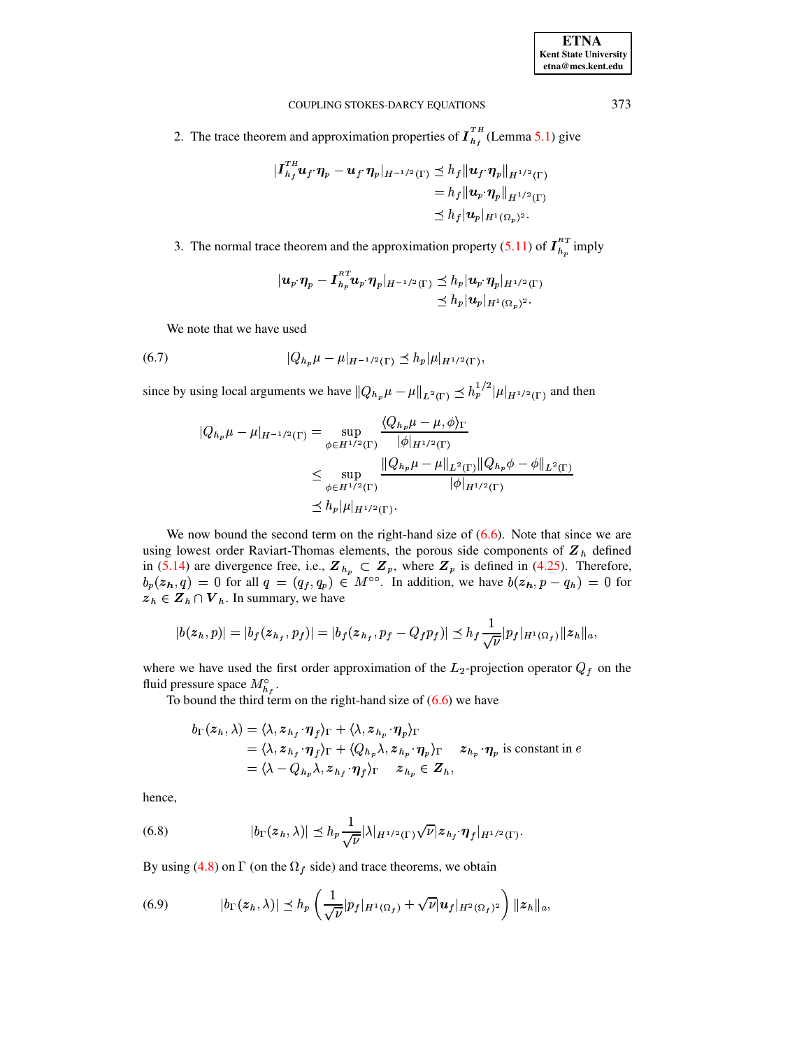2. The trace theorem and approximation properties of $\boldsymbol{I}_{h_f}^{TH}$ (Lemma 5.1) give

$$
\begin{aligned}
|\boldsymbol{I}_{h_f}^{TH}\boldsymbol{u}_f\cdot\boldsymbol{\eta}_p - \boldsymbol{u}_f\cdot\boldsymbol{\eta}_p|_{H^{-1/2}(\Gamma)} &\preceq h_f\|\boldsymbol{u}_f\cdot\boldsymbol{\eta}_p\|_{H^{1/2}(\Gamma)}\\
&= h_f\|\boldsymbol{u}_p\cdot\boldsymbol{\eta}_p\|_{H^{1/2}(\Gamma)}\\
&\preceq h_f|\boldsymbol{u}_p|_{H^1(\Omega_p)^2}.
\end{aligned}
$$

3. The normal trace theorem and the approximation property (5.11) of $\boldsymbol{I}_{h_p}^{RT}$ imply

$$
\begin{aligned}
|\boldsymbol{u}_p\cdot\boldsymbol{\eta}_p - \boldsymbol{I}_{h_p}^{RT}\boldsymbol{u}_p\cdot\boldsymbol{\eta}_p|_{H^{-1/2}(\Gamma)} &\preceq h_p|\boldsymbol{u}_p\cdot\boldsymbol{\eta}_p|_{H^{1/2}(\Gamma)}\\
&\preceq h_p|\boldsymbol{u}_p|_{H^1(\Omega_p)^2}.
\end{aligned}
$$

We note that we have used

$$
|Q_{h_p}\mu - \mu|_{H^{-1/2}(\Gamma)} \preceq h_p|\mu|_{H^{1/2}(\Gamma)}, \tag{6.7}
$$

since by using local arguments we have $\|Q_{h_p}\mu - \mu\|_{L^2(\Gamma)} \preceq h_p^{1/2}|\mu|_{H^{1/2}(\Gamma)}$ and then

$$
\begin{aligned}
|Q_{h_p}\mu - \mu|_{H^{-1/2}(\Gamma)} &= \sup_{\phi\in H^{1/2}(\Gamma)} \frac{\langle Q_{h_p}\mu - \mu, \phi\rangle_\Gamma}{|\phi|_{H^{1/2}(\Gamma)}}\\
&\le \sup_{\phi\in H^{1/2}(\Gamma)} \frac{\|Q_{h_p}\mu - \mu\|_{L^2(\Gamma)}\|Q_{h_p}\phi - \phi\|_{L^2(\Gamma)}}{|\phi|_{H^{1/2}(\Gamma)}}\\
&\preceq h_p|\mu|_{H^{1/2}(\Gamma)}.
\end{aligned}
$$

We now bound the second term on the right-hand size of (6.6). Note that since we are using lowest order Raviart-Thomas elements, the porous side components of $\boldsymbol{Z}_h$ defined in (5.14) are divergence free, i.e., $\boldsymbol{Z}_{h_p} \subset \boldsymbol{Z}_p$, where $\boldsymbol{Z}_p$ is defined in (4.25). Therefore, $b_p(\boldsymbol{z}_h, q) = 0$ for all $q = (q_f, q_p) \in M^{\circ\circ}$. In addition, we have $b(\boldsymbol{z}_h, p - q_h) = 0$ for $\boldsymbol{z}_h \in \boldsymbol{Z}_h \cap \boldsymbol{V}_h$. In summary, we have

$$
|b(\boldsymbol{z}_h, p)| = |b_f(\boldsymbol{z}_{h_f}, p_f)| = |b_f(\boldsymbol{z}_{h_f}, p_f - Q_f p_f)| \preceq h_f\frac{1}{\sqrt{\nu}}|p_f|_{H^1(\Omega_f)}\|\boldsymbol{z}_h\|_a,
$$

where we have used the first order approximation of the $L_2$-projection operator $Q_f$ on the fluid pressure space $M_{h_f}^\circ$.

To bound the third term on the right-hand size of (6.6) we have

$$
\begin{aligned}
b_\Gamma(\boldsymbol{z}_h, \lambda) &= \langle\lambda, \boldsymbol{z}_{h_f}\cdot\boldsymbol{\eta}_f\rangle_\Gamma + \langle\lambda, \boldsymbol{z}_{h_p}\cdot\boldsymbol{\eta}_p\rangle_\Gamma\\
&= \langle\lambda, \boldsymbol{z}_{h_f}\cdot\boldsymbol{\eta}_f\rangle_\Gamma + \langle Q_{h_p}\lambda, \boldsymbol{z}_{h_p}\cdot\boldsymbol{\eta}_p\rangle_\Gamma \quad \boldsymbol{z}_{h_p}\cdot\boldsymbol{\eta}_p \text{ is constant in } e\\
&= \langle\lambda - Q_{h_p}\lambda, \boldsymbol{z}_{h_f}\cdot\boldsymbol{\eta}_f\rangle_\Gamma \quad \boldsymbol{z}_{h_p} \in \boldsymbol{Z}_h,
\end{aligned}
$$

hence,

$$
|b_\Gamma(\boldsymbol{z}_h, \lambda)| \preceq h_p\frac{1}{\sqrt{\nu}}|\lambda|_{H^{1/2}(\Gamma)}\sqrt{\nu}|\boldsymbol{z}_{h_f}\cdot\boldsymbol{\eta}_f|_{H^{1/2}(\Gamma)}. \tag{6.8}
$$

By using (4.8) on $\Gamma$ (on the $\Omega_f$ side) and trace theorems, we obtain

$$
|b_\Gamma(\boldsymbol{z}_h, \lambda)| \preceq h_p\left(\frac{1}{\sqrt{\nu}}|p_f|_{H^1(\Omega_f)} + \sqrt{\nu}|\boldsymbol{u}_f|_{H^2(\Omega_f)^2}\right)\|\boldsymbol{z}_h\|_a, \tag{6.9}
$$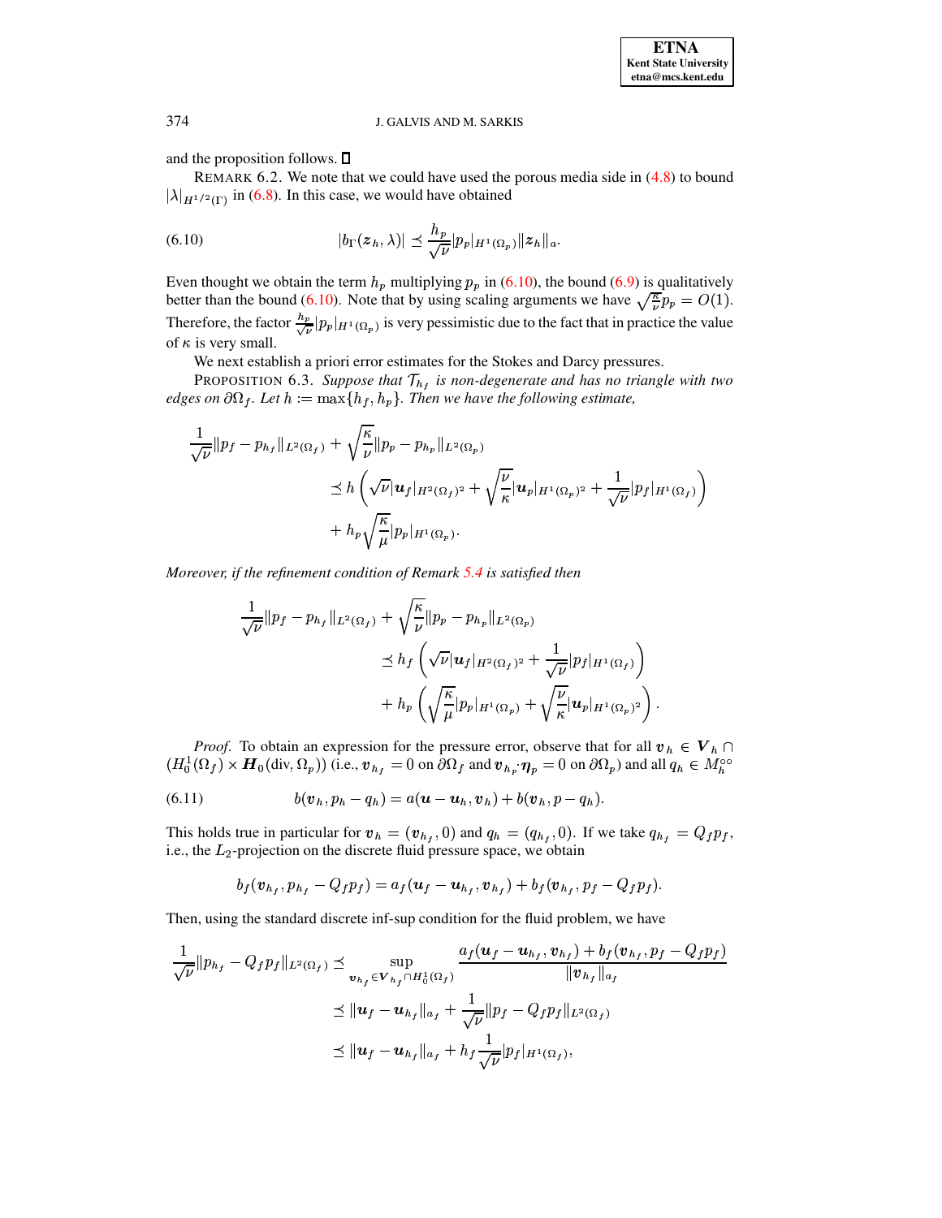and the proposition follows. ∎

REMARK 6.2. We note that we could have used the porous media side in (4.8) to bound $|\lambda|_{H^{1/2}(\Gamma)}$ in (6.8). In this case, we would have obtained

$$|b_\Gamma(\boldsymbol{z}_h, \lambda)| \preceq \frac{h_p}{\sqrt{\nu}} |p_p|_{H^1(\Omega_p)} \|\boldsymbol{z}_h\|_a. \tag{6.10}$$

Even thought we obtain the term $h_p$ multiplying $p_p$ in (6.10), the bound (6.9) is qualitatively better than the bound (6.10). Note that by using scaling arguments we have $\sqrt{\frac{\kappa}{\nu}} p_p = O(1)$. Therefore, the factor $\frac{h_p}{\sqrt{\nu}} |p_p|_{H^1(\Omega_p)}$ is very pessimistic due to the fact that in practice the value of $\kappa$ is very small.

We next establish a priori error estimates for the Stokes and Darcy pressures.

PROPOSITION 6.3. *Suppose that $\mathcal{T}_{h_f}$ is non-degenerate and has no triangle with two edges on $\partial\Omega_f$. Let $h := \max\{h_f, h_p\}$. Then we have the following estimate,*

$$\begin{aligned}
\frac{1}{\sqrt{\nu}} \|p_f - p_{h_f}\|_{L^2(\Omega_f)} &+ \sqrt{\frac{\kappa}{\nu}} \|p_p - p_{h_p}\|_{L^2(\Omega_p)} \\
&\preceq h \left( \sqrt{\nu} |\boldsymbol{u}_f|_{H^2(\Omega_f)^2} + \sqrt{\frac{\nu}{\kappa}} |\boldsymbol{u}_p|_{H^1(\Omega_p)^2} + \frac{1}{\sqrt{\nu}} |p_f|_{H^1(\Omega_f)} \right) \\
&\quad + h_p \sqrt{\frac{\kappa}{\mu}} |p_p|_{H^1(\Omega_p)}.
\end{aligned}$$

*Moreover, if the refinement condition of Remark 5.4 is satisfied then*

$$\begin{aligned}
\frac{1}{\sqrt{\nu}} \|p_f - p_{h_f}\|_{L^2(\Omega_f)} &+ \sqrt{\frac{\kappa}{\nu}} \|p_p - p_{h_p}\|_{L^2(\Omega_p)} \\
&\preceq h_f \left( \sqrt{\nu} |\boldsymbol{u}_f|_{H^2(\Omega_f)^2} + \frac{1}{\sqrt{\nu}} |p_f|_{H^1(\Omega_f)} \right) \\
&\quad + h_p \left( \sqrt{\frac{\kappa}{\mu}} |p_p|_{H^1(\Omega_p)} + \sqrt{\frac{\nu}{\kappa}} |\boldsymbol{u}_p|_{H^1(\Omega_p)^2} \right).
\end{aligned}$$

*Proof*. To obtain an expression for the pressure error, observe that for all $\boldsymbol{v}_h \in \boldsymbol{V}_h \cap (H_0^1(\Omega_f) \times \boldsymbol{H}_0(\text{div}, \Omega_p))$ (i.e., $\boldsymbol{v}_{h_f} = 0$ on $\partial\Omega_f$ and $\boldsymbol{v}_{h_p} \cdot \boldsymbol{\eta}_p = 0$ on $\partial\Omega_p$) and all $q_h \in M_h^{\circ\circ}$

$$b(\boldsymbol{v}_h, p_h - q_h) = a(\boldsymbol{u} - \boldsymbol{u}_h, \boldsymbol{v}_h) + b(\boldsymbol{v}_h, p - q_h). \tag{6.11}$$

This holds true in particular for $\boldsymbol{v}_h = (\boldsymbol{v}_{h_f}, 0)$ and $q_h = (q_{h_f}, 0)$. If we take $q_{h_f} = Q_f p_f$, i.e., the $L_2$-projection on the discrete fluid pressure space, we obtain

$$b_f(\boldsymbol{v}_{h_f}, p_{h_f} - Q_f p_f) = a_f(\boldsymbol{u}_f - \boldsymbol{u}_{h_f}, \boldsymbol{v}_{h_f}) + b_f(\boldsymbol{v}_{h_f}, p_f - Q_f p_f).$$

Then, using the standard discrete inf-sup condition for the fluid problem, we have

$$\begin{aligned}
\frac{1}{\sqrt{\nu}} \|p_{h_f} - Q_f p_f\|_{L^2(\Omega_f)} &\preceq \sup_{\boldsymbol{v}_{h_f} \in \boldsymbol{V}_{h_f} \cap H_0^1(\Omega_f)} \frac{a_f(\boldsymbol{u}_f - \boldsymbol{u}_{h_f}, \boldsymbol{v}_{h_f}) + b_f(\boldsymbol{v}_{h_f}, p_f - Q_f p_f)}{\|\boldsymbol{v}_{h_f}\|_{a_f}} \\
&\preceq \|\boldsymbol{u}_f - \boldsymbol{u}_{h_f}\|_{a_f} + \frac{1}{\sqrt{\nu}} \|p_f - Q_f p_f\|_{L^2(\Omega_f)} \\
&\preceq \|\boldsymbol{u}_f - \boldsymbol{u}_{h_f}\|_{a_f} + h_f \frac{1}{\sqrt{\nu}} |p_f|_{H^1(\Omega_f)},
\end{aligned}$$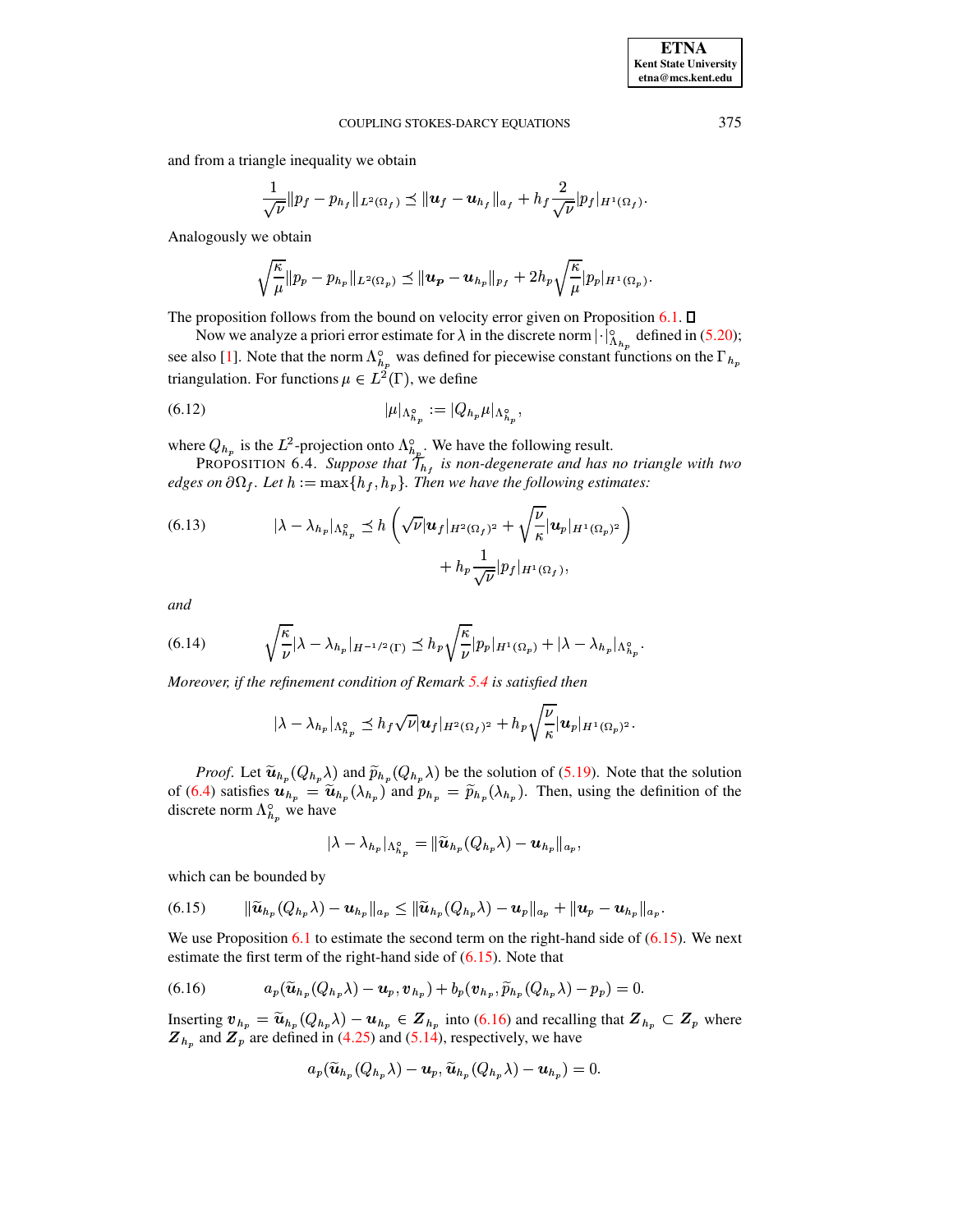and from a triangle inequality we obtain

$$\frac{1}{\sqrt{\nu}}\|p_f - p_{h_f}\|_{L^2(\Omega_f)} \preceq \|\boldsymbol{u}_f - \boldsymbol{u}_{h_f}\|_{a_f} + h_f \frac{2}{\sqrt{\nu}} |p_f|_{H^1(\Omega_f)}.$$

Analogously we obtain

$$\sqrt{\frac{\kappa}{\mu}}\|p_p - p_{h_p}\|_{L^2(\Omega_p)} \preceq \|\boldsymbol{u}_p - \boldsymbol{u}_{h_p}\|_{p_f} + 2h_p \sqrt{\frac{\kappa}{\mu}} |p_p|_{H^1(\Omega_p)}.$$

The proposition follows from the bound on velocity error given on Proposition 6.1. ∎

Now we analyze a priori error estimate for $\lambda$ in the discrete norm $|\cdot|_{\Lambda_{h_p}}^{\circ}$ defined in (5.20); see also [1]. Note that the norm $\Lambda_{h_p}^{\circ}$ was defined for piecewise constant functions on the $\Gamma_{h_p}$ triangulation. For functions $\mu \in L^2(\Gamma)$, we define

$$|\mu|_{\Lambda_{h_p}^{\circ}} := |Q_{h_p}\mu|_{\Lambda_{h_p}^{\circ}}, \tag{6.12}$$

where $Q_{h_p}$ is the $L^2$-projection onto $\Lambda_{h_p}^{\circ}$. We have the following result.

PROPOSITION 6.4. *Suppose that $\mathcal{T}_{h_f}$ is non-degenerate and has no triangle with two edges on $\partial\Omega_f$. Let $h := \max\{h_f, h_p\}$. Then we have the following estimates:*

$$|\lambda - \lambda_{h_p}|_{\Lambda_{h_p}^{\circ}} \preceq h \left( \sqrt{\nu} |\boldsymbol{u}_f|_{H^2(\Omega_f)^2} + \sqrt{\frac{\nu}{\kappa}} |\boldsymbol{u}_p|_{H^1(\Omega_p)^2} \right) + h_p \frac{1}{\sqrt{\nu}} |p_f|_{H^1(\Omega_f)}, \tag{6.13}$$

*and*

$$\sqrt{\frac{\kappa}{\nu}} |\lambda - \lambda_{h_p}|_{H^{-1/2}(\Gamma)} \preceq h_p \sqrt{\frac{\kappa}{\nu}} |p_p|_{H^1(\Omega_p)} + |\lambda - \lambda_{h_p}|_{\Lambda_{h_p}^{\circ}}. \tag{6.14}$$

*Moreover, if the refinement condition of Remark 5.4 is satisfied then*

$$|\lambda - \lambda_{h_p}|_{\Lambda_{h_p}^{\circ}} \preceq h_f \sqrt{\nu} |\boldsymbol{u}_f|_{H^2(\Omega_f)^2} + h_p \sqrt{\frac{\nu}{\kappa}} |\boldsymbol{u}_p|_{H^1(\Omega_p)^2}.$$

*Proof*. Let $\widetilde{\boldsymbol{u}}_{h_p}(Q_{h_p}\lambda)$ and $\widetilde{p}_{h_p}(Q_{h_p}\lambda)$ be the solution of (5.19). Note that the solution of (6.4) satisfies $\boldsymbol{u}_{h_p} = \widetilde{\boldsymbol{u}}_{h_p}(\lambda_{h_p})$ and $p_{h_p} = \widetilde{p}_{h_p}(\lambda_{h_p})$. Then, using the definition of the discrete norm $\Lambda_{h_p}^{\circ}$ we have

$$|\lambda - \lambda_{h_p}|_{\Lambda_{h_p}^{\circ}} = \|\widetilde{\boldsymbol{u}}_{h_p}(Q_{h_p}\lambda) - \boldsymbol{u}_{h_p}\|_{a_p},$$

which can be bounded by

$$\|\widetilde{\boldsymbol{u}}_{h_p}(Q_{h_p}\lambda) - \boldsymbol{u}_{h_p}\|_{a_p} \le \|\widetilde{\boldsymbol{u}}_{h_p}(Q_{h_p}\lambda) - \boldsymbol{u}_p\|_{a_p} + \|\boldsymbol{u}_p - \boldsymbol{u}_{h_p}\|_{a_p}. \tag{6.15}$$

We use Proposition 6.1 to estimate the second term on the right-hand side of (6.15). We next estimate the first term of the right-hand side of (6.15). Note that

$$a_p(\widetilde{\boldsymbol{u}}_{h_p}(Q_{h_p}\lambda) - \boldsymbol{u}_p, \boldsymbol{v}_{h_p}) + b_p(\boldsymbol{v}_{h_p}, \widetilde{p}_{h_p}(Q_{h_p}\lambda) - p_p) = 0. \tag{6.16}$$

Inserting $\boldsymbol{v}_{h_p} = \widetilde{\boldsymbol{u}}_{h_p}(Q_{h_p}\lambda) - \boldsymbol{u}_{h_p} \in \boldsymbol{Z}_{h_p}$ into (6.16) and recalling that $\boldsymbol{Z}_{h_p} \subset \boldsymbol{Z}_p$ where $\boldsymbol{Z}_{h_p}$ and $\boldsymbol{Z}_p$ are defined in (4.25) and (5.14), respectively, we have

$$a_p(\widetilde{\boldsymbol{u}}_{h_p}(Q_{h_p}\lambda) - \boldsymbol{u}_p, \widetilde{\boldsymbol{u}}_{h_p}(Q_{h_p}\lambda) - \boldsymbol{u}_{h_p}) = 0.$$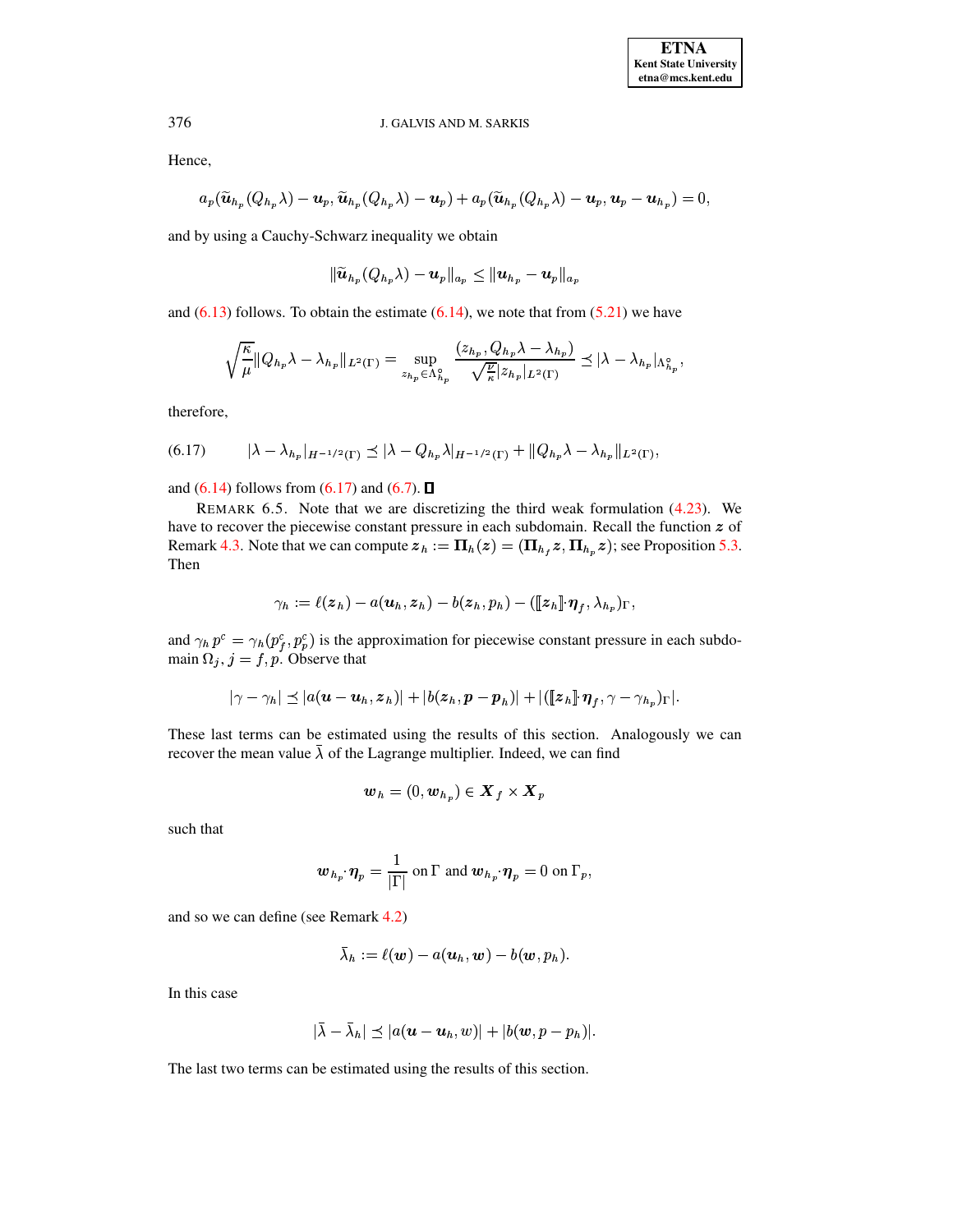Hence,

$$a_p(\widetilde{\boldsymbol{u}}_{h_p}(Q_{h_p}\lambda) - \boldsymbol{u}_p, \widetilde{\boldsymbol{u}}_{h_p}(Q_{h_p}\lambda) - \boldsymbol{u}_p) + a_p(\widetilde{\boldsymbol{u}}_{h_p}(Q_{h_p}\lambda) - \boldsymbol{u}_p, \boldsymbol{u}_p - \boldsymbol{u}_{h_p}) = 0,$$

and by using a Cauchy-Schwarz inequality we obtain

$$\|\widetilde{\boldsymbol{u}}_{h_p}(Q_{h_p}\lambda) - \boldsymbol{u}_p\|_{a_p} \leq \|\boldsymbol{u}_{h_p} - \boldsymbol{u}_p\|_{a_p}$$

and (6.13) follows. To obtain the estimate (6.14), we note that from (5.21) we have

$$\sqrt{\frac{\kappa}{\mu}}\|Q_{h_p}\lambda - \lambda_{h_p}\|_{L^2(\Gamma)} = \sup_{z_{h_p}\in\Lambda^{\circ}_{h_p}} \frac{(z_{h_p}, Q_{h_p}\lambda - \lambda_{h_p})}{\sqrt{\frac{\nu}{\kappa}}|z_{h_p}|_{L^2(\Gamma)}} \preceq |\lambda - \lambda_{h_p}|_{\Lambda^{\circ}_{h_p}},$$

therefore,

$$|\lambda - \lambda_{h_p}|_{H^{-1/2}(\Gamma)} \preceq |\lambda - Q_{h_p}\lambda|_{H^{-1/2}(\Gamma)} + \|Q_{h_p}\lambda - \lambda_{h_p}\|_{L^2(\Gamma)}, \tag{6.17}$$

and (6.14) follows from (6.17) and (6.7). $\square$

REMARK 6.5. Note that we are discretizing the third weak formulation (4.23). We have to recover the piecewise constant pressure in each subdomain. Recall the function $\boldsymbol{z}$ of Remark 4.3. Note that we can compute $\boldsymbol{z}_h := \boldsymbol{\Pi}_h(\boldsymbol{z}) = (\boldsymbol{\Pi}_{h_f}\boldsymbol{z}, \boldsymbol{\Pi}_{h_p}\boldsymbol{z})$; see Proposition 5.3. Then

$$\gamma_h := \ell(\boldsymbol{z}_h) - a(\boldsymbol{u}_h, \boldsymbol{z}_h) - b(\boldsymbol{z}_h, p_h) - ([\![\boldsymbol{z}_h]\!]\cdot\boldsymbol{\eta}_f, \lambda_{h_p})_\Gamma,$$

and $\gamma_h p^c = \gamma_h(p^c_f, p^c_p)$ is the approximation for piecewise constant pressure in each subdomain $\Omega_j$, $j = f, p$. Observe that

$$|\gamma - \gamma_h| \preceq |a(\boldsymbol{u} - \boldsymbol{u}_h, \boldsymbol{z}_h)| + |b(\boldsymbol{z}_h, \boldsymbol{p} - \boldsymbol{p}_h)| + |([\![\boldsymbol{z}_h]\!]\cdot\boldsymbol{\eta}_f, \gamma - \gamma_{h_p})_\Gamma|.$$

These last terms can be estimated using the results of this section. Analogously we can recover the mean value $\bar{\lambda}$ of the Lagrange multiplier. Indeed, we can find

$$\boldsymbol{w}_h = (0, \boldsymbol{w}_{h_p}) \in \boldsymbol{X}_f \times \boldsymbol{X}_p$$

such that

$$\boldsymbol{w}_{h_p}\cdot\boldsymbol{\eta}_p = \frac{1}{|\Gamma|} \text{ on } \Gamma \text{ and } \boldsymbol{w}_{h_p}\cdot\boldsymbol{\eta}_p = 0 \text{ on } \Gamma_p,$$

and so we can define (see Remark 4.2)

$$\bar{\lambda}_h := \ell(\boldsymbol{w}) - a(\boldsymbol{u}_h, \boldsymbol{w}) - b(\boldsymbol{w}, p_h).$$

In this case

$$|\bar{\lambda} - \bar{\lambda}_h| \preceq |a(\boldsymbol{u} - \boldsymbol{u}_h, w)| + |b(\boldsymbol{w}, p - p_h)|.$$

The last two terms can be estimated using the results of this section.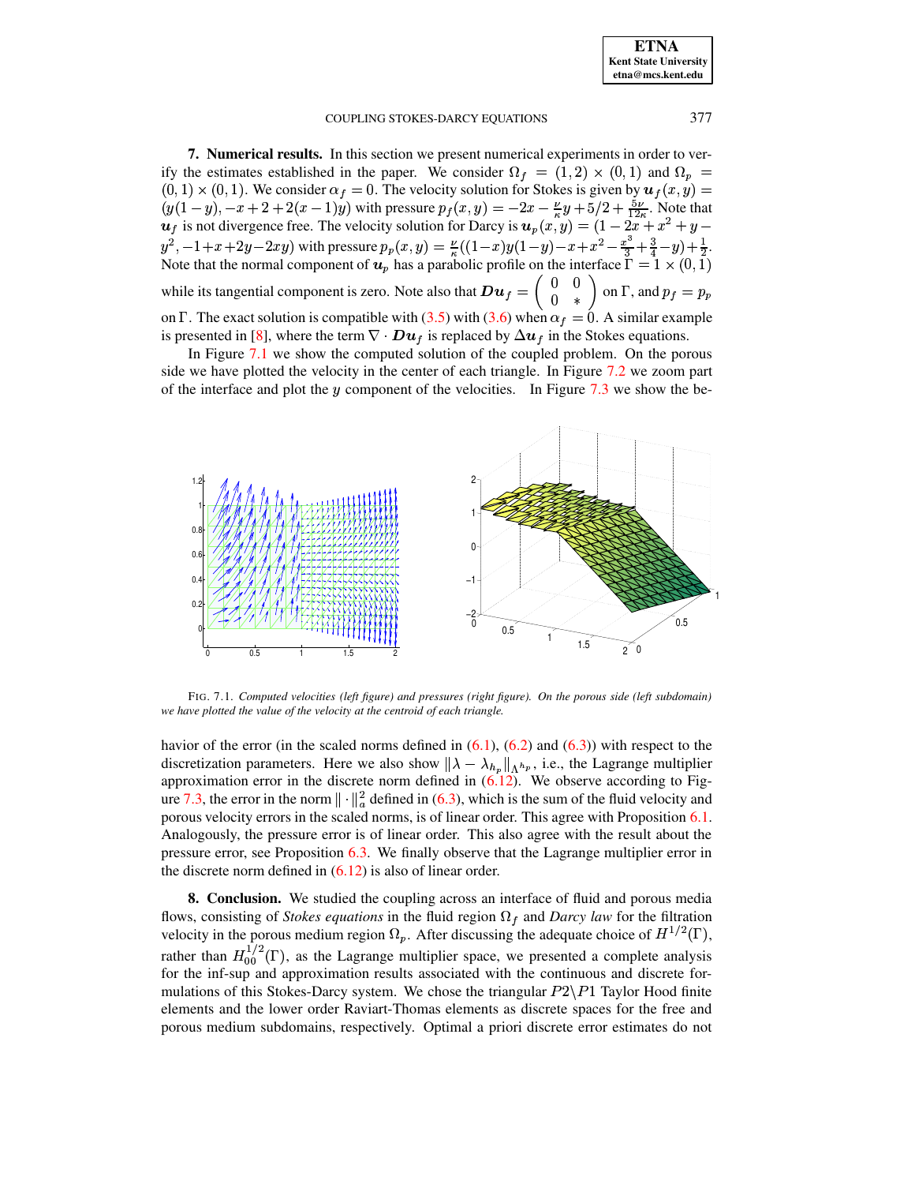**7. Numerical results.** In this section we present numerical experiments in order to verify the estimates established in the paper. We consider $\Omega_f = (1,2) \times (0,1)$ and $\Omega_p = (0,1) \times (0,1)$. We consider $\alpha_f = 0$. The velocity solution for Stokes is given by $\boldsymbol{u}_f(x,y) = (y(1-y), -x+2+2(x-1)y)$ with pressure $p_f(x,y) = -2x - \frac{\nu}{\kappa}y + 5/2 + \frac{5\nu}{12\kappa}$. Note that $\boldsymbol{u}_f$ is not divergence free. The velocity solution for Darcy is $\boldsymbol{u}_p(x,y) = (1-2x+x^2+y-y^2, -1+x+2y-2xy)$ with pressure $p_p(x,y) = \frac{\nu}{\kappa}((1-x)y(1-y)-x+x^2-\frac{x^3}{3}+\frac{3}{4}-y)+\frac{1}{2}$. Note that the normal component of $\boldsymbol{u}_p$ has a parabolic profile on the interface $\Gamma = 1 \times (0,1)$ while its tangential component is zero. Note also that $\boldsymbol{D}\boldsymbol{u}_f = \begin{pmatrix} 0 & 0 \\ 0 & * \end{pmatrix}$ on $\Gamma$, and $p_f = p_p$ on $\Gamma$. The exact solution is compatible with (3.5) with (3.6) when $\alpha_f = 0$. A similar example is presented in [8], where the term $\nabla \cdot \boldsymbol{D}\boldsymbol{u}_f$ is replaced by $\Delta \boldsymbol{u}_f$ in the Stokes equations.

In Figure 7.1 we show the computed solution of the coupled problem. On the porous side we have plotted the velocity in the center of each triangle. In Figure 7.2 we zoom part of the interface and plot the $y$ component of the velocities. In Figure 7.3 we show the behavior of the error (in the scaled norms defined in (6.1), (6.2) and (6.3)) with respect to the discretization parameters. Here we also show $\|\lambda - \lambda_{h_p}\|_{\Lambda^{h_p}}$, i.e., the Lagrange multiplier approximation error in the discrete norm defined in (6.12). We observe according to Figure 7.3, the error in the norm $\|\cdot\|_a^2$ defined in (6.3), which is the sum of the fluid velocity and porous velocity errors in the scaled norms, is of linear order. This agree with Proposition 6.1. Analogously, the pressure error is of linear order. This also agree with the result about the pressure error, see Proposition 6.3. We finally observe that the Lagrange multiplier error in the discrete norm defined in (6.12) is also of linear order.

FIG. 7.1. *Computed velocities (left figure) and pressures (right figure). On the porous side (left subdomain) we have plotted the value of the velocity at the centroid of each triangle.*

**8. Conclusion.** We studied the coupling across an interface of fluid and porous media flows, consisting of *Stokes equations* in the fluid region $\Omega_f$ and *Darcy law* for the filtration velocity in the porous medium region $\Omega_p$. After discussing the adequate choice of $H^{1/2}(\Gamma)$, rather than $H^{1/2}_{00}(\Gamma)$, as the Lagrange multiplier space, we presented a complete analysis for the inf-sup and approximation results associated with the continuous and discrete formulations of this Stokes-Darcy system. We chose the triangular $P2\backslash P1$ Taylor Hood finite elements and the lower order Raviart-Thomas elements as discrete spaces for the free and porous medium subdomains, respectively. Optimal a priori discrete error estimates do not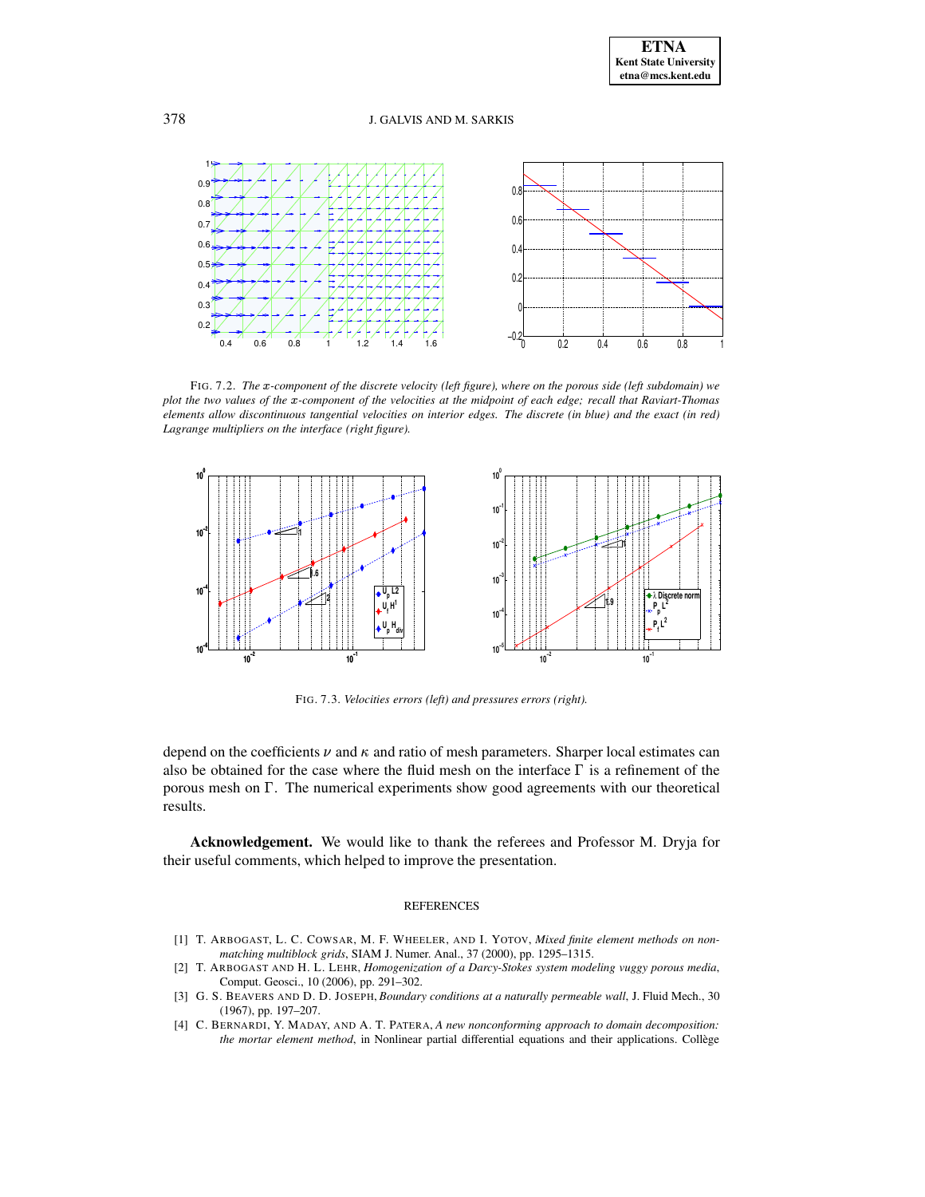FIG. 7.2. *The $x$-component of the discrete velocity (left figure), where on the porous side (left subdomain) we plot the two values of the $x$-component of the velocities at the midpoint of each edge; recall that Raviart-Thomas elements allow discontinuous tangential velocities on interior edges. The discrete (in blue) and the exact (in red) Lagrange multipliers on the interface (right figure).*

FIG. 7.3. *Velocities errors (left) and pressures errors (right).*

depend on the coefficients $\nu$ and $\kappa$ and ratio of mesh parameters. Sharper local estimates can also be obtained for the case where the fluid mesh on the interface $\Gamma$ is a refinement of the porous mesh on $\Gamma$. The numerical experiments show good agreements with our theoretical results.

**Acknowledgement.** We would like to thank the referees and Professor M. Dryja for their useful comments, which helped to improve the presentation.

## REFERENCES

[1] T. ARBOGAST, L. C. COWSAR, M. F. WHEELER, AND I. YOTOV, *Mixed finite element methods on non-matching multiblock grids*, SIAM J. Numer. Anal., 37 (2000), pp. 1295–1315.

[2] T. ARBOGAST AND H. L. LEHR, *Homogenization of a Darcy-Stokes system modeling vuggy porous media*, Comput. Geosci., 10 (2006), pp. 291–302.

[3] G. S. BEAVERS AND D. D. JOSEPH, *Boundary conditions at a naturally permeable wall*, J. Fluid Mech., 30 (1967), pp. 197–207.

[4] C. BERNARDI, Y. MADAY, AND A. T. PATERA, *A new nonconforming approach to domain decomposition: the mortar element method*, in Nonlinear partial differential equations and their applications. Collège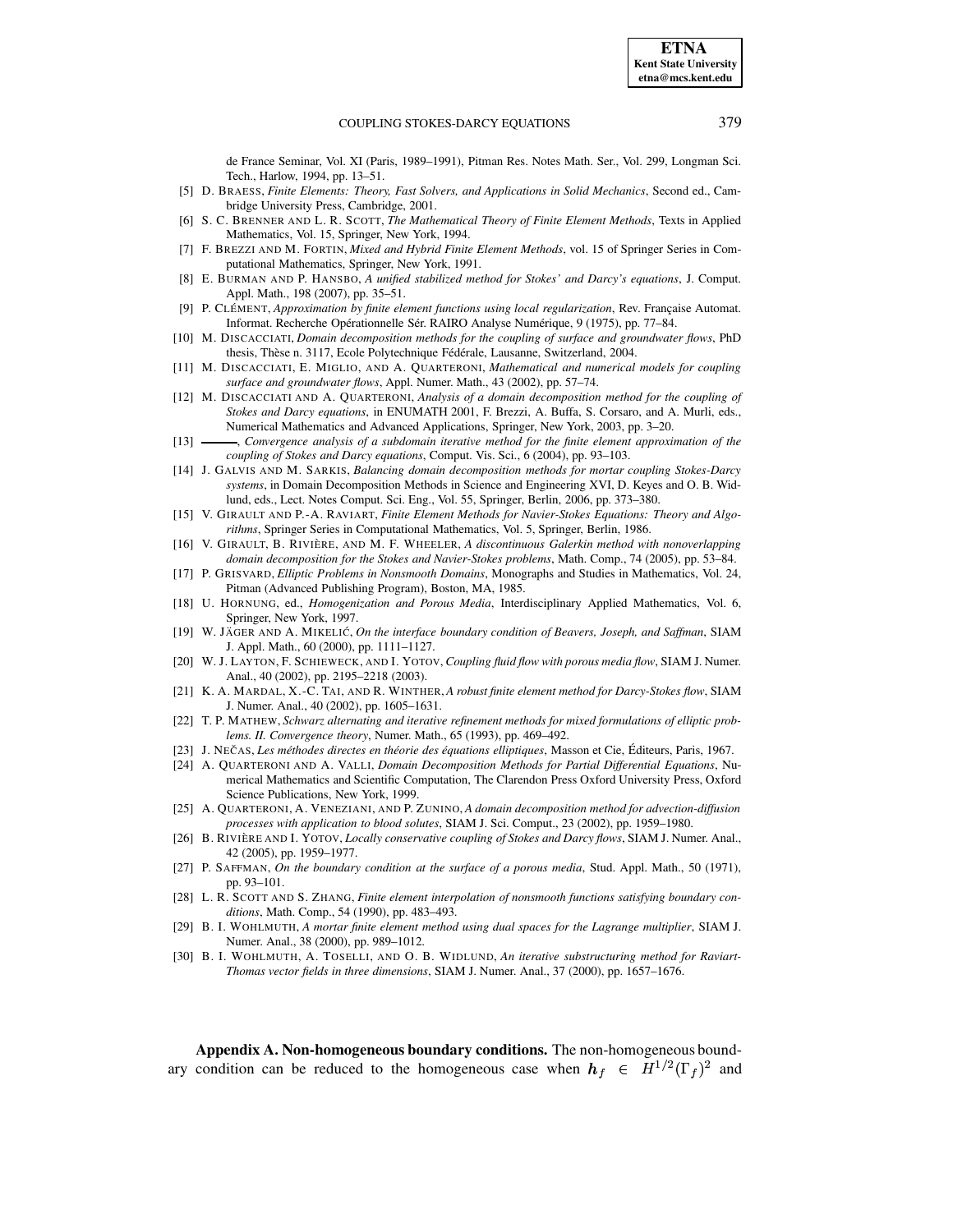de France Seminar, Vol. XI (Paris, 1989–1991), Pitman Res. Notes Math. Ser., Vol. 299, Longman Sci. Tech., Harlow, 1994, pp. 13–51.

[5] D. BRAESS, *Finite Elements: Theory, Fast Solvers, and Applications in Solid Mechanics*, Second ed., Cambridge University Press, Cambridge, 2001.

[6] S. C. BRENNER AND L. R. SCOTT, *The Mathematical Theory of Finite Element Methods*, Texts in Applied Mathematics, Vol. 15, Springer, New York, 1994.

[7] F. BREZZI AND M. FORTIN, *Mixed and Hybrid Finite Element Methods*, vol. 15 of Springer Series in Computational Mathematics, Springer, New York, 1991.

[8] E. BURMAN AND P. HANSBO, *A unified stabilized method for Stokes' and Darcy's equations*, J. Comput. Appl. Math., 198 (2007), pp. 35–51.

[9] P. CLÉMENT, *Approximation by finite element functions using local regularization*, Rev. Française Automat. Informat. Recherche Opérationnelle Sér. RAIRO Analyse Numérique, 9 (1975), pp. 77–84.

[10] M. DISCACCIATI, *Domain decomposition methods for the coupling of surface and groundwater flows*, PhD thesis, Thèse n. 3117, Ecole Polytechnique Fédérale, Lausanne, Switzerland, 2004.

[11] M. DISCACCIATI, E. MIGLIO, AND A. QUARTERONI, *Mathematical and numerical models for coupling surface and groundwater flows*, Appl. Numer. Math., 43 (2002), pp. 57–74.

[12] M. DISCACCIATI AND A. QUARTERONI, *Analysis of a domain decomposition method for the coupling of Stokes and Darcy equations*, in ENUMATH 2001, F. Brezzi, A. Buffa, S. Corsaro, and A. Murli, eds., Numerical Mathematics and Advanced Applications, Springer, New York, 2003, pp. 3–20.

[13] ———, *Convergence analysis of a subdomain iterative method for the finite element approximation of the coupling of Stokes and Darcy equations*, Comput. Vis. Sci., 6 (2004), pp. 93–103.

[14] J. GALVIS AND M. SARKIS, *Balancing domain decomposition methods for mortar coupling Stokes-Darcy systems*, in Domain Decomposition Methods in Science and Engineering XVI, D. Keyes and O. B. Widlund, eds., Lect. Notes Comput. Sci. Eng., Vol. 55, Springer, Berlin, 2006, pp. 373–380.

[15] V. GIRAULT AND P.-A. RAVIART, *Finite Element Methods for Navier-Stokes Equations: Theory and Algorithms*, Springer Series in Computational Mathematics, Vol. 5, Springer, Berlin, 1986.

[16] V. GIRAULT, B. RIVIÈRE, AND M. F. WHEELER, *A discontinuous Galerkin method with nonoverlapping domain decomposition for the Stokes and Navier-Stokes problems*, Math. Comp., 74 (2005), pp. 53–84.

[17] P. GRISVARD, *Elliptic Problems in Nonsmooth Domains*, Monographs and Studies in Mathematics, Vol. 24, Pitman (Advanced Publishing Program), Boston, MA, 1985.

[18] U. HORNUNG, ed., *Homogenization and Porous Media*, Interdisciplinary Applied Mathematics, Vol. 6, Springer, New York, 1997.

[19] W. JÄGER AND A. MIKELIĆ, *On the interface boundary condition of Beavers, Joseph, and Saffman*, SIAM J. Appl. Math., 60 (2000), pp. 1111–1127.

[20] W. J. LAYTON, F. SCHIEWECK, AND I. YOTOV, *Coupling fluid flow with porous media flow*, SIAM J. Numer. Anal., 40 (2002), pp. 2195–2218 (2003).

[21] K. A. MARDAL, X.-C. TAI, AND R. WINTHER, *A robust finite element method for Darcy-Stokes flow*, SIAM J. Numer. Anal., 40 (2002), pp. 1605–1631.

[22] T. P. MATHEW, *Schwarz alternating and iterative refinement methods for mixed formulations of elliptic problems. II. Convergence theory*, Numer. Math., 65 (1993), pp. 469–492.

[23] J. NEČAS, *Les méthodes directes en théorie des équations elliptiques*, Masson et Cie, Éditeurs, Paris, 1967.

[24] A. QUARTERONI AND A. VALLI, *Domain Decomposition Methods for Partial Differential Equations*, Numerical Mathematics and Scientific Computation, The Clarendon Press Oxford University Press, Oxford Science Publications, New York, 1999.

[25] A. QUARTERONI, A. VENEZIANI, AND P. ZUNINO, *A domain decomposition method for advection-diffusion processes with application to blood solutes*, SIAM J. Sci. Comput., 23 (2002), pp. 1959–1980.

[26] B. RIVIÈRE AND I. YOTOV, *Locally conservative coupling of Stokes and Darcy flows*, SIAM J. Numer. Anal., 42 (2005), pp. 1959–1977.

[27] P. SAFFMAN, *On the boundary condition at the surface of a porous media*, Stud. Appl. Math., 50 (1971), pp. 93–101.

[28] L. R. SCOTT AND S. ZHANG, *Finite element interpolation of nonsmooth functions satisfying boundary conditions*, Math. Comp., 54 (1990), pp. 483–493.

[29] B. I. WOHLMUTH, *A mortar finite element method using dual spaces for the Lagrange multiplier*, SIAM J. Numer. Anal., 38 (2000), pp. 989–1012.

[30] B. I. WOHLMUTH, A. TOSELLI, AND O. B. WIDLUND, *An iterative substructuring method for Raviart-Thomas vector fields in three dimensions*, SIAM J. Numer. Anal., 37 (2000), pp. 1657–1676.

**Appendix A. Non-homogeneous boundary conditions.** The non-homogeneous boundary condition can be reduced to the homogeneous case when $\boldsymbol{h}_f \in H^{1/2}(\Gamma_f)^2$ and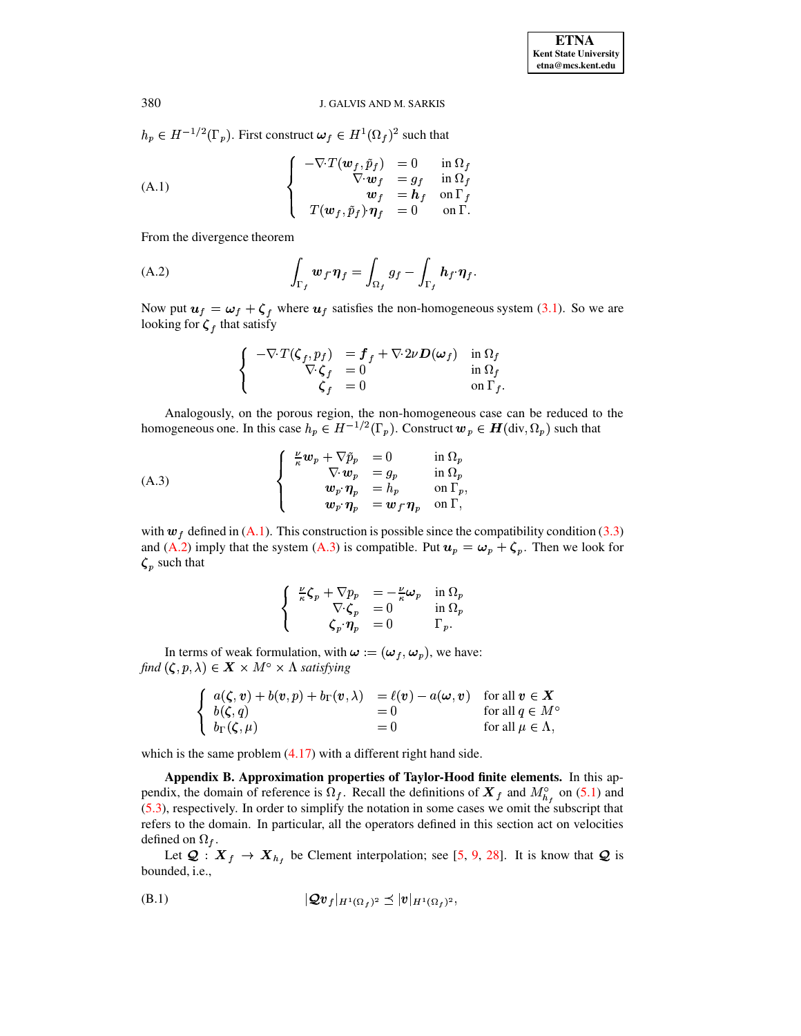$h_p \in H^{-1/2}(\Gamma_p)$. First construct $\boldsymbol{\omega}_f \in H^1(\Omega_f)^2$ such that

$$
\text{(A.1)} \qquad \left\{ \begin{array}{rll} -\nabla\cdot T(\boldsymbol{w}_f, \tilde{p}_f) & = 0 & \text{in } \Omega_f \\ \nabla\cdot \boldsymbol{w}_f & = g_f & \text{in } \Omega_f \\ \boldsymbol{w}_f & = \boldsymbol{h}_f & \text{on } \Gamma_f \\ T(\boldsymbol{w}_f, \tilde{p}_f)\cdot\boldsymbol{\eta}_f & = 0 & \text{on } \Gamma. \end{array} \right.
$$

From the divergence theorem

$$
\text{(A.2)} \qquad \int_{\Gamma_f} \boldsymbol{w}_f \cdot \boldsymbol{\eta}_f = \int_{\Omega_f} g_f - \int_{\Gamma_f} \boldsymbol{h}_f \cdot \boldsymbol{\eta}_f.
$$

Now put $\boldsymbol{u}_f = \boldsymbol{\omega}_f + \boldsymbol{\zeta}_f$ where $\boldsymbol{u}_f$ satisfies the non-homogeneous system (3.1). So we are looking for $\boldsymbol{\zeta}_f$ that satisfy

$$
\left\{ \begin{array}{rll} -\nabla\cdot T(\boldsymbol{\zeta}_f, p_f) & = \boldsymbol{f}_f + \nabla\cdot 2\nu \boldsymbol{D}(\boldsymbol{\omega}_f) & \text{in } \Omega_f \\ \nabla\cdot \boldsymbol{\zeta}_f & = 0 & \text{in } \Omega_f \\ \boldsymbol{\zeta}_f & = 0 & \text{on } \Gamma_f. \end{array} \right.
$$

Analogously, on the porous region, the non-homogeneous case can be reduced to the homogeneous one. In this case $h_p \in H^{-1/2}(\Gamma_p)$. Construct $\boldsymbol{w}_p \in \boldsymbol{H}(\mathrm{div}, \Omega_p)$ such that

$$
\text{(A.3)} \qquad \left\{ \begin{array}{rll} \frac{\nu}{\kappa}\boldsymbol{w}_p + \nabla \tilde{p}_p & = 0 & \text{in } \Omega_p \\ \nabla\cdot \boldsymbol{w}_p & = g_p & \text{in } \Omega_p \\ \boldsymbol{w}_p\cdot\boldsymbol{\eta}_p & = h_p & \text{on } \Gamma_p, \\ \boldsymbol{w}_p\cdot\boldsymbol{\eta}_p & = \boldsymbol{w}_f\cdot\boldsymbol{\eta}_p & \text{on } \Gamma, \end{array} \right.
$$

with $\boldsymbol{w}_f$ defined in (A.1). This construction is possible since the compatibility condition (3.3) and (A.2) imply that the system (A.3) is compatible. Put $\boldsymbol{u}_p = \boldsymbol{\omega}_p + \boldsymbol{\zeta}_p$. Then we look for $\boldsymbol{\zeta}_p$ such that

$$
\left\{ \begin{array}{rll} \frac{\nu}{\kappa}\boldsymbol{\zeta}_p + \nabla p_p & = -\frac{\nu}{\kappa}\boldsymbol{\omega}_p & \text{in } \Omega_p \\ \nabla\cdot \boldsymbol{\zeta}_p & = 0 & \text{in } \Omega_p \\ \boldsymbol{\zeta}_p\cdot\boldsymbol{\eta}_p & = 0 & \Gamma_p. \end{array} \right.
$$

In terms of weak formulation, with $\boldsymbol{\omega} := (\boldsymbol{\omega}_f, \boldsymbol{\omega}_p)$, we have: *find* $(\boldsymbol{\zeta}, p, \lambda) \in \boldsymbol{X} \times M^{\circ} \times \Lambda$ *satisfying*

$$
\left\{ \begin{array}{lll} a(\boldsymbol{\zeta}, \boldsymbol{v}) + b(\boldsymbol{v}, p) + b_{\Gamma}(\boldsymbol{v}, \lambda) & = \ell(\boldsymbol{v}) - a(\boldsymbol{\omega}, \boldsymbol{v}) & \text{for all } \boldsymbol{v} \in \boldsymbol{X} \\ b(\boldsymbol{\zeta}, q) & = 0 & \text{for all } q \in M^{\circ} \\ b_{\Gamma}(\boldsymbol{\zeta}, \mu) & = 0 & \text{for all } \mu \in \Lambda, \end{array} \right.
$$

which is the same problem (4.17) with a different right hand side.

**Appendix B. Approximation properties of Taylor-Hood finite elements.** In this appendix, the domain of reference is $\Omega_f$. Recall the definitions of $\boldsymbol{X}_f$ and $M^{\circ}_{h_f}$ on (5.1) and (5.3), respectively. In order to simplify the notation in some cases we omit the subscript that refers to the domain. In particular, all the operators defined in this section act on velocities defined on $\Omega_f$.

Let $\boldsymbol{\mathcal{Q}} : \boldsymbol{X}_f \to \boldsymbol{X}_{h_f}$ be Clement interpolation; see [5, 9, 28]. It is know that $\boldsymbol{\mathcal{Q}}$ is bounded, i.e.,

$$
\text{(B.1)} \qquad |\boldsymbol{\mathcal{Q}}\boldsymbol{v}_f|_{H^1(\Omega_f)^2} \preceq |\boldsymbol{v}|_{H^1(\Omega_f)^2},
$$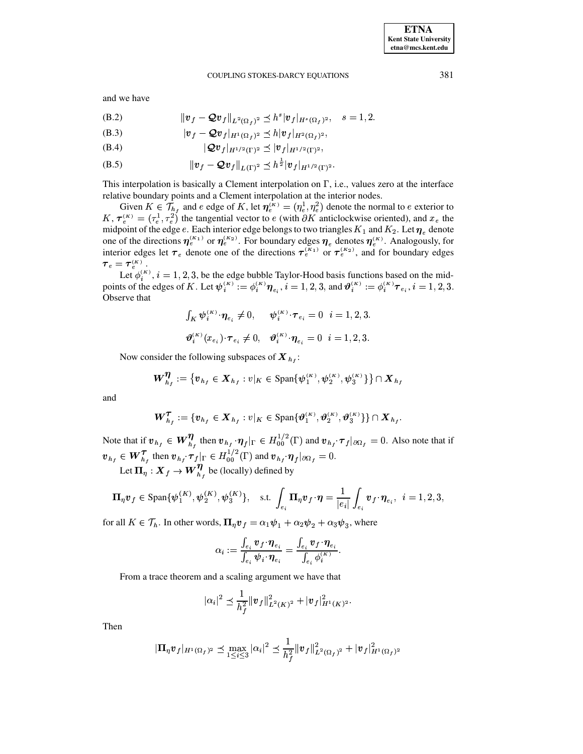and we have

$$\|\boldsymbol{v}_f - \mathcal{Q}\boldsymbol{v}_f\|_{L^2(\Omega_f)^2} \preceq h^s |\boldsymbol{v}_f|_{H^s(\Omega_f)^2}, \quad s = 1, 2. \tag{B.2}$$

$$|\boldsymbol{v}_f - \mathcal{Q}\boldsymbol{v}_f|_{H^1(\Omega_f)^2} \preceq h |\boldsymbol{v}_f|_{H^2(\Omega_f)^2}, \tag{B.3}$$

$$|\mathcal{Q}\boldsymbol{v}_f|_{H^{1/2}(\Gamma)^2} \preceq |\boldsymbol{v}_f|_{H^{1/2}(\Gamma)^2}, \tag{B.4}$$

$$\|\boldsymbol{v}_f - \mathcal{Q}\boldsymbol{v}_f\|_{L(\Gamma)^2} \preceq h^{\frac{1}{2}} |\boldsymbol{v}_f|_{H^{1/2}(\Gamma)^2}. \tag{B.5}$$

This interpolation is basically a Clement interpolation on $\Gamma$, i.e., values zero at the interface relative boundary points and a Clement interpolation at the interior nodes.

Given $K \in \mathcal{T}_{h_f}$ and $e$ edge of $K$, let $\boldsymbol{\eta}_e^{(K)} = (\eta_e^1, \eta_e^2)$ denote the normal to $e$ exterior to $K$, $\boldsymbol{\tau}_e^{(K)} = (\tau_e^1, \tau_e^2)$ the tangential vector to $e$ (with $\partial K$ anticlockwise oriented), and $x_e$ the midpoint of the edge $e$. Each interior edge belongs to two triangles $K_1$ and $K_2$. Let $\boldsymbol{\eta}_e$ denote one of the directions $\boldsymbol{\eta}_e^{(K_1)}$ or $\boldsymbol{\eta}_e^{(K_2)}$. For boundary edges $\boldsymbol{\eta}_e$ denotes $\boldsymbol{\eta}_e^{(K)}$. Analogously, for interior edges let $\boldsymbol{\tau}_e$ denote one of the directions $\boldsymbol{\tau}_e^{(K_1)}$ or $\boldsymbol{\tau}_e^{(K_2)}$, and for boundary edges $\boldsymbol{\tau}_e = \boldsymbol{\tau}_e^{(K)}$.

Let $\phi_i^{(K)}$, $i = 1, 2, 3$, be the edge bubble Taylor-Hood basis functions based on the midpoints of the edges of $K$. Let $\boldsymbol{\psi}_i^{(K)} := \phi_i^{(K)} \boldsymbol{\eta}_{e_i}$, $i = 1, 2, 3$, and $\boldsymbol{\vartheta}_i^{(K)} := \phi_i^{(K)} \boldsymbol{\tau}_{e_i}$, $i = 1, 2, 3$. Observe that

$$\int_K \boldsymbol{\psi}_i^{(K)} \cdot \boldsymbol{\eta}_{e_i} \neq 0, \qquad \boldsymbol{\psi}_i^{(K)} \cdot \boldsymbol{\tau}_{e_i} = 0 \quad i = 1, 2, 3.$$

$$\boldsymbol{\vartheta}_i^{(K)}(x_{e_i}) \cdot \boldsymbol{\tau}_{e_i} \neq 0, \quad \boldsymbol{\vartheta}_i^{(K)} \cdot \boldsymbol{\eta}_{e_i} = 0 \quad i = 1, 2, 3.$$

Now consider the following subspaces of $\boldsymbol{X}_{h_f}$:

$$\boldsymbol{W}_{h_f}^{\boldsymbol{\eta}} := \left\{ \boldsymbol{v}_{h_f} \in \boldsymbol{X}_{h_f} : v|_K \in \operatorname{Span}\{\boldsymbol{\psi}_1^{(K)}, \boldsymbol{\psi}_2^{(K)}, \boldsymbol{\psi}_3^{(K)}\} \right\} \cap \boldsymbol{X}_{h_f}$$

and

$$\boldsymbol{W}_{h_f}^{\boldsymbol{\tau}} := \{ \boldsymbol{v}_{h_f} \in \boldsymbol{X}_{h_f} : v|_K \in \operatorname{Span}\{\boldsymbol{\vartheta}_1^{(K)}, \boldsymbol{\vartheta}_2^{(K)}, \boldsymbol{\vartheta}_3^{(K)}\} \} \cap \boldsymbol{X}_{h_f}.$$

Note that if $\boldsymbol{v}_{h_f} \in \boldsymbol{W}_{h_f}^{\boldsymbol{\eta}}$ then $\boldsymbol{v}_{h_f} \cdot \boldsymbol{\eta}_f|_\Gamma \in H_{00}^{1/2}(\Gamma)$ and $\boldsymbol{v}_{h_f} \cdot \boldsymbol{\tau}_f|_{\partial\Omega_f} = 0$. Also note that if $\boldsymbol{v}_{h_f} \in \boldsymbol{W}_{h_f}^{\boldsymbol{\tau}}$ then $\boldsymbol{v}_{h_f} \cdot \boldsymbol{\tau}_f|_\Gamma \in H_{00}^{1/2}(\Gamma)$ and $\boldsymbol{v}_{h_f} \cdot \boldsymbol{\eta}_f|_{\partial\Omega_f} = 0$.

Let $\boldsymbol{\Pi}_\eta : \boldsymbol{X}_f \to \boldsymbol{W}_{h_f}^{\boldsymbol{\eta}}$ be (locally) defined by

$$\boldsymbol{\Pi}_\eta \boldsymbol{v}_f \in \operatorname{Span}\{\boldsymbol{\psi}_1^{(K)}, \boldsymbol{\psi}_2^{(K)}, \boldsymbol{\psi}_3^{(K)}\}, \quad \text{s.t.} \int_{e_i} \boldsymbol{\Pi}_\eta \boldsymbol{v}_f \cdot \boldsymbol{\eta} = \frac{1}{|e_i|} \int_{e_i} \boldsymbol{v}_f \cdot \boldsymbol{\eta}_{e_i}, \ \ i = 1, 2, 3,$$

for all $K \in \mathcal{T}_h$. In other words, $\boldsymbol{\Pi}_\eta \boldsymbol{v}_f = \alpha_1 \boldsymbol{\psi}_1 + \alpha_2 \boldsymbol{\psi}_2 + \alpha_3 \boldsymbol{\psi}_3$, where

$$\alpha_i := \frac{\int_{e_i} \boldsymbol{v}_f \cdot \boldsymbol{\eta}_{e_i}}{\int_{e_i} \boldsymbol{\psi}_i \cdot \boldsymbol{\eta}_{e_i}} = \frac{\int_{e_i} \boldsymbol{v}_f \cdot \boldsymbol{\eta}_{e_i}}{\int_{e_i} \phi_i^{(K)}}.$$

From a trace theorem and a scaling argument we have that

$$|\alpha_i|^2 \preceq \frac{1}{h_f^2} \|\boldsymbol{v}_f\|_{L^2(K)^2}^2 + |\boldsymbol{v}_f|_{H^1(K)^2}^2.$$

Then

$$|\boldsymbol{\Pi}_\eta \boldsymbol{v}_f|_{H^1(\Omega_f)^2} \preceq \max_{1 \le i \le 3} |\alpha_i|^2 \preceq \frac{1}{h_f^2} \|\boldsymbol{v}_f\|_{L^2(\Omega_f)^2}^2 + |\boldsymbol{v}_f|_{H^1(\Omega_f)^2}^2$$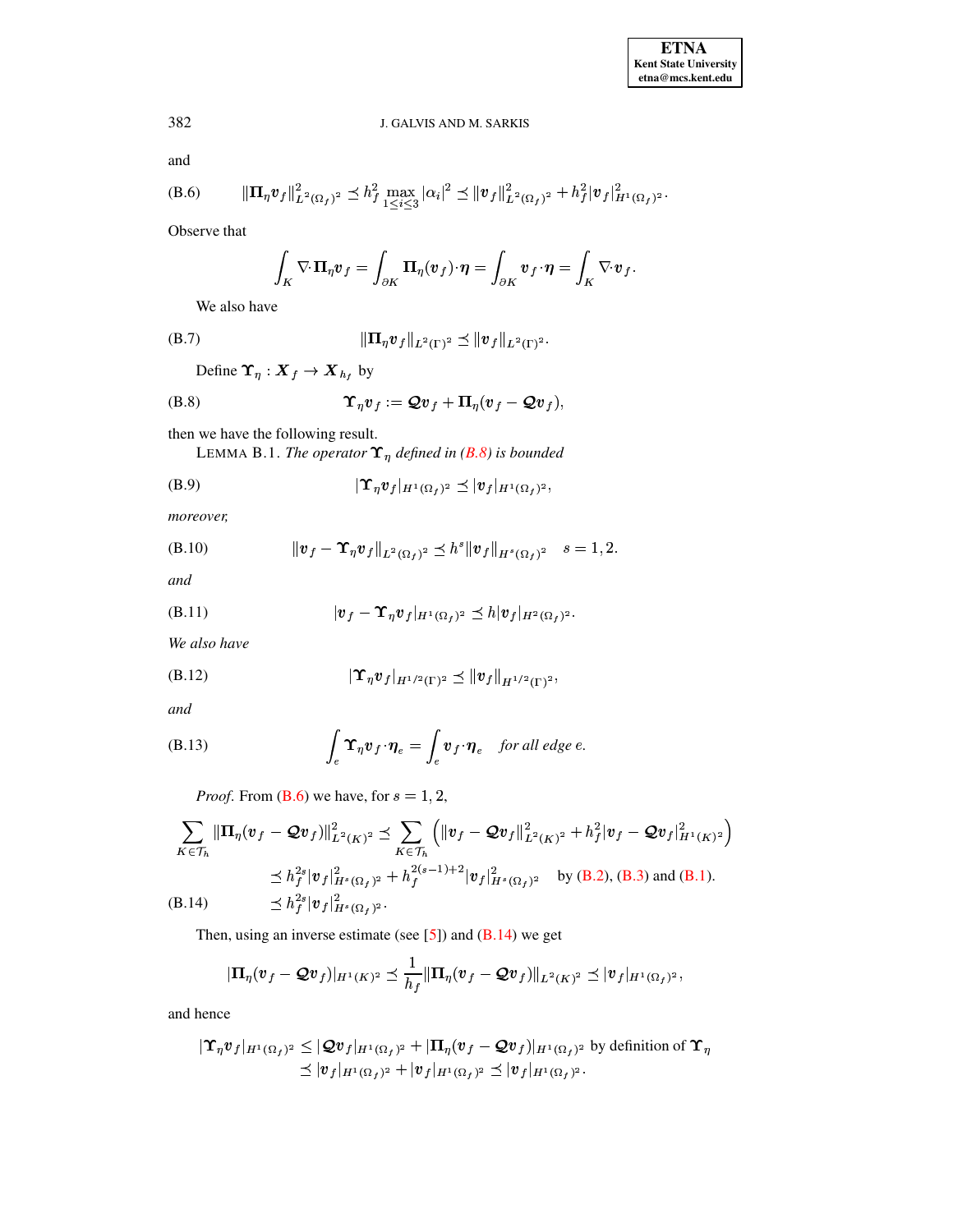and

$$\|\boldsymbol{\Pi}_\eta \boldsymbol{v}_f\|^2_{L^2(\Omega_f)^2} \preceq h_f^2 \max_{1\le i\le 3} |\alpha_i|^2 \preceq \|\boldsymbol{v}_f\|^2_{L^2(\Omega_f)^2} + h_f^2 |\boldsymbol{v}_f|^2_{H^1(\Omega_f)^2}. \tag{B.6}$$

Observe that

$$\int_K \nabla\cdot \boldsymbol{\Pi}_\eta \boldsymbol{v}_f = \int_{\partial K} \boldsymbol{\Pi}_\eta(\boldsymbol{v}_f)\cdot \boldsymbol{\eta} = \int_{\partial K} \boldsymbol{v}_f \cdot \boldsymbol{\eta} = \int_K \nabla\cdot \boldsymbol{v}_f.$$

We also have

$$\|\boldsymbol{\Pi}_\eta \boldsymbol{v}_f\|_{L^2(\Gamma)^2} \preceq \|\boldsymbol{v}_f\|_{L^2(\Gamma)^2}. \tag{B.7}$$

Define $\boldsymbol{\Upsilon}_\eta : \boldsymbol{X}_f \to \boldsymbol{X}_{h_f}$ by

$$\boldsymbol{\Upsilon}_\eta \boldsymbol{v}_f := \boldsymbol{\mathcal{Q}} \boldsymbol{v}_f + \boldsymbol{\Pi}_\eta (\boldsymbol{v}_f - \boldsymbol{\mathcal{Q}} \boldsymbol{v}_f), \tag{B.8}$$

then we have the following result.

LEMMA B.1. *The operator $\boldsymbol{\Upsilon}_\eta$ defined in (B.8) is bounded*

$$|\boldsymbol{\Upsilon}_\eta \boldsymbol{v}_f|_{H^1(\Omega_f)^2} \preceq |\boldsymbol{v}_f|_{H^1(\Omega_f)^2}, \tag{B.9}$$

*moreover,*

$$\|\boldsymbol{v}_f - \boldsymbol{\Upsilon}_\eta \boldsymbol{v}_f\|_{L^2(\Omega_f)^2} \preceq h^s \|\boldsymbol{v}_f\|_{H^s(\Omega_f)^2} \quad s = 1, 2. \tag{B.10}$$

*and*

$$|\boldsymbol{v}_f - \boldsymbol{\Upsilon}_\eta \boldsymbol{v}_f|_{H^1(\Omega_f)^2} \preceq h |\boldsymbol{v}_f|_{H^2(\Omega_f)^2}. \tag{B.11}$$

*We also have*

$$|\boldsymbol{\Upsilon}_\eta \boldsymbol{v}_f|_{H^{1/2}(\Gamma)^2} \preceq \|\boldsymbol{v}_f\|_{H^{1/2}(\Gamma)^2}, \tag{B.12}$$

*and*

$$\int_e \boldsymbol{\Upsilon}_\eta \boldsymbol{v}_f \cdot \boldsymbol{\eta}_e = \int_e \boldsymbol{v}_f \cdot \boldsymbol{\eta}_e \quad \textit{for all edge } e. \tag{B.13}$$

*Proof.* From (B.6) we have, for $s = 1, 2$,

$$\begin{aligned}
\sum_{K\in\mathcal{T}_h} \|\boldsymbol{\Pi}_\eta(\boldsymbol{v}_f - \boldsymbol{\mathcal{Q}}\boldsymbol{v}_f)\|^2_{L^2(K)^2} &\preceq \sum_{K\in\mathcal{T}_h} \left( \|\boldsymbol{v}_f - \boldsymbol{\mathcal{Q}}\boldsymbol{v}_f\|^2_{L^2(K)^2} + h_f^2 |\boldsymbol{v}_f - \boldsymbol{\mathcal{Q}}\boldsymbol{v}_f|^2_{H^1(K)^2} \right) \\
&\preceq h_f^{2s} |\boldsymbol{v}_f|^2_{H^s(\Omega_f)^2} + h_f^{2(s-1)+2} |\boldsymbol{v}_f|^2_{H^s(\Omega_f)^2} \quad \text{by (B.2), (B.3) and (B.1).} \\
&\preceq h_f^{2s} |\boldsymbol{v}_f|^2_{H^s(\Omega_f)^2}.
\end{aligned} \tag{B.14}$$

Then, using an inverse estimate (see [5]) and (B.14) we get

$$|\boldsymbol{\Pi}_\eta(\boldsymbol{v}_f - \boldsymbol{\mathcal{Q}}\boldsymbol{v}_f)|_{H^1(K)^2} \preceq \frac{1}{h_f} \|\boldsymbol{\Pi}_\eta(\boldsymbol{v}_f - \boldsymbol{\mathcal{Q}}\boldsymbol{v}_f)\|_{L^2(K)^2} \preceq |\boldsymbol{v}_f|_{H^1(\Omega_f)^2},$$

and hence

$$\begin{aligned}
|\boldsymbol{\Upsilon}_\eta \boldsymbol{v}_f|_{H^1(\Omega_f)^2} &\le |\boldsymbol{\mathcal{Q}}\boldsymbol{v}_f|_{H^1(\Omega_f)^2} + |\boldsymbol{\Pi}_\eta(\boldsymbol{v}_f - \boldsymbol{\mathcal{Q}}\boldsymbol{v}_f)|_{H^1(\Omega_f)^2} \text{ by definition of } \boldsymbol{\Upsilon}_\eta \\
&\preceq |\boldsymbol{v}_f|_{H^1(\Omega_f)^2} + |\boldsymbol{v}_f|_{H^1(\Omega_f)^2} \preceq |\boldsymbol{v}_f|_{H^1(\Omega_f)^2}.
\end{aligned}$$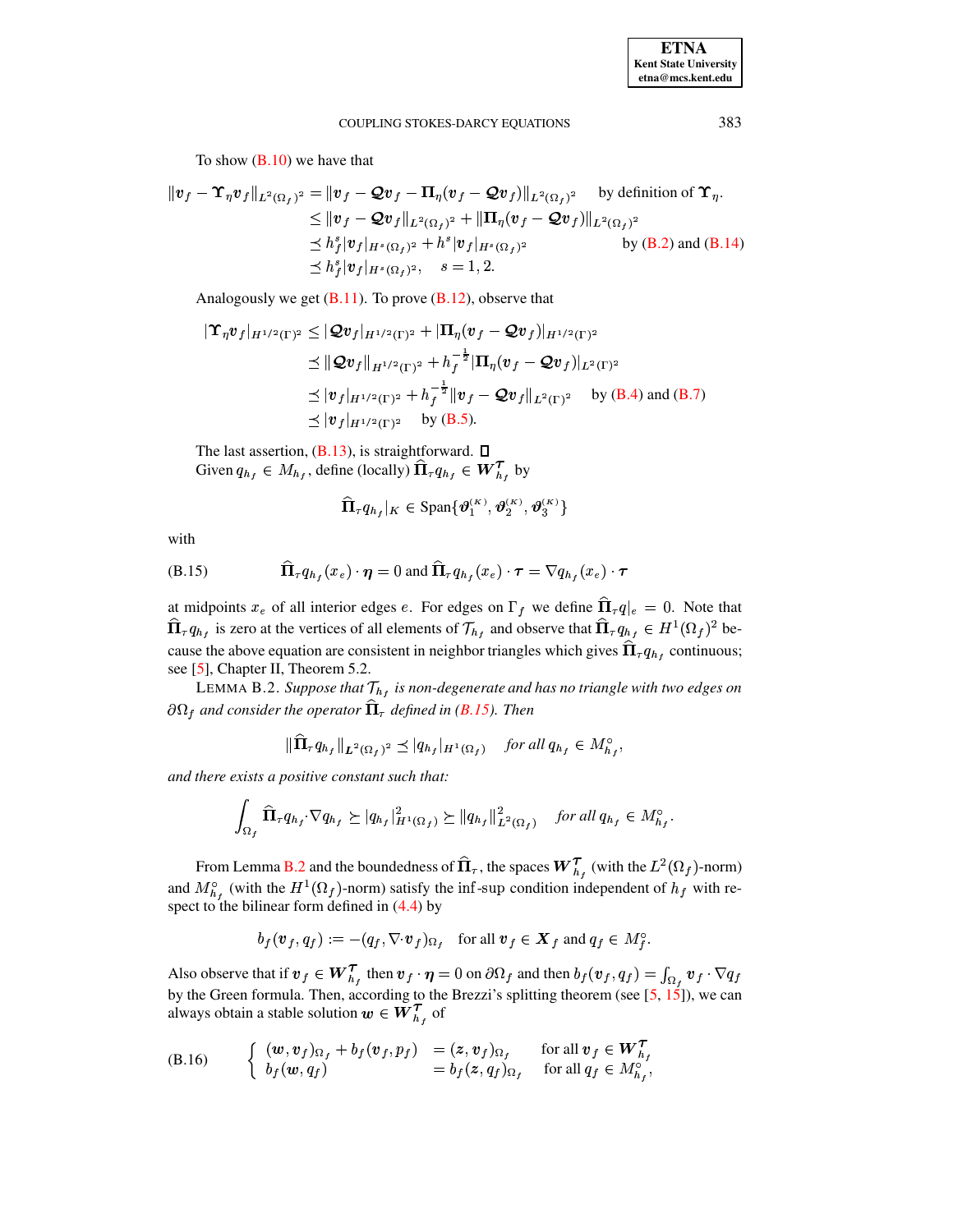To show (B.10) we have that

$$
\begin{aligned}
\|\boldsymbol{v}_f - \boldsymbol{\Upsilon}_\eta \boldsymbol{v}_f\|_{L^2(\Omega_f)^2} &= \|\boldsymbol{v}_f - \boldsymbol{\mathcal{Q}}\boldsymbol{v}_f - \boldsymbol{\Pi}_\eta(\boldsymbol{v}_f - \boldsymbol{\mathcal{Q}}\boldsymbol{v}_f)\|_{L^2(\Omega_f)^2} \quad \text{by definition of } \boldsymbol{\Upsilon}_\eta.\\
&\le \|\boldsymbol{v}_f - \boldsymbol{\mathcal{Q}}\boldsymbol{v}_f\|_{L^2(\Omega_f)^2} + \|\boldsymbol{\Pi}_\eta(\boldsymbol{v}_f - \boldsymbol{\mathcal{Q}}\boldsymbol{v}_f)\|_{L^2(\Omega_f)^2}\\
&\preceq h_f^s |\boldsymbol{v}_f|_{H^s(\Omega_f)^2} + h^s |\boldsymbol{v}_f|_{H^s(\Omega_f)^2} \quad \text{by (B.2) and (B.14)}\\
&\preceq h_f^s |\boldsymbol{v}_f|_{H^s(\Omega_f)^2}, \quad s = 1, 2.
\end{aligned}
$$

Analogously we get (B.11). To prove (B.12), observe that

$$
\begin{aligned}
|\boldsymbol{\Upsilon}_\eta \boldsymbol{v}_f|_{H^{1/2}(\Gamma)^2} &\le |\boldsymbol{\mathcal{Q}}\boldsymbol{v}_f|_{H^{1/2}(\Gamma)^2} + |\boldsymbol{\Pi}_\eta(\boldsymbol{v}_f - \boldsymbol{\mathcal{Q}}\boldsymbol{v}_f)|_{H^{1/2}(\Gamma)^2}\\
&\preceq \|\boldsymbol{\mathcal{Q}}\boldsymbol{v}_f\|_{H^{1/2}(\Gamma)^2} + h_f^{-\frac{1}{2}} |\boldsymbol{\Pi}_\eta(\boldsymbol{v}_f - \boldsymbol{\mathcal{Q}}\boldsymbol{v}_f)|_{L^2(\Gamma)^2}\\
&\preceq |\boldsymbol{v}_f|_{H^{1/2}(\Gamma)^2} + h_f^{-\frac{1}{2}} \|\boldsymbol{v}_f - \boldsymbol{\mathcal{Q}}\boldsymbol{v}_f\|_{L^2(\Gamma)^2} \quad \text{by (B.4) and (B.7)}\\
&\preceq |\boldsymbol{v}_f|_{H^{1/2}(\Gamma)^2} \quad \text{by (B.5)}.
\end{aligned}
$$

The last assertion, (B.13), is straightforward. ∎

Given $q_{h_f} \in M_{h_f}$, define (locally) $\widehat{\boldsymbol{\Pi}}_\tau q_{h_f} \in \boldsymbol{W}_{h_f}^{\boldsymbol{\tau}}$ by

$$
\widehat{\boldsymbol{\Pi}}_\tau q_{h_f}|_K \in \text{Span}\{\boldsymbol{\vartheta}_1^{(K)}, \boldsymbol{\vartheta}_2^{(K)}, \boldsymbol{\vartheta}_3^{(K)}\}
$$

with

$$
\widehat{\boldsymbol{\Pi}}_\tau q_{h_f}(x_e) \cdot \boldsymbol{\eta} = 0 \text{ and } \widehat{\boldsymbol{\Pi}}_\tau q_{h_f}(x_e) \cdot \boldsymbol{\tau} = \nabla q_{h_f}(x_e) \cdot \boldsymbol{\tau} \tag{B.15}
$$

at midpoints $x_e$ of all interior edges $e$. For edges on $\Gamma_f$ we define $\widehat{\boldsymbol{\Pi}}_\tau q|_e = 0$. Note that $\widehat{\boldsymbol{\Pi}}_\tau q_{h_f}$ is zero at the vertices of all elements of $\mathcal{T}_{h_f}$ and observe that $\widehat{\boldsymbol{\Pi}}_\tau q_{h_f} \in H^1(\Omega_f)^2$ because the above equation are consistent in neighbor triangles which gives $\widehat{\boldsymbol{\Pi}}_\tau q_{h_f}$ continuous; see [5], Chapter II, Theorem 5.2.

LEMMA B.2. *Suppose that $\mathcal{T}_{h_f}$ is non-degenerate and has no triangle with two edges on $\partial\Omega_f$ and consider the operator $\widehat{\boldsymbol{\Pi}}_\tau$ defined in (B.15). Then*

$$
\|\widehat{\boldsymbol{\Pi}}_\tau q_{h_f}\|_{\boldsymbol{L}^2(\Omega_f)^2} \preceq |q_{h_f}|_{H^1(\Omega_f)} \quad \textit{for all } q_{h_f} \in M_{h_f}^\circ,
$$

*and there exists a positive constant such that:*

$$
\int_{\Omega_f} \widehat{\boldsymbol{\Pi}}_\tau q_{h_f} \cdot \nabla q_{h_f} \succeq |q_{h_f}|^2_{H^1(\Omega_f)} \succeq \|q_{h_f}\|^2_{L^2(\Omega_f)} \quad \textit{for all } q_{h_f} \in M_{h_f}^\circ.
$$

From Lemma B.2 and the boundedness of $\widehat{\boldsymbol{\Pi}}_\tau$, the spaces $\boldsymbol{W}_{h_f}^{\boldsymbol{\tau}}$ (with the $L^2(\Omega_f)$-norm) and $M_{h_f}^\circ$ (with the $H^1(\Omega_f)$-norm) satisfy the inf-sup condition independent of $h_f$ with respect to the bilinear form defined in (4.4) by

$$
b_f(\boldsymbol{v}_f, q_f) := -(q_f, \nabla\cdot \boldsymbol{v}_f)_{\Omega_f} \quad \text{for all } \boldsymbol{v}_f \in \boldsymbol{X}_f \text{ and } q_f \in M_f^\circ.
$$

Also observe that if $\boldsymbol{v}_f \in \boldsymbol{W}_{h_f}^{\boldsymbol{\tau}}$ then $\boldsymbol{v}_f \cdot \boldsymbol{\eta} = 0$ on $\partial\Omega_f$ and then $b_f(\boldsymbol{v}_f, q_f) = \int_{\Omega_f} \boldsymbol{v}_f \cdot \nabla q_f$ by the Green formula. Then, according to the Brezzi's splitting theorem (see [5, 15]), we can always obtain a stable solution $\boldsymbol{w} \in \boldsymbol{W}_{h_f}^{\boldsymbol{\tau}}$ of

$$
\left\{
\begin{array}{ll}
(\boldsymbol{w}, \boldsymbol{v}_f)_{\Omega_f} + b_f(\boldsymbol{v}_f, p_f) = (\boldsymbol{z}, \boldsymbol{v}_f)_{\Omega_f} & \text{for all } \boldsymbol{v}_f \in \boldsymbol{W}_{h_f}^{\boldsymbol{\tau}}\\
b_f(\boldsymbol{w}, q_f) = b_f(\boldsymbol{z}, q_f)_{\Omega_f} & \text{for all } q_f \in M_{h_f}^\circ,
\end{array}
\right. \tag{B.16}
$$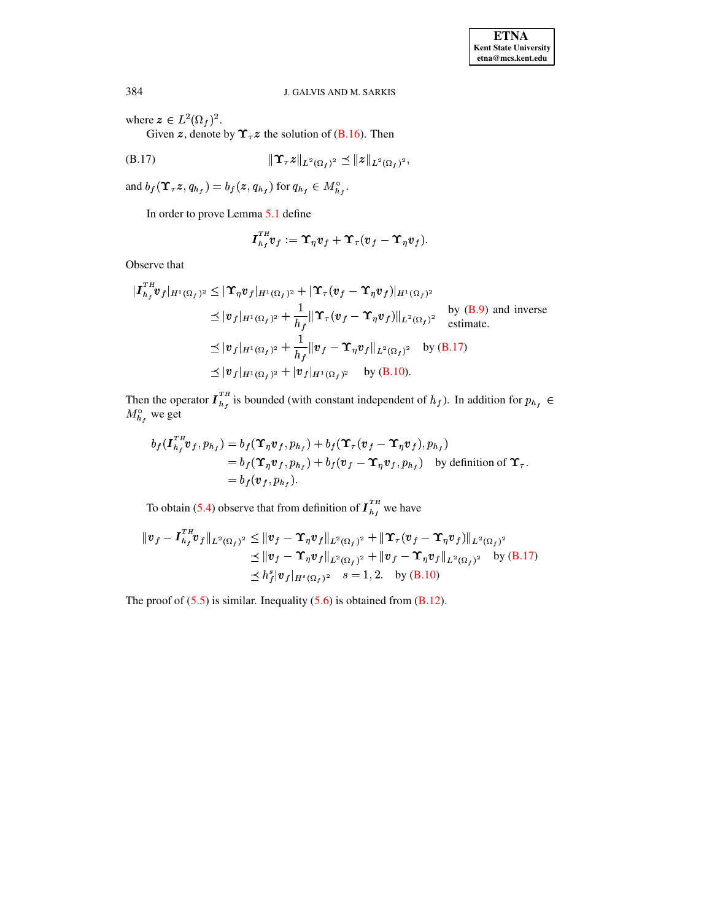where $\boldsymbol{z} \in L^2(\Omega_f)^2$.

Given $\boldsymbol{z}$, denote by $\boldsymbol{\Upsilon}_\tau \boldsymbol{z}$ the solution of (B.16). Then

$$\|\boldsymbol{\Upsilon}_\tau \boldsymbol{z}\|_{L^2(\Omega_f)^2} \preceq \|\boldsymbol{z}\|_{L^2(\Omega_f)^2}, \tag{B.17}$$

and $b_f(\boldsymbol{\Upsilon}_\tau \boldsymbol{z}, q_{h_f}) = b_f(\boldsymbol{z}, q_{h_f})$ for $q_{h_f} \in M^\circ_{h_f}$.

In order to prove Lemma 5.1 define

$$\boldsymbol{I}^{TH}_{h_f} \boldsymbol{v}_f := \boldsymbol{\Upsilon}_\eta \boldsymbol{v}_f + \boldsymbol{\Upsilon}_\tau(\boldsymbol{v}_f - \boldsymbol{\Upsilon}_\eta \boldsymbol{v}_f).$$

Observe that

$$\begin{aligned}
|\boldsymbol{I}^{TH}_{h_f} \boldsymbol{v}_f|_{H^1(\Omega_f)^2} &\leq |\boldsymbol{\Upsilon}_\eta \boldsymbol{v}_f|_{H^1(\Omega_f)^2} + |\boldsymbol{\Upsilon}_\tau(\boldsymbol{v}_f - \boldsymbol{\Upsilon}_\eta \boldsymbol{v}_f)|_{H^1(\Omega_f)^2} \\
&\preceq |\boldsymbol{v}_f|_{H^1(\Omega_f)^2} + \frac{1}{h_f}\|\boldsymbol{\Upsilon}_\tau(\boldsymbol{v}_f - \boldsymbol{\Upsilon}_\eta \boldsymbol{v}_f)\|_{L^2(\Omega_f)^2} \quad \text{by (B.9) and inverse estimate.} \\
&\preceq |\boldsymbol{v}_f|_{H^1(\Omega_f)^2} + \frac{1}{h_f}\|\boldsymbol{v}_f - \boldsymbol{\Upsilon}_\eta \boldsymbol{v}_f\|_{L^2(\Omega_f)^2} \quad \text{by (B.17)} \\
&\preceq |\boldsymbol{v}_f|_{H^1(\Omega_f)^2} + |\boldsymbol{v}_f|_{H^1(\Omega_f)^2} \quad \text{by (B.10)}.
\end{aligned}$$

Then the operator $\boldsymbol{I}^{TH}_{h_f}$ is bounded (with constant independent of $h_f$). In addition for $p_{h_f} \in M^\circ_{h_f}$ we get

$$\begin{aligned}
b_f(\boldsymbol{I}^{TH}_{h_f} \boldsymbol{v}_f, p_{h_f}) &= b_f(\boldsymbol{\Upsilon}_\eta \boldsymbol{v}_f, p_{h_f}) + b_f(\boldsymbol{\Upsilon}_\tau(\boldsymbol{v}_f - \boldsymbol{\Upsilon}_\eta \boldsymbol{v}_f), p_{h_f}) \\
&= b_f(\boldsymbol{\Upsilon}_\eta \boldsymbol{v}_f, p_{h_f}) + b_f(\boldsymbol{v}_f - \boldsymbol{\Upsilon}_\eta \boldsymbol{v}_f, p_{h_f}) \quad \text{by definition of } \boldsymbol{\Upsilon}_\tau. \\
&= b_f(\boldsymbol{v}_f, p_{h_f}).
\end{aligned}$$

To obtain (5.4) observe that from definition of $\boldsymbol{I}^{TH}_{h_f}$ we have

$$\begin{aligned}
\|\boldsymbol{v}_f - \boldsymbol{I}^{TH}_{h_f} \boldsymbol{v}_f\|_{L^2(\Omega_f)^2} &\leq \|\boldsymbol{v}_f - \boldsymbol{\Upsilon}_\eta \boldsymbol{v}_f\|_{L^2(\Omega_f)^2} + \|\boldsymbol{\Upsilon}_\tau(\boldsymbol{v}_f - \boldsymbol{\Upsilon}_\eta \boldsymbol{v}_f)\|_{L^2(\Omega_f)^2} \\
&\preceq \|\boldsymbol{v}_f - \boldsymbol{\Upsilon}_\eta \boldsymbol{v}_f\|_{L^2(\Omega_f)^2} + \|\boldsymbol{v}_f - \boldsymbol{\Upsilon}_\eta \boldsymbol{v}_f\|_{L^2(\Omega_f)^2} \quad \text{by (B.17)} \\
&\preceq h_f^s |\boldsymbol{v}_f|_{H^s(\Omega_f)^2} \quad s = 1, 2. \quad \text{by (B.10)}
\end{aligned}$$

The proof of (5.5) is similar. Inequality (5.6) is obtained from (B.12).